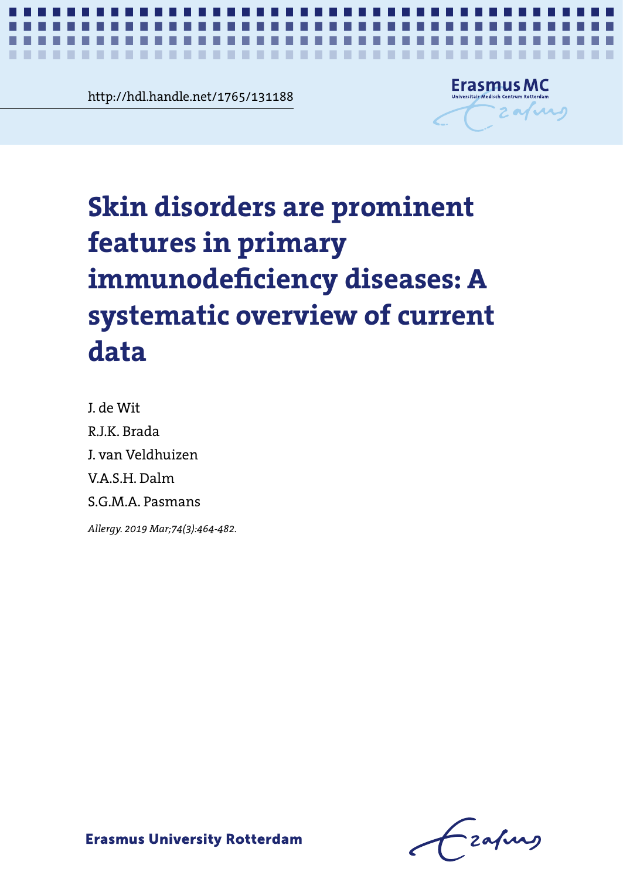http://hdl.handle.net/1765/131188

Erasmus MC
Universitair Medisch Centrum Rotterdam

# Skin disorders are prominent features in primary immunodeficiency diseases: A systematic overview of current data

J. de Wit

R.J.K. Brada

J. van Veldhuizen

V.A.S.H. Dalm

S.G.M.A. Pasmans

*Allergy. 2019 Mar;74(3):464-482.*

**Erasmus University Rotterdam**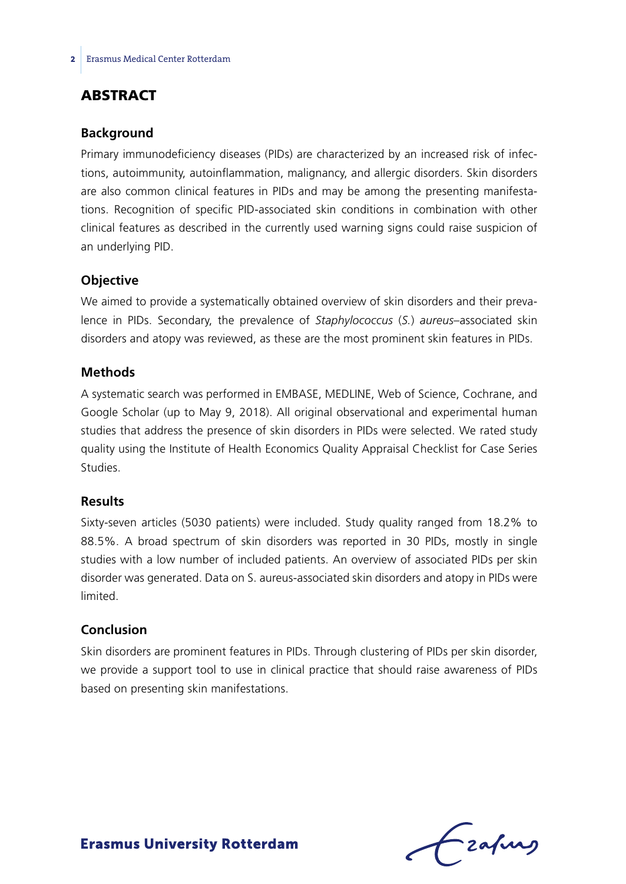## ABSTRACT

### Background

Primary immunodeficiency diseases (PIDs) are characterized by an increased risk of infections, autoimmunity, autoinflammation, malignancy, and allergic disorders. Skin disorders are also common clinical features in PIDs and may be among the presenting manifestations. Recognition of specific PID-associated skin conditions in combination with other clinical features as described in the currently used warning signs could raise suspicion of an underlying PID.

### Objective

We aimed to provide a systematically obtained overview of skin disorders and their prevalence in PIDs. Secondary, the prevalence of *Staphylococcus* (*S.*) *aureus*–associated skin disorders and atopy was reviewed, as these are the most prominent skin features in PIDs.

### Methods

A systematic search was performed in EMBASE, MEDLINE, Web of Science, Cochrane, and Google Scholar (up to May 9, 2018). All original observational and experimental human studies that address the presence of skin disorders in PIDs were selected. We rated study quality using the Institute of Health Economics Quality Appraisal Checklist for Case Series Studies.

### Results

Sixty-seven articles (5030 patients) were included. Study quality ranged from 18.2% to 88.5%. A broad spectrum of skin disorders was reported in 30 PIDs, mostly in single studies with a low number of included patients. An overview of associated PIDs per skin disorder was generated. Data on S. aureus-associated skin disorders and atopy in PIDs were limited.

### Conclusion

Skin disorders are prominent features in PIDs. Through clustering of PIDs per skin disorder, we provide a support tool to use in clinical practice that should raise awareness of PIDs based on presenting skin manifestations.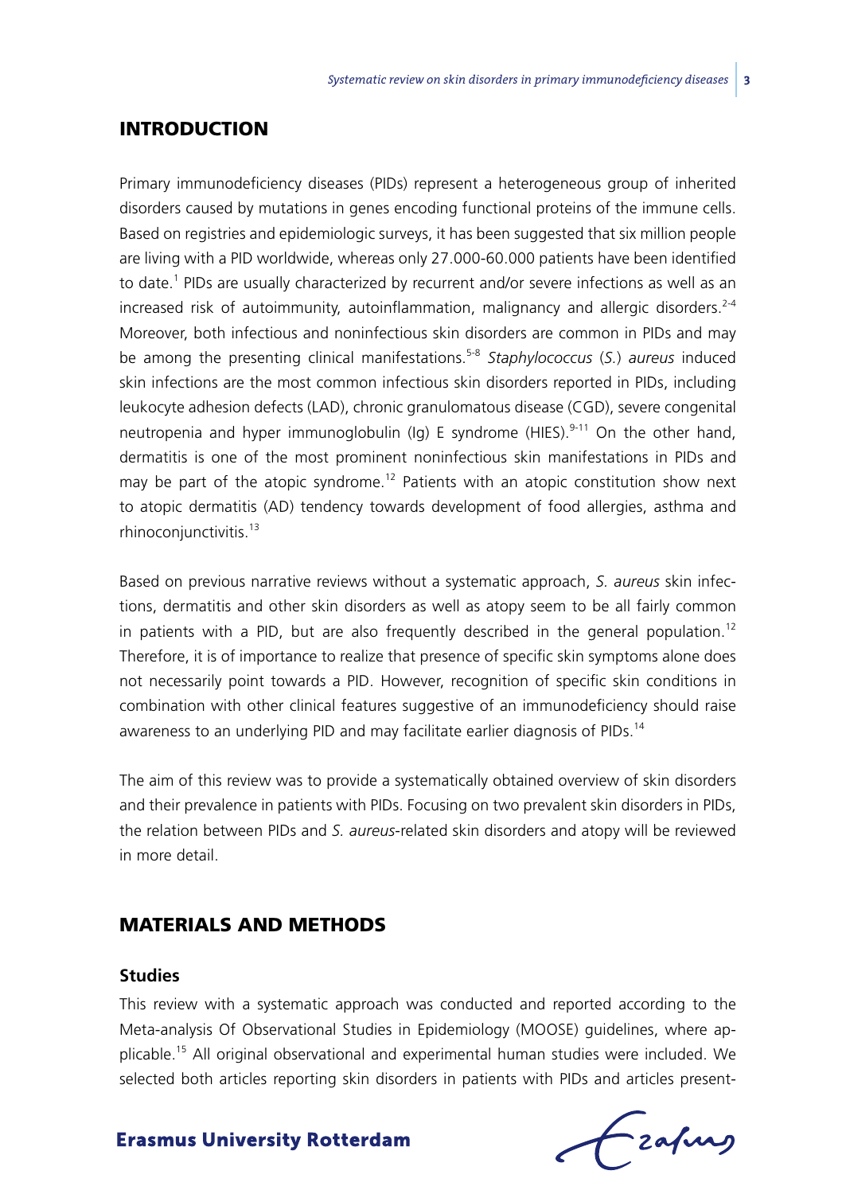## INTRODUCTION

Primary immunodeficiency diseases (PIDs) represent a heterogeneous group of inherited disorders caused by mutations in genes encoding functional proteins of the immune cells. Based on registries and epidemiologic surveys, it has been suggested that six million people are living with a PID worldwide, whereas only 27.000-60.000 patients have been identified to date.[1] PIDs are usually characterized by recurrent and/or severe infections as well as an increased risk of autoimmunity, autoinflammation, malignancy and allergic disorders.[2-4] Moreover, both infectious and noninfectious skin disorders are common in PIDs and may be among the presenting clinical manifestations.[5-8] *Staphylococcus* (*S.*) *aureus* induced skin infections are the most common infectious skin disorders reported in PIDs, including leukocyte adhesion defects (LAD), chronic granulomatous disease (CGD), severe congenital neutropenia and hyper immunoglobulin (Ig) E syndrome (HIES).[9-11] On the other hand, dermatitis is one of the most prominent noninfectious skin manifestations in PIDs and may be part of the atopic syndrome.[12] Patients with an atopic constitution show next to atopic dermatitis (AD) tendency towards development of food allergies, asthma and rhinoconjunctivitis.[13]

Based on previous narrative reviews without a systematic approach, *S. aureus* skin infections, dermatitis and other skin disorders as well as atopy seem to be all fairly common in patients with a PID, but are also frequently described in the general population.[12] Therefore, it is of importance to realize that presence of specific skin symptoms alone does not necessarily point towards a PID. However, recognition of specific skin conditions in combination with other clinical features suggestive of an immunodeficiency should raise awareness to an underlying PID and may facilitate earlier diagnosis of PIDs.[14]

The aim of this review was to provide a systematically obtained overview of skin disorders and their prevalence in patients with PIDs. Focusing on two prevalent skin disorders in PIDs, the relation between PIDs and *S. aureus*-related skin disorders and atopy will be reviewed in more detail.

## MATERIALS AND METHODS

### Studies

This review with a systematic approach was conducted and reported according to the Meta-analysis Of Observational Studies in Epidemiology (MOOSE) guidelines, where applicable.[15] All original observational and experimental human studies were included. We selected both articles reporting skin disorders in patients with PIDs and articles present-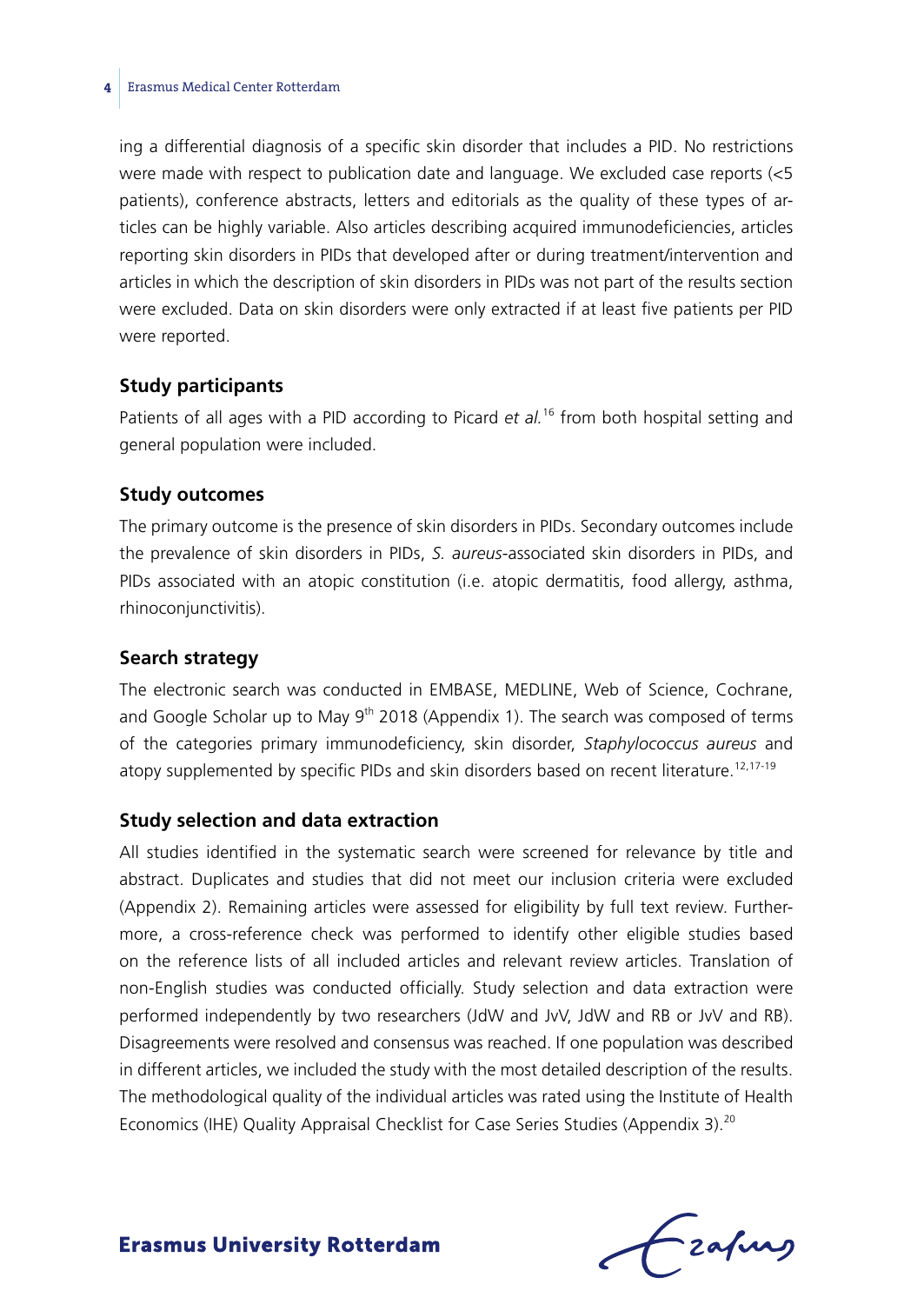ing a differential diagnosis of a specific skin disorder that includes a PID. No restrictions were made with respect to publication date and language. We excluded case reports (<5 patients), conference abstracts, letters and editorials as the quality of these types of articles can be highly variable. Also articles describing acquired immunodeficiencies, articles reporting skin disorders in PIDs that developed after or during treatment/intervention and articles in which the description of skin disorders in PIDs was not part of the results section were excluded. Data on skin disorders were only extracted if at least five patients per PID were reported.

### Study participants

Patients of all ages with a PID according to Picard *et al.*[16] from both hospital setting and general population were included.

### Study outcomes

The primary outcome is the presence of skin disorders in PIDs. Secondary outcomes include the prevalence of skin disorders in PIDs, *S. aureus*-associated skin disorders in PIDs, and PIDs associated with an atopic constitution (i.e. atopic dermatitis, food allergy, asthma, rhinoconjunctivitis).

### Search strategy

The electronic search was conducted in EMBASE, MEDLINE, Web of Science, Cochrane, and Google Scholar up to May 9th 2018 (Appendix 1). The search was composed of terms of the categories primary immunodeficiency, skin disorder, *Staphylococcus aureus* and atopy supplemented by specific PIDs and skin disorders based on recent literature.[12,17-19]

### Study selection and data extraction

All studies identified in the systematic search were screened for relevance by title and abstract. Duplicates and studies that did not meet our inclusion criteria were excluded (Appendix 2). Remaining articles were assessed for eligibility by full text review. Furthermore, a cross-reference check was performed to identify other eligible studies based on the reference lists of all included articles and relevant review articles. Translation of non-English studies was conducted officially. Study selection and data extraction were performed independently by two researchers (JdW and JvV, JdW and RB or JvV and RB). Disagreements were resolved and consensus was reached. If one population was described in different articles, we included the study with the most detailed description of the results. The methodological quality of the individual articles was rated using the Institute of Health Economics (IHE) Quality Appraisal Checklist for Case Series Studies (Appendix 3).[20]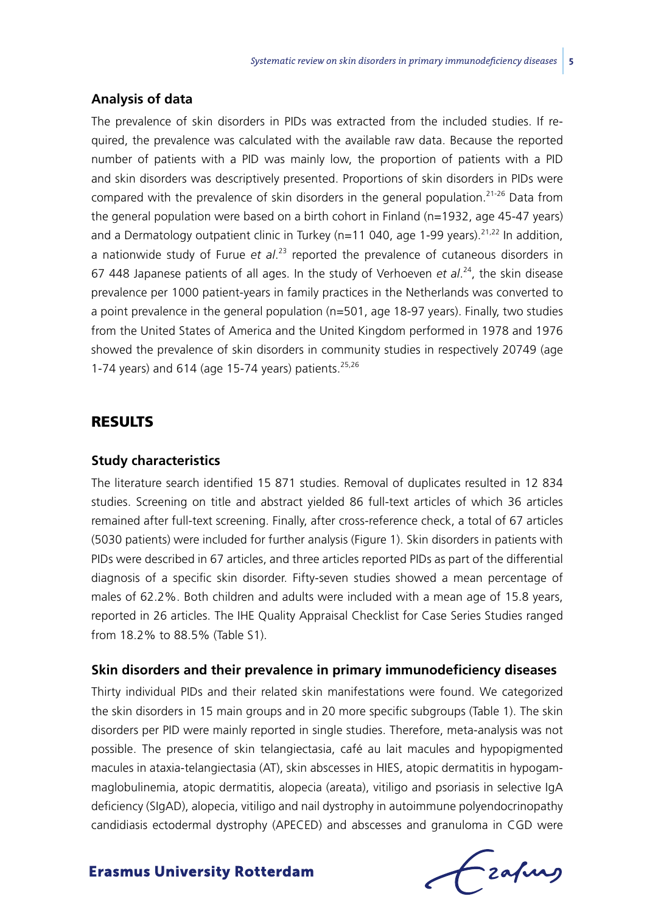### Analysis of data

The prevalence of skin disorders in PIDs was extracted from the included studies. If required, the prevalence was calculated with the available raw data. Because the reported number of patients with a PID was mainly low, the proportion of patients with a PID and skin disorders was descriptively presented. Proportions of skin disorders in PIDs were compared with the prevalence of skin disorders in the general population.[21-26] Data from the general population were based on a birth cohort in Finland (n=1932, age 45-47 years) and a Dermatology outpatient clinic in Turkey (n=11 040, age 1-99 years).[21,22] In addition, a nationwide study of Furue *et al*.[23] reported the prevalence of cutaneous disorders in 67 448 Japanese patients of all ages. In the study of Verhoeven *et al*.[24], the skin disease prevalence per 1000 patient-years in family practices in the Netherlands was converted to a point prevalence in the general population (n=501, age 18-97 years). Finally, two studies from the United States of America and the United Kingdom performed in 1978 and 1976 showed the prevalence of skin disorders in community studies in respectively 20749 (age 1-74 years) and 614 (age 15-74 years) patients.[25,26]

## RESULTS

### Study characteristics

The literature search identified 15 871 studies. Removal of duplicates resulted in 12 834 studies. Screening on title and abstract yielded 86 full-text articles of which 36 articles remained after full-text screening. Finally, after cross-reference check, a total of 67 articles (5030 patients) were included for further analysis (Figure 1). Skin disorders in patients with PIDs were described in 67 articles, and three articles reported PIDs as part of the differential diagnosis of a specific skin disorder. Fifty-seven studies showed a mean percentage of males of 62.2%. Both children and adults were included with a mean age of 15.8 years, reported in 26 articles. The IHE Quality Appraisal Checklist for Case Series Studies ranged from 18.2% to 88.5% (Table S1).

### Skin disorders and their prevalence in primary immunodeficiency diseases

Thirty individual PIDs and their related skin manifestations were found. We categorized the skin disorders in 15 main groups and in 20 more specific subgroups (Table 1). The skin disorders per PID were mainly reported in single studies. Therefore, meta-analysis was not possible. The presence of skin telangiectasia, café au lait macules and hypopigmented macules in ataxia-telangiectasia (AT), skin abscesses in HIES, atopic dermatitis in hypogammaglobulinemia, atopic dermatitis, alopecia (areata), vitiligo and psoriasis in selective IgA deficiency (SIgAD), alopecia, vitiligo and nail dystrophy in autoimmune polyendocrinopathy candidiasis ectodermal dystrophy (APECED) and abscesses and granuloma in CGD were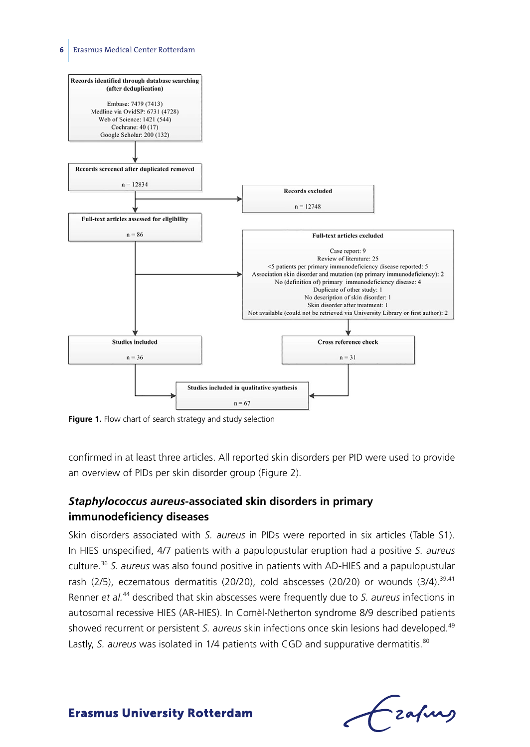Records identified through database searching (after deduplication)

Embase: 7479 (7413)
Medline via OvidSP: 6731 (4728)
Web of Science: 1421 (544)
Cochrane: 40 (17)
Google Scholar: 200 (132)

Records screened after duplicated removed

n = 12834

Records excluded

n = 12748

Full-text articles assessed for eligibility

n = 86

Full-text articles excluded

Case report: 9
Review of literature: 25
<5 patients per primary immunodeficiency disease reported: 5
Association skin disorder and mutation (no primary immunodeficiency): 2
No (definition of) primary immunodeficiency disease: 4
Duplicate of other study: 1
No description of skin disorder: 1
Skin disorder after treatment: 1
Not available (could not be retrieved via University Library or first author): 2

Studies included

n = 36

Cross reference check

n = 31

Studies included in qualitative synthesis

n = 67

**Figure 1.** Flow chart of search strategy and study selection

confirmed in at least three articles. All reported skin disorders per PID were used to provide an overview of PIDs per skin disorder group (Figure 2).

## *Staphylococcus aureus*-associated skin disorders in primary immunodeficiency diseases

Skin disorders associated with *S. aureus* in PIDs were reported in six articles (Table S1). In HIES unspecified, 4/7 patients with a papulopustular eruption had a positive *S. aureus* culture.[36] *S. aureus* was also found positive in patients with AD-HIES and a papulopustular rash (2/5), eczematous dermatitis (20/20), cold abscesses (20/20) or wounds (3/4).[39,41] Renner *et al.*[44] described that skin abscesses were frequently due to *S. aureus* infections in autosomal recessive HIES (AR-HIES). In Comèl-Netherton syndrome 8/9 described patients showed recurrent or persistent *S. aureus* skin infections once skin lesions had developed.[49] Lastly, *S. aureus* was isolated in 1/4 patients with CGD and suppurative dermatitis.[80]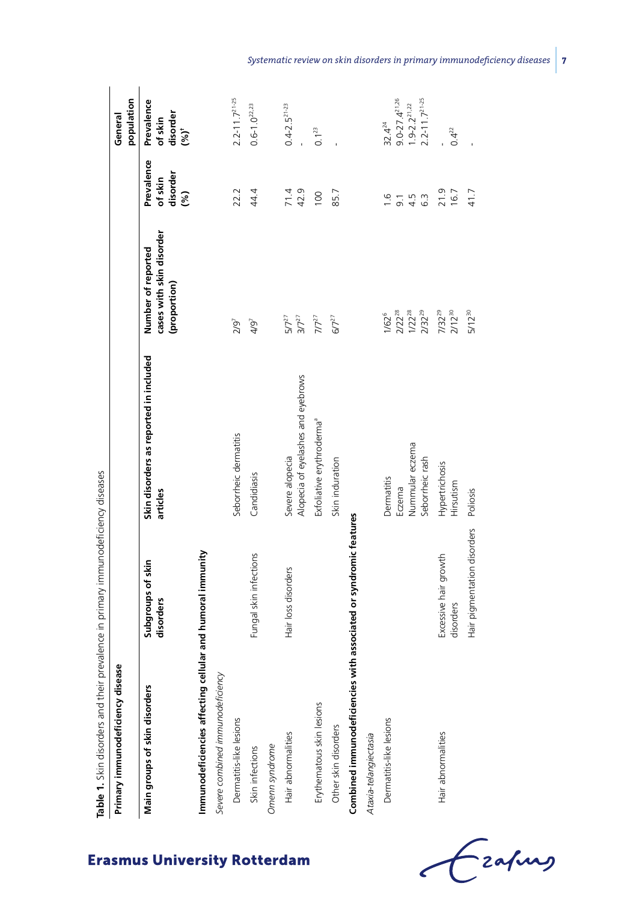**Table 1.** Skin disorders and their prevalence in primary immunodeficiency diseases

| Primary immunodeficiency disease | | | | | General population |
|---|---|---|---|---|---|
| Main groups of skin disorders | Subgroups of skin disorders | Skin disorders as reported in included articles | Number of reported cases with skin disorder (proportion) | Prevalence of skin disorder (%) | Prevalence of skin disorder (%)[†] |
| **Immunodeficiencies affecting cellular and humoral immunity** | | | | | |
| *Severe combined immunodeficiency* | | | | | |
| Dermatitis-like lesions | | Seborrheic dermatitis | 2/9[7] | 22.2 | 2.2-11.7[21-25] |
| Skin infections | Fungal skin infections | Candidiasis | 4/9[7] | 44.4 | 0.6-1.0[22,23] |
| *Omenn syndrome* | | | | | |
| Hair abnormalities | Hair loss disorders | Severe alopecia | 5/7[27] | 71.4 | 0.4-2.5[21-23] |
| | | Alopecia of eyelashes and eyebrows | 3/7[27] | 42.9 | - |
| Erythematous skin lesions | | Exfoliative erythroderma[a] | 7/7[27] | 100 | 0.1[23] |
| Other skin disorders | | Skin induration | 6/7[27] | 85.7 | - |
| **Combined immunodeficiencies with associated or syndromic features** | | | | | |
| *Ataxia-telangiectasia* | | | | | |
| Dermatitis-like lesions | | Dermatitis | 1/62[6] | 1.6 | 32.4[24] |
| | | Eczema | 2/22[28] | 9.1 | 9.0-27.4[21,26] |
| | | Nummular eczema | 1/22[28] | 4.5 | 1.9-2.2[21,22] |
| | | Seborrheic rash | 2/32[29] | 6.3 | 2.2-11.7[21-25] |
| Hair abnormalities | Excessive hair growth disorders | Hypertrichosis | 7/32[29] | 21.9 | - |
| | | Hirsutism | 2/12[30] | 16.7 | 0.4[22] |
| | Hair pigmentation disorders | Poliosis | 5/12[30] | 41.7 | - |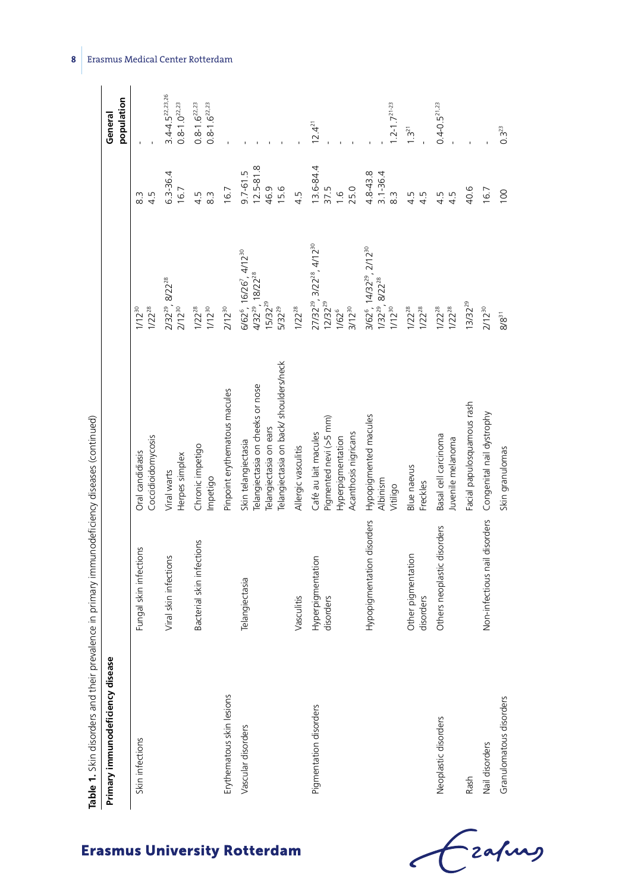**Table 1.** Skin disorders and their prevalence in primary immunodeficiency diseases (continued)

| Primary immunodeficiency disease | | | | | General population |
|---|---|---|---|---|---|
| Skin infections | Fungal skin infections | Oral candidiasis | 1/12[30] | 8.3 | - |
| | | Coccidioidomycosis | 1/22[28] | 4.5 | - |
| | Viral skin infections | Viral warts | 2/32[29], 8/22[28] | 6.3-36.4 | 3.4-4.5[22,23,26] |
| | | Herpes simplex | 2/12[30] | 16.7 | 0.8-1.0[22,23] |
| | Bacterial skin infections | Chronic impetigo | 1/22[28] | 4.5 | 0.8-1.6[22,23] |
| | | Impetigo | 1/12[30] | 8.3 | 0.8-1.6[22,23] |
| Erythematous skin lesions | | Pinpoint erythematous macules | 2/12[30] | 16.7 | - |
| Vascular disorders | Telangiectasia | Skin telangiectasia | 6/62[6], 16/26[7], 4/12[30] | 9.7-61.5 | - |
| | | Telangiectasia on cheeks or nose | 4/32[29], 18/22[28] | 12.5-81.8 | - |
| | | Telangiectasia on ears | 15/32[29] | 46.9 | - |
| | | Telangiectasia on back/ shoulders/neck | 5/32[29] | 15.6 | - |
| | Vasculitis | Allergic vasculitis | 1/22[28] | 4.5 | - |
| Pigmentation disorders | Hyperpigmentation disorders | Café au lait macules | 27/32[29], 3/22[28], 4/12[30] | 13.6-84.4 | 12.4[21] |
| | | Pigmented nevi (>5 mm) | 12/32[29] | 37.5 | - |
| | | Hyperpigmentation | 1/62[6] | 1.6 | - |
| | | Acanthosis nigricans | 3/12[30] | 25.0 | - |
| | Hypopigmentation disorders | Hypopigmented macules | 3/62[6], 14/32[29], 2/12[30] | 4.8-43.8 | - |
| | | Albinism | 1/32[29], 8/22[28] | 3.1-36.4 | - |
| | | Vitiligo | 1/12[30] | 8.3 | 1.2-1.7[21-23] |
| | Other pigmentation disorders | Blue naevus | 1/22[28] | 4.5 | 1.3[21] |
| | | Freckles | 1/22[28] | 4.5 | - |
| Neoplastic disorders | Others neoplastic disorders | Basal cell carcinoma | 1/22[28] | 4.5 | 0.4-0.5[21,23] |
| | | Juvenile melanoma | 1/22[28] | 4.5 | - |
| Rash | | Facial papulosquamous rash | 13/32[29] | 40.6 | - |
| Nail disorders | Non-infectious nail disorders | Congenital nail dystrophy | 2/12[30] | 16.7 | - |
| Granulomatous disorders | | Skin granulomas | 8/8[31] | 100 | 0.3[23] |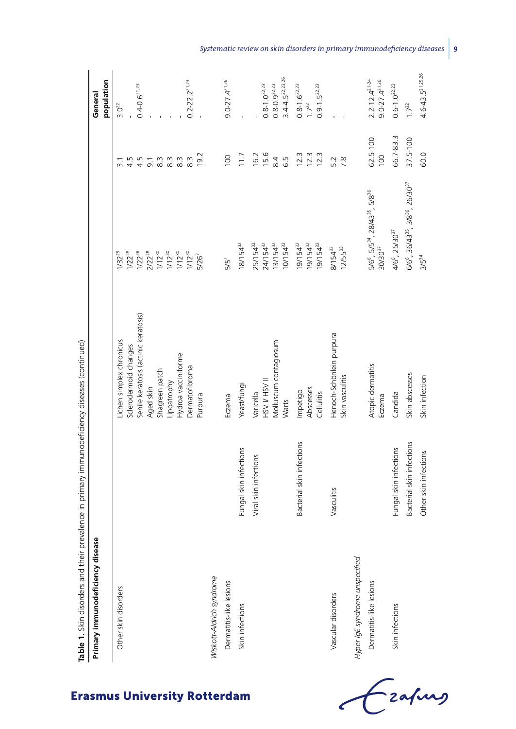**Table 1.** Skin disorders and their prevalence in primary immunodeficiency diseases (continued)

| Primary immunodeficiency disease | | | | | General population |
|---|---|---|---|---|---|
| Other skin disorders | | Lichen simplex chronicus | 1/32[29] | 3.1 | 3.0[22] |
| | | Sclerodermoid changes | 1/22[28] | 4.5 | - |
| | | Senile keratosis (actinic keratosis) | 1/22[28] | 4.5 | 0.4-0.6[21,23] |
| | | Aged skin | 2/22[28] | 9.1 | - |
| | | Shagreen patch | 1/12[30] | 8.3 | - |
| | | Lipoatrophy | 1/12[30] | 8.3 | - |
| | | Hydroa vacciniforme | 1/12[30] | 8.3 | - |
| | | Dermatofibroma | 1/12[30] | 8.3 | 0.2-22.2[21,23] |
| | | Purpura | 5/26[7] | 19.2 | - |
| *Wiskott-Aldrich syndrome* | | | | | |
| Dermatitis-like lesions | | Eczema | 5/5[7] | 100 | 9.0-27.4[21,26] |
| Skin infections | Fungal skin infections | Yeast/fungi | 18/154[32] | 11.7 | - |
| | Viral skin infections | Varicella | 25/154[32] | 16.2 | - |
| | | HSV I/ HSV II | 24/154[32] | 15.6 | 0.8-1.0[22,23] |
| | | Molluscum contagiosum | 13/154[32] | 8.4 | 0.8-0.9[22,23] |
| | | Warts | 10/154[32] | 6.5 | 3.4-4.5[22,23,26] |
| | Bacterial skin infections | Impetigo | 19/154[32] | 12.3 | 0.8-1.6[22,23] |
| | | Abscesses | 19/154[32] | 12.3 | 1.7[22] |
| | | Cellulitis | 19/154[32] | 12.3 | 0.9-1.5[22,23] |
| Vascular disorders | Vasculitis | Henoch-Schönlein purpura | 8/154[32] | 5.2 | - |
| | | Skin vasculitis | 12/55[33] | 7.8 | - |
| *Hyper IgE syndrome unspecified* | | | | | |
| Dermatitis-like lesions | | Atopic dermatitis | 5/6[6], 5/5[34], 28/43[35], 5/8[36] | 62.5-100 | 2.2-12.4[21-24] |
| | | Eczema | 30/30[37] | 100 | 9.0-27.4[21,26] |
| Skin infections | Fungal skin infections | Candida | 4/6[6], 25/30[37] | 66.7-83.3 | 0.6-1.0[22,23] |
| | Bacterial skin infections | Skin abscesses | 6/6[6], 36/43[35], 3/8[36], 26/30[37] | 37.5-100 | 1.7[22] |
| | Other skin infections | Skin infection | 3/5[34] | 60.0 | 4.6-43.5[21,25,26] |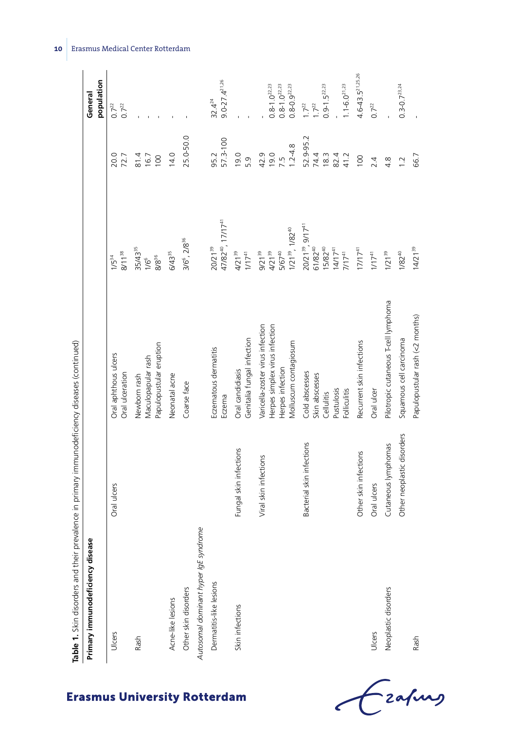**Table 1.** Skin disorders and their prevalence in primary immunodeficiency diseases (continued)

| Primary immunodeficiency disease | | | | | General population |
|---|---|---|---|---|---|
| Ulcers | Oral ulcers | Oral aphthous ulcers | 1/5[34] | 20.0 | 0.7[22] |
| | | Oral ulceration | 8/11[38] | 72.7 | 0.7[22] |
| Rash | | Newborn rash | 35/43[35] | 81.4 | - |
| | | Maculopapular rash | 1/6[6] | 16.7 | - |
| | | Papulopustular eruption | 8/8[36] | 100 | - |
| Acne-like lesions | | Neonatal acne | 6/43[35] | 14.0 | - |
| Other skin disorders | | Coarse face | 3/6[6], 2/8[36] | 25.0-50.0 | - |
| *Autosomal dominant hyper IgE syndrome* | | | | | |
| Dermatitis-like lesions | | Eczematous dermatitis | 20/21[39] | 95.2 | 32.4[24] |
| | | Eczema | 47/82[40], 17/17[41] | 57.3-100 | 9.0-27.4[21,26] |
| Skin infections | Fungal skin infections | Oral candidiasis | 4/21[39] | 19.0 | - |
| | | Genitalia fungal infection | 1/17[41] | 5.9 | - |
| | Viral skin infections | Varicella-zoster virus infection | 9/21[39] | 42.9 | - |
| | | Herpes simplex virus infection | 4/21[39] | 19.0 | 0.8-1.0[22,23] |
| | | Herpes infection | 5/67[40] | 7.5 | 0.8-1.0[22,23] |
| | | Molluscum contagiosum | 1/21[39], 1/82[40] | 1.2-4.8 | 0.8-0.9[22,23] |
| | Bacterial skin infections | Cold abscesses | 20/21[39], 9/17[41] | 52.9-95.2 | 1.7[22] |
| | | Skin abscesses | 61/82[40] | 74.4 | 1.7[22] |
| | | Cellulitis | 15/82[40] | 18.3 | 0.9-1.5[22,23] |
| | | Pustulosis | 14/17[41] | 82.4 | - |
| | | Folliculitis | 7/17[41] | 41.2 | 1.1-6.0[21,23] |
| | Other skin infections | Recurrent skin infections | 17/17[41] | 100 | 4.6-43.5[21,25,26] |
| Ulcers | Oral ulcers | Oral ulcer | 1/17[41] | 2.4 | 0.7[22] |
| Neoplastic disorders | Cutaneous lymphomas | Pilotropic cutaneous T-cell lymphoma | 1/21[39] | 4.8 | - |
| | Other neoplastic disorders | Squamous cell carcinoma | 1/82[40] | 1.2 | 0.3-0.7[23,24] |
| Rash | | Papulopustular rash (<2 months) | 14/21[39] | 66.7 | - |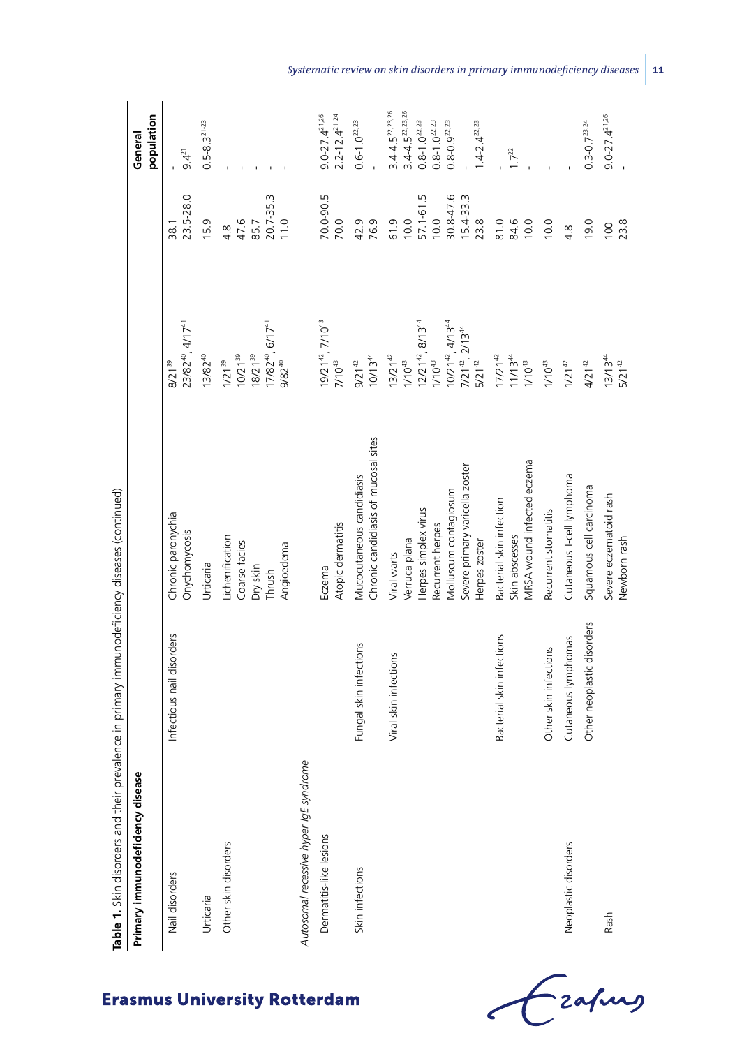**Table 1.** Skin disorders and their prevalence in primary immunodeficiency diseases (continued)

| Primary immunodeficiency disease | | | | | General population |
|---|---|---|---|---|---|
| Nail disorders | Infectious nail disorders | Chronic paronychia | 8/21[39] | 38.1 | - |
| | | Onychomycosis | 23/82[40], 4/17[41] | 23.5-28.0 | 9.4[21] |
| Urticaria | | Urticaria | 13/82[40] | 15.9 | 0.5-8.3[21-23] |
| Other skin disorders | | Lichenification | 1/21[39] | 4.8 | - |
| | | Coarse facies | 10/21[39] | 47.6 | - |
| | | Dry skin | 18/21[39] | 85.7 | - |
| | | Thrush | 17/82[40], 6/17[41] | 20.7-35.3 | - |
| | | Angioedema | 9/82[40] | 11.0 | - |
| *Autosomal recessive hyper IgE syndrome* | | | | | |
| Dermatitis-like lesions | | Eczema | 19/21[42], 7/10[43] | 70.0-90.5 | 9.0-27.4[21,26] |
| | | Atopic dermatitis | 7/10[43] | 70.0 | 2.2-12.4[21-24] |
| Skin infections | Fungal skin infections | Mucocutaneous candidiasis | 9/21[42] | 42.9 | 0.6-1.0[22,23] |
| | | Chronic candidiasis of mucosal sites | 10/13[44] | 76.9 | - |
| | Viral skin infections | Viral warts | 13/21[42] | 61.9 | 3.4-4.5[22,23,26] |
| | | Verruca plana | 1/10[43] | 10.0 | 3.4-4.5[22,23,26] |
| | | Herpes simplex virus | 12/21[42], 8/13[44] | 57.1-61.5 | 0.8-1.0[22,23] |
| | | Recurrent herpes | 1/10[43] | 10.0 | 0.8-1.0[22,23] |
| | | Molluscum contagiosum | 10/21[42], 4/13[44] | 30.8-47.6 | 0.8-0.9[22,23] |
| | | Severe primary varicella zoster | 7/21[42], 2/13[44] | 15.4-33.3 | - |
| | | Herpes zoster | 5/21[42] | 23.8 | 1.4-2.4[22,23] |
| | Bacterial skin infections | Bacterial skin infection | 17/21[42] | 81.0 | - |
| | | Skin abscesses | 11/13[44] | 84.6 | 1.7[22] |
| | | MRSA wound infected eczema | 1/10[43] | 10.0 | - |
| | Other skin infections | Recurrent stomatitis | 1/10[43] | 10.0 | - |
| Neoplastic disorders | Cutaneous lymphomas | Cutaneous T-cell lymphoma | 1/21[42] | 4.8 | - |
| | Other neoplastic disorders | Squamous cell carcinoma | 4/21[42] | 19.0 | 0.3-0.7[23,24] |
| Rash | | Severe eczematoid rash | 13/13[44] | 100 | 9.0-27.4[21,26] |
| | | Newborn rash | 5/21[42] | 23.8 | - |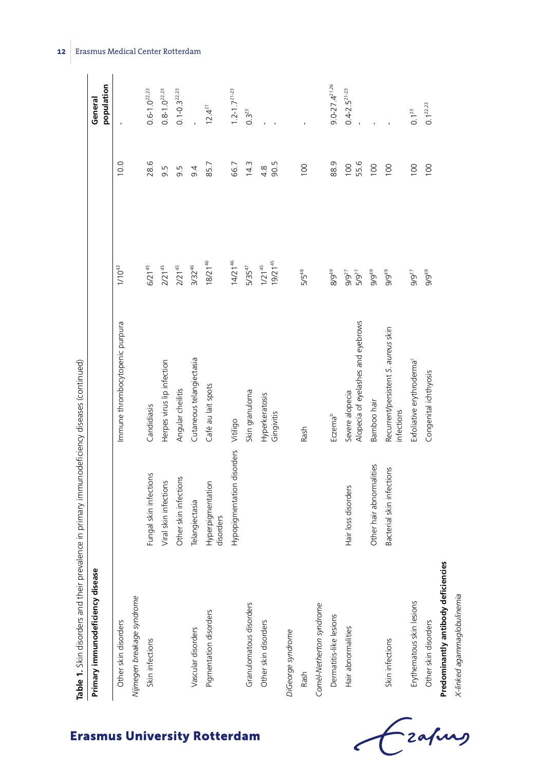**Table 1.** Skin disorders and their prevalence in primary immunodeficiency diseases (continued)

| Primary immunodeficiency disease | | | | | General population |
|---|---|---|---|---|---|
| Other skin disorders | | Immune thrombocytopenic purpura | 1/10[43] | 10.0 | - |
| *Nijmegen breakage syndrome* | | | | | |
| Skin infections | Fungal skin infections | Candidiasis | 6/21[45] | 28.6 | 0.6-1.0[22,23] |
| | Viral skin infections | Herpes virus lip infection | 2/21[45] | 9.5 | 0.8-1.0[22,23] |
| | Other skin infections | Angular cheilitis | 2/21[45] | 9.5 | 0.1-0.3[22,23] |
| Vascular disorders | Telangiectasia | Cutaneous telangiectasia | 3/32[46] | 9.4 | - |
| Pigmentation disorders | Hyperpigmentation disorders | Café au lait spots | 18/21[46] | 85.7 | 12.4[21] |
| | Hypopigmentation disorders | Vitiligo | 14/21[46] | 66.7 | 1.2-1.7[21-23] |
| Granulomatous disorders | | Skin granuloma | 5/35[47] | 14.3 | 0.3[23] |
| Other skin disorders | | Hyperkeratosis | 1/21[45] | 4.8 | - |
| | | Gingivitis | 19/21[45] | 90.5 | - |
| *DiGeorge syndrome* | | | | | |
| Rash | | Rash | 5/5[48] | 100 | - |
| *Comèl-Netherton syndrome* | | | | | |
| Dermatitis-like lesions | | Eczema[b] | 8/9[49] | 88.9 | 9.0-27.4[21,26] |
| Hair abnormalities | Hair loss disorders | Severe alopecia | 9/9[27] | 100 | 0.4-2.5[21-23] |
| | | Alopecia of eyelashes and eyebrows | 5/9[27] | 55.6 | - |
| | Other hair abnormalities | Bamboo hair | 9/9[49] | 100 | - |
| Skin infections | Bacterial skin infections | Recurrent/persistent *S. aureus* skin infections | 9/9[49] | 100 | - |
| Erythematous skin lesions | | Exfoliative erythroderma[c] | 9/9[27] | 100 | 0.1[23] |
| Other skin disorders | | Congenital ichthyosis | 9/9[49] | 100 | 0.1[22,23] |
| **Predominantly antibody deficiencies** | | | | | |
| *X-linked agammaglobulinemia* | | | | | |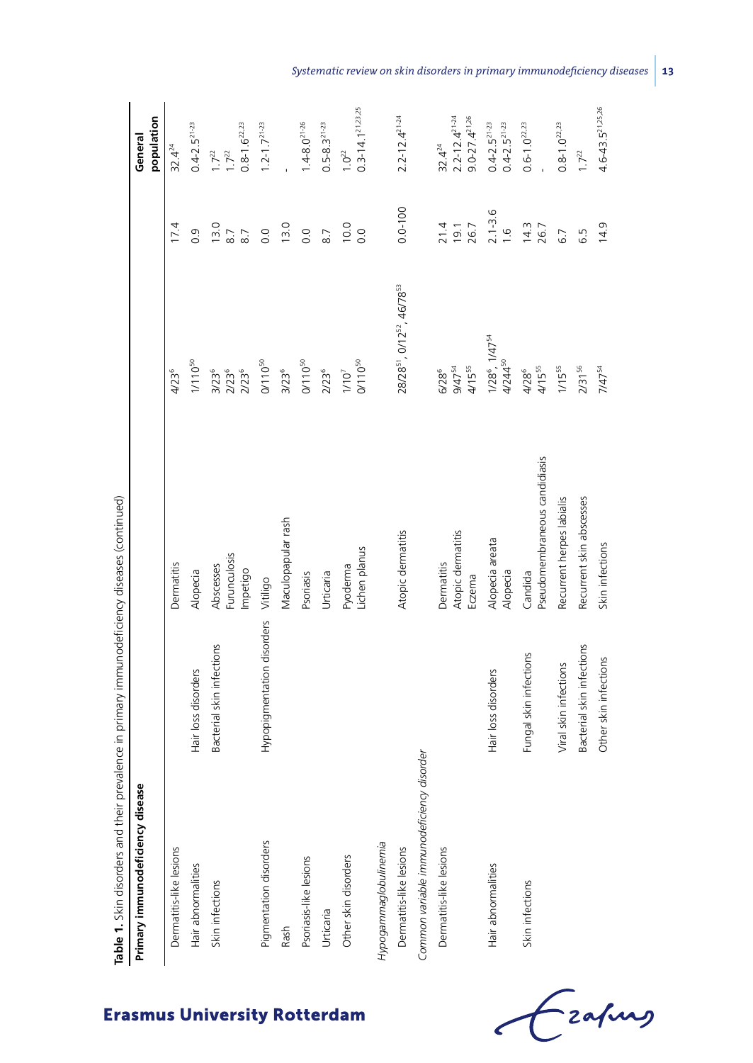**Table 1.** Skin disorders and their prevalence in primary immunodeficiency diseases (continued)

| Primary immunodeficiency disease | | | | | General population |
|---|---|---|---|---|---|
| Dermatitis-like lesions | | Dermatitis | 4/23[6] | 17.4 | 32.4[24] |
| Hair abnormalities | Hair loss disorders | Alopecia | 1/110[50] | 0.9 | 0.4-2.5[21-23] |
| Skin infections | Bacterial skin infections | Abscesses | 3/23[6] | 13.0 | 1.7[22] |
| | | Furunculosis | 2/23[6] | 8.7 | 1.7[22] |
| | | Impetigo | 2/23[6] | 8.7 | 0.8-1.6[22,23] |
| Pigmentation disorders | Hypopigmentation disorders | Vitiligo | 0/110[50] | 0.0 | 1.2-1.7[21-23] |
| Rash | | Maculopapular rash | 3/23[6] | 13.0 | - |
| Psoriasis-like lesions | | Psoriasis | 0/110[50] | 0.0 | 1.4-8.0[21-26] |
| Urticaria | | Urticaria | 2/23[6] | 8.7 | 0.5-8.3[21-23] |
| Other skin disorders | | Pyoderma | 1/10[7] | 10.0 | 1.0[22] |
| | | Lichen planus | 0/110[50] | 0.0 | 0.3-14.1[21,23,25] |
| *Hypogammaglobulinemia* | | | | | |
| Dermatitis-like lesions | | Atopic dermatitis | 28/28[51], 0/12[52], 46/78[53] | 0.0-100 | 2.2-12.4[21-24] |
| *Common variable immunodeficiency disorder* | | | | | |
| Dermatitis-like lesions | | Dermatitis | 6/28[6] | 21.4 | 32.4[24] |
| | | Atopic dermatitis | 9/47[54] | 19.1 | 2.2-12.4[21-24] |
| | | Eczema | 4/15[55] | 26.7 | 9.0-27.4[21,26] |
| Hair abnormalities | Hair loss disorders | Alopecia areata | 1/28[6], 1/47[54] | 2.1-3.6 | 0.4-2.5[21-23] |
| | | Alopecia | 4/244[50] | 1.6 | 0.4-2.5[21-23] |
| Skin infections | Fungal skin infections | Candida | 4/28[6] | 14.3 | 0.6-1.0[22,23] |
| | | Pseudomembraneous candidiasis | 4/15[55] | 26.7 | - |
| | Viral skin infections | Recurrent herpes labialis | 1/15[55] | 6.7 | 0.8-1.0[22,23] |
| | Bacterial skin infections | Recurrent skin abscesses | 2/31[56] | 6.5 | 1.7[22] |
| | Other skin infections | Skin infections | 7/47[54] | 14.9 | 4.6-43.5[21,25,26] |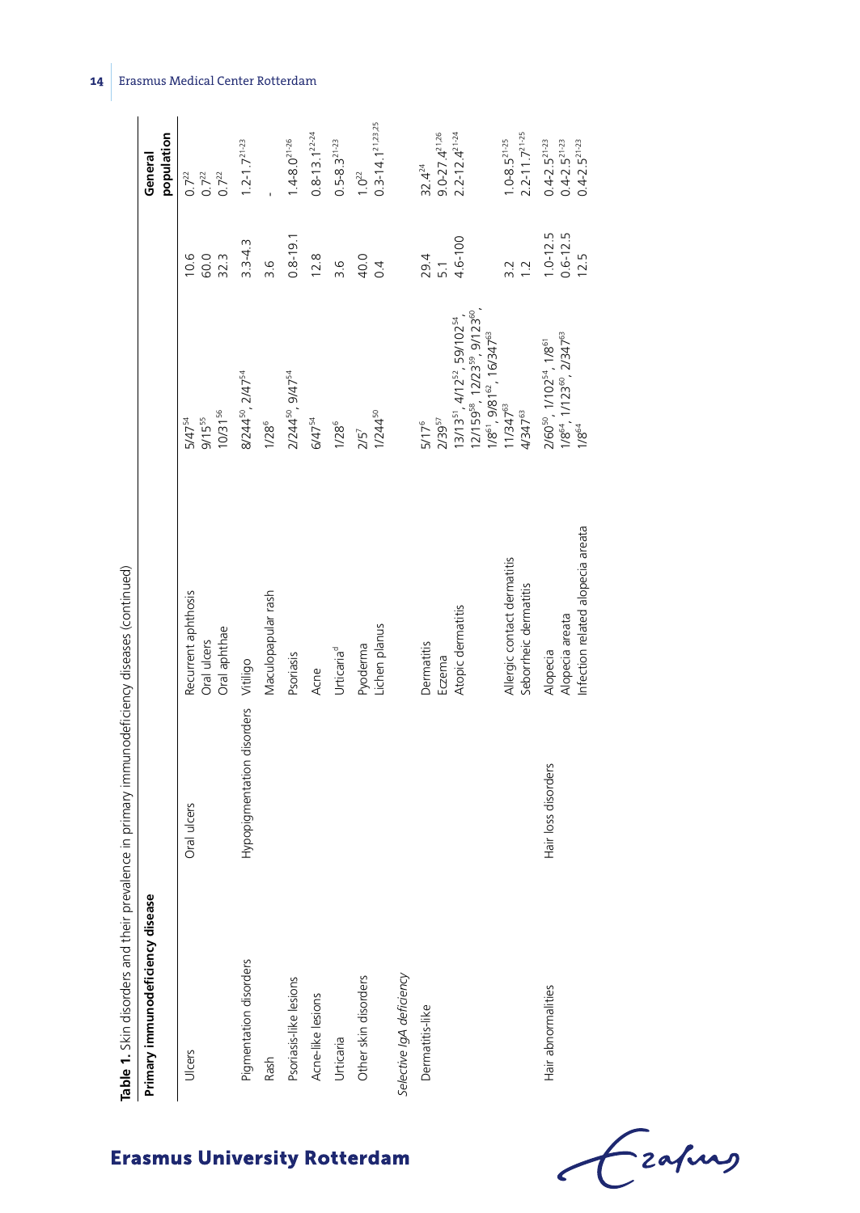**Table 1.** Skin disorders and their prevalence in primary immunodeficiency diseases (continued)

| Primary immunodeficiency disease | | | | | General population |
|---|---|---|---|---|---|
| Ulcers | Oral ulcers | Recurrent aphthosis | 5/47[54] | 10.6 | 0.7[22] |
| | | Oral ulcers | 9/15[55] | 60.0 | 0.7[22] |
| | | Oral aphthae | 10/31[56] | 32.3 | 0.7[22] |
| Pigmentation disorders | Hypopigmentation disorders | Vitiligo | 8/244[50], 2/47[54] | 3.3-4.3 | 1.2-1.7[21-23] |
| Rash | | Maculopapular rash | 1/28[6] | 3.6 | - |
| Psoriasis-like lesions | | Psoriasis | 2/244[50], 9/47[54] | 0.8-19.1 | 1.4-8.0[21-26] |
| Acne-like lesions | | Acne | 6/47[54] | 12.8 | 0.8-13.1[22-24] |
| Urticaria | | Urticaria[d] | 1/28[6] | 3.6 | 0.5-8.3[21-23] |
| Other skin disorders | | Pyoderma | 2/5[7] | 40.0 | 1.0[22] |
| | | Lichen planus | 1/244[50] | 0.4 | 0.3-14.1[21,23,25] |
| *Selective IgA deficiency* | | | | | |
| Dermatitis-like | | Dermatitis | 5/17[6] | 29.4 | 32.4[24] |
| | | Eczema | 2/39[57] | 5.1 | 9.0-27.4[21,26] |
| | | Atopic dermatitis | 13/13[51], 4/12[52], 59/102[54], 12/159[58], 12/23[59], 9/123[60], 1/8[61], 9/81[62], 16/347[63] | 4.6-100 | 2.2-12.4[21-24] |
| | | Allergic contact dermatitis | 11/347[63] | 3.2 | 1.0-8.5[21-25] |
| | | Seborrheic dermatitis | 4/347[63] | 1.2 | 2.2-11.7[21-25] |
| Hair abnormalities | Hair loss disorders | Alopecia | 2/60[50], 1/102[54], 1/8[61] | 1.0-12.5 | 0.4-2.5[21-23] |
| | | Alopecia areata | 1/8[64], 1/123[60], 2/347[63] | 0.6-12.5 | 0.4-2.5[21-23] |
| | | Infection related alopecia areata | 1/8[64] | 12.5 | 0.4-2.5[21-23] |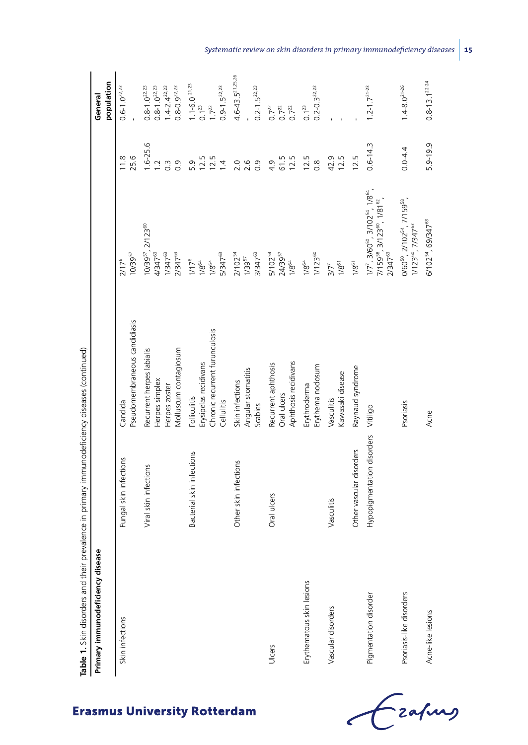**Table 1.** Skin disorders and their prevalence in primary immunodeficiency diseases (continued)

| Primary immunodeficiency disease | | | | | General population |
|---|---|---|---|---|---|
| Skin infections | Fungal skin infections | Candida | 2/17[6] | 11.8 | 0.6-1.0[22,23] |
| | | Pseudomembraneous candidiasis | 10/39[57] | 25.6 | - |
| | Viral skin infections | Recurrent herpes labialis | 10/39[57], 2/123[60] | 1.6-25.6 | 0.8-1.0[22,23] |
| | | Herpes simplex | 4/347[63] | 1.2 | 0.8-1.0[22,23] |
| | | Herpes zoster | 1/347[63] | 0.3 | 1.4-2.4[22,23] |
| | | Molluscum contagiosum | 2/347[63] | 0.9 | 0.8-0.9[22,23] |
| | Bacterial skin infections | Folliculitis | 1/17[6] | 5.9 | 1.1-6.0 [21,23] |
| | | Erysipelas recidivans | 1/8[64] | 12.5 | 0.1[23] |
| | | Chronic recurrent furunculosis | 1/8[64] | 12.5 | 1.7[22] |
| | | Cellulitis | 5/347[63] | 1.4 | 0.9-1.5[22,23] |
| | Other skin infections | Skin infections | 2/102[54] | 2.0 | 4.6-43.5[21,25,26] |
| | | Angular stomatitis | 1/39[57] | 2.6 | - |
| | | Scabies | 3/347[63] | 0.9 | 0.2-1.5[22,23] |
| Ulcers | Oral ulcers | Recurrent aphthosis | 5/102[54] | 4.9 | 0.7[22] |
| | | Oral ulcers | 24/39[57] | 61.5 | 0.7[22] |
| | | Aphthosis recidivans | 1/8[64] | 12.5 | 0.7[22] |
| Erythematous skin lesions | | Erythroderma | 1/8[64] | 12.5 | 0.1[23] |
| | | Erythema nodosum | 1/123[60] | 0.8 | 0.2-0.3[22,23] |
| Vascular disorders | Vasculitis | Vasculitis | 3/7[7] | 42.9 | - |
| | | Kawasaki disease | 1/8[61] | 12.5 | - |
| | Other vascular disorders | Raynaud syndrome | 1/8[61] | 12.5 | - |
| Pigmentation disorder | Hypopigmentation disorders | Vitiligo | 1/7[7], 3/60[50], 3/102[54], 1/8[64], 7/159[58], 3/123[60], 1/81[62], 2/347[63] | 0.6-14.3 | 1.2-1.7[21-23] |
| Psoriasis-like disorders | | Psoriasis | 0/60[50], 2/102[54], 7/159[58], 1/123[60], 7/347[63] | 0.0-4.4 | 1.4-8.0[21-26] |
| Acne-like lesions | | Acne | 6/102[54], 69/347[63] | 5.9-19.9 | 0.8-13.1[22-24] |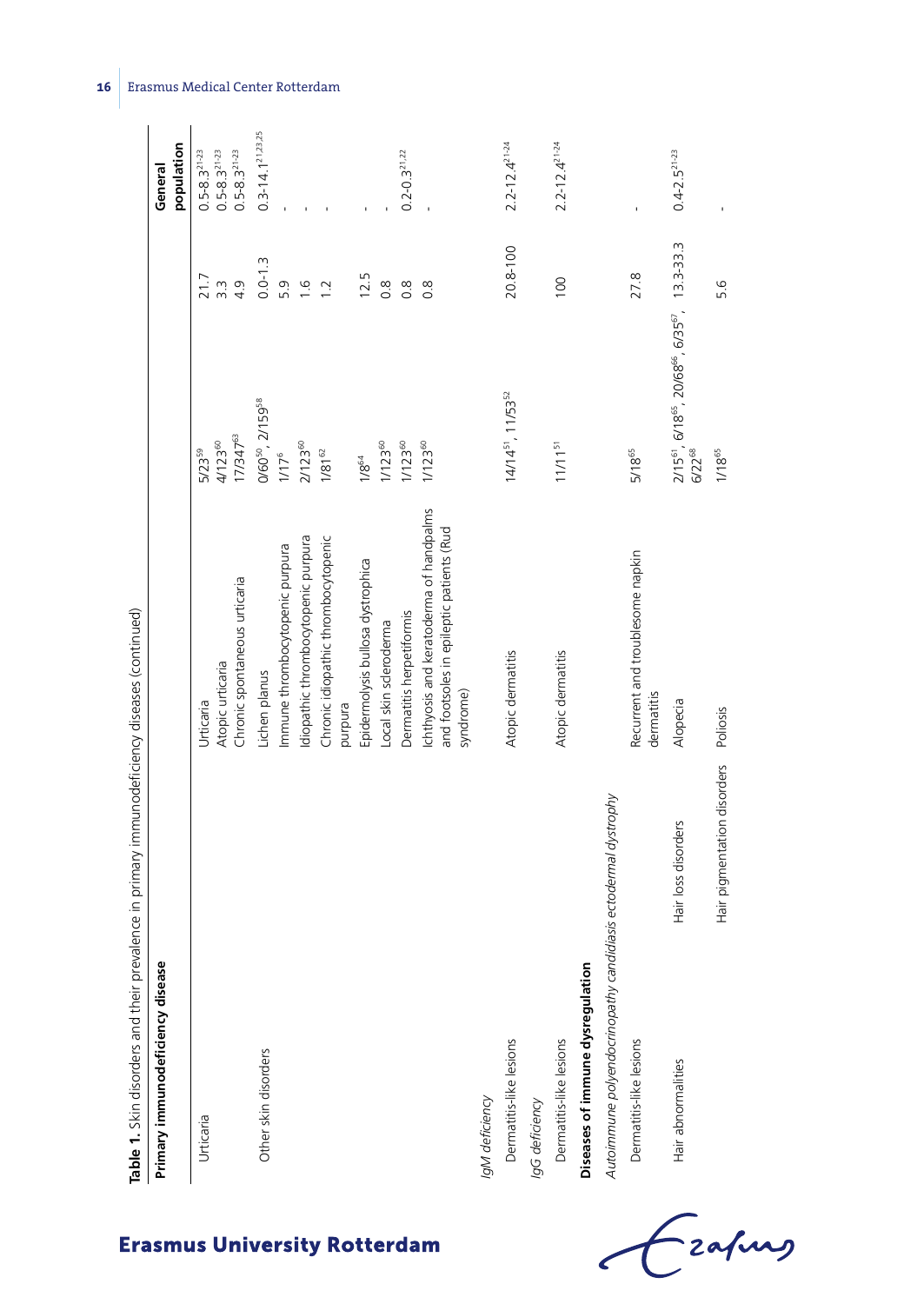**Table 1.** Skin disorders and their prevalence in primary immunodeficiency diseases (continued)

| Primary immunodeficiency disease | | | | | General population |
|---|---|---|---|---|---|
| Urticaria | | Urticaria | 5/23[59] | 21.7 | 0.5-8.3[21-23] |
| | | Atopic urticaria | 4/123[60] | 3.3 | 0.5-8.3[21-23] |
| | | Chronic spontaneous urticaria | 17/347[63] | 4.9 | 0.5-8.3[21-23] |
| Other skin disorders | | Lichen planus | 0/60[50], 2/159[58] | 0.0-1.3 | 0.3-14.1[21,23,25] |
| | | Immune thrombocytopenic purpura | 1/17[6] | 5.9 | - |
| | | Idiopathic thrombocytopenic purpura | 2/123[60] | 1.6 | - |
| | | Chronic idiopathic thrombocytopenic purpura | 1/81[62] | 1.2 | - |
| | | Epidermolysis bullosa dystrophica | 1/8[64] | 12.5 | - |
| | | Local skin scleroderma | 1/123[60] | 0.8 | - |
| | | Dermatitis herpetiformis | 1/123[60] | 0.8 | 0.2-0.3[21,22] |
| | | Ichthyosis and keratoderma of handpalms and footsoles in epileptic patients (Rud syndrome) | 1/123[60] | 0.8 | - |
| *IgM deficiency* | | | | | |
| Dermatitis-like lesions | | Atopic dermatitis | 14/14[51], 11/53[52] | 20.8-100 | 2.2-12.4[21-24] |
| *IgG deficiency* | | | | | |
| Dermatitis-like lesions | | Atopic dermatitis | 11/11[51] | 100 | 2.2-12.4[21-24] |
| **Diseases of immune dysregulation** | | | | | |
| *Autoimmune polyendocrinopathy candidiasis ectodermal dystrophy* | | | | | |
| Dermatitis-like lesions | | Recurrent and troublesome napkin dermatitis | 5/18[65] | 27.8 | - |
| Hair abnormalities | Hair loss disorders | Alopecia | 2/15[61], 6/18[65], 20/68[66], 6/35[67], 6/22[68] | 13.3-33.3 | 0.4-2.5[21-23] |
| | Hair pigmentation disorders | Poliosis | 1/18[65] | 5.6 | - |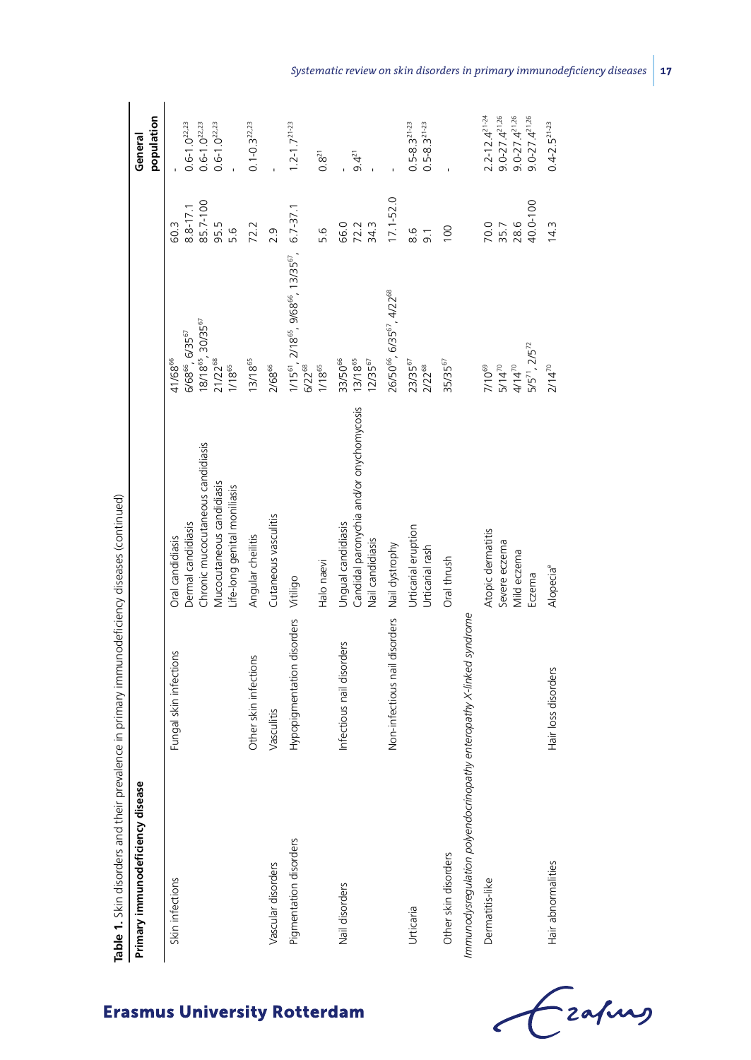**Table 1.** Skin disorders and their prevalence in primary immunodeficiency diseases (continued)

| Primary immunodeficiency disease | | | | | General population |
|---|---|---|---|---|---|
| Skin infections | Fungal skin infections | Oral candidiasis | 41/68[66] | 60.3 | - |
| | | Dermal candidiasis | 6/68[66], 6/35[67] | 8.8-17.1 | 0.6-1.0[22,23] |
| | | Chronic mucocutaneous candidiasis | 18/18[65], 30/35[67] | 85.7-100 | 0.6-1.0[22,23] |
| | | Mucocutaneous candidiasis | 21/22[68] | 95.5 | 0.6-1.0[22,23] |
| | | Life-long genital moniliasis | 1/18[65] | 5.6 | - |
| | Other skin infections | Angular cheilitis | 13/18[65] | 72.2 | 0.1-0.3[22,23] |
| Vascular disorders | Vasculitis | Cutaneous vasculitis | 2/68[66] | 2.9 | - |
| Pigmentation disorders | Hypopigmentation disorders | Vitiligo | 1/15[61], 2/18[65], 9/68[66], 13/35[67], 6/22[68] | 6.7-37.1 | 1.2-1.7[21-23] |
| | | Halo naevi | 1/18[65] | 5.6 | 0.8[21] |
| Nail disorders | Infectious nail disorders | Ungual candidiasis | 33/50[66] | 66.0 | - |
| | | Candidal paronychia and/or onychomycosis | 13/18[65] | 72.2 | 9.4[21] |
| | | Nail candidiasis | 12/35[67] | 34.3 | - |
| | Non-infectious nail disorders | Nail dystrophy | 26/50[66], 6/35[67], 4/22[68] | 17.1-52.0 | - |
| Urticaria | | Urticarial eruption | 23/35[67] | 8.6 | 0.5-8.3[21-23] |
| | | Urticarial rash | 2/22[68] | 9.1 | 0.5-8.3[21-23] |
| Other skin disorders | | Oral thrush | 35/35[67] | 100 | - |
| *Immunodysregulation polyendocrinopathy enteropathy X-linked syndrome* | | | | | |
| Dermatitis-like | | Atopic dermatitis | 7/10[69] | 70.0 | 2.2-12.4[21-24] |
| | | Severe eczema | 5/14[70] | 35.7 | 9.0-27.4[21,26] |
| | | Mild eczema | 4/14[70] | 28.6 | 9.0-27.4[21,26] |
| | | Eczema | 5/5[71], 2/5[72] | 40.0-100 | 9.0-27.4[21,26] |
| Hair abnormalities | Hair loss disorders | Alopecia[a] | 2/14[70] | 14.3 | 0.4-2.5[21-23] |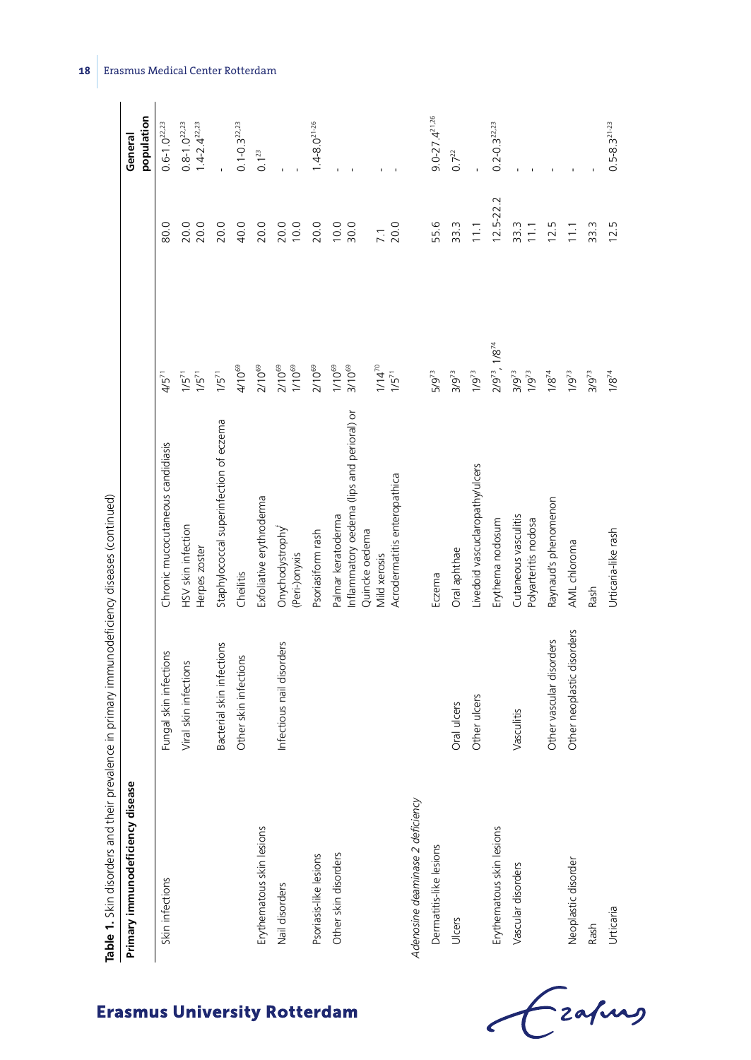**Table 1.** Skin disorders and their prevalence in primary immunodeficiency diseases (continued)

| Primary immunodeficiency disease | | | | | General population |
|---|---|---|---|---|---|
| Skin infections | Fungal skin infections | Chronic mucocutaneous candidiasis | 4/5[71] | 80.0 | 0.6-1.0[22,23] |
| | Viral skin infections | HSV skin infection | 1/5[71] | 20.0 | 0.8-1.0[22,23] |
| | | Herpes zoster | 1/5[71] | 20.0 | 1.4-2.4[22,23] |
| | Bacterial skin infections | Staphylococcal superinfection of eczema | 1/5[71] | 20.0 | - |
| | Other skin infections | Cheilitis | 4/10[69] | 40.0 | 0.1-0.3[22,23] |
| Erythematous skin lesions | | Exfoliative erythroderma | 2/10[69] | 20.0 | 0.1[23] |
| Nail disorders | Infectious nail disorders | Onychodystrophy[j] | 2/10[69] | 20.0 | - |
| | | (Peri-)onyxis | 1/10[69] | 10.0 | - |
| Psoriasis-like lesions | | Psoriasiform rash | 2/10[69] | 20.0 | 1.4-8.0[21-26] |
| Other skin disorders | | Palmar keratoderma | 1/10[69] | 10.0 | - |
| | | Inflammatory oedema (lips and perioral) or Quincke oedema | 3/10[69] | 30.0 | - |
| | | Mild xerosis | 1/14[70] | 7.1 | - |
| | | Acrodermatitis enteropathica | 1/5[71] | 20.0 | - |
| *Adenosine deaminase 2 deficiency* | | | | | |
| Dermatitis-like lesions | | Eczema | 5/9[73] | 55.6 | 9.0-27.4[21,26] |
| Ulcers | Oral ulcers | Oral aphthae | 3/9[73] | 33.3 | 0.7[22] |
| | Other ulcers | Livedoid vasculopathy/ulcers | 1/9[73] | 11.1 | - |
| Erythematous skin lesions | | Erythema nodosum | 2/9[73], 1/8[74] | 12.5-22.2 | 0.2-0.3[22,23] |
| Vascular disorders | Vasculitis | Cutaneous vasculitis | 3/9[73] | 33.3 | - |
| | | Polyarteritis nodosa | 1/9[73] | 11.1 | - |
| | Other vascular disorders | Raynaud's phenomenon | 1/8[74] | 12.5 | - |
| Neoplastic disorder | Other neoplastic disorders | AML chloroma | 1/9[73] | 11.1 | - |
| Rash | | Rash | 3/9[73] | 33.3 | - |
| Urticaria | | Urticaria-like rash | 1/8[74] | 12.5 | 0.5-8.3[21-23] |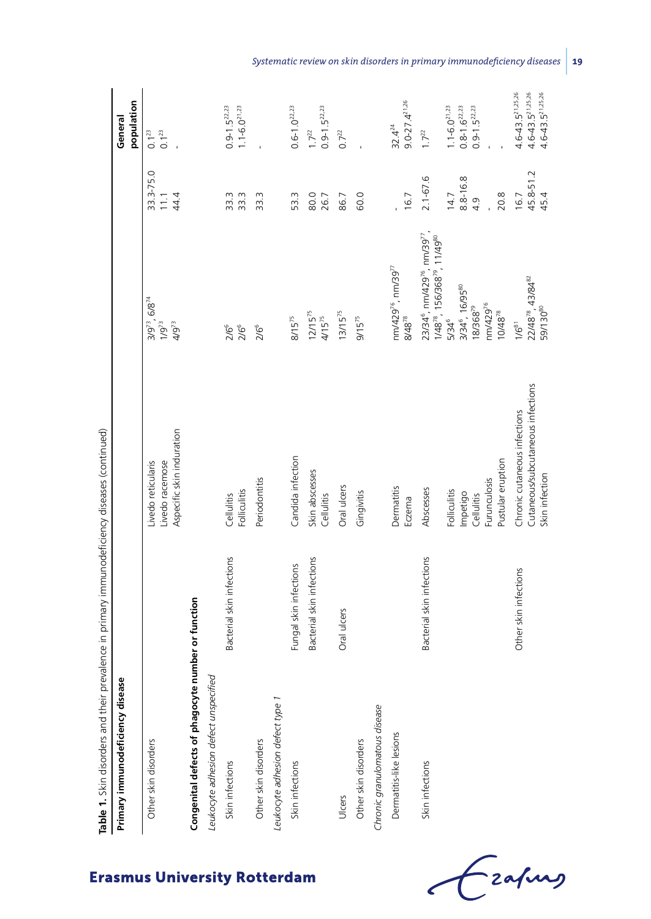**Table 1.** Skin disorders and their prevalence in primary immunodeficiency diseases (continued)

| Primary immunodeficiency disease | | | | | General population |
|---|---|---|---|---|---|
| Other skin disorders | | Livedo reticularis | 3/9[73], 6/8[74] | 33.3-75.0 | 0.1[23] |
| | | Livedo racemose | 1/9[73] | 11.1 | 0.1[23] |
| | | Aspecific skin induration | 4/9[73] | 44.4 | - |
| **Congenital defects of phagocyte number or function** | | | | | |
| *Leukocyte adhesion defect unspecified* | | | | | |
| Skin infections | Bacterial skin infections | Cellulitis | 2/6[6] | 33.3 | 0.9-1.5[22,23] |
| | | Folliculitis | 2/6[6] | 33.3 | 1.1-6.0[21,23] |
| Other skin disorders | | Periodontitis | 2/6[6] | 33.3 | - |
| *Leukocyte adhesion defect type 1* | | | | | |
| Skin infections | Fungal skin infections | Candida infection | 8/15[75] | 53.3 | 0.6-1.0[22,23] |
| | Bacterial skin infections | Skin abscesses | 12/15[75] | 80.0 | 1.7[22] |
| | | Cellulitis | 4/15[75] | 26.7 | 0.9-1.5[22,23] |
| Ulcers | Oral ulcers | Oral ulcers | 13/15[75] | 86.7 | 0.7[22] |
| Other skin disorders | | Gingivitis | 9/15[75] | 60.0 | - |
| *Chronic granulomatous disease* | | | | | |
| Dermatitis-like lesions | | Dermatitis | nm/429[76], nm/39[77] | - | 32.4[24] |
| | | Eczema | 8/48[78] | 16.7 | 9.0-27.4[21,26] |
| Skin infections | Bacterial skin infections | Abscesses | 23/34[6], nm/429[76], nm/39[77], 1/48[78], 156/368[79], 11/49[80] | 2.1-67.6 | 1.7[22] |
| | | Folliculitis | 5/34[6] | 14.7 | 1.1-6.0[21,23] |
| | | Impetigo | 3/34[6], 16/95[80] | 8.8-16.8 | 0.8-1.6[22,23] |
| | | Cellulitis | 18/368[79] | 4.9 | 0.9-1.5[22,23] |
| | | Furunculosis | nm/429[76] | - | - |
| | | Pustular eruption | 10/48[78] | 20.8 | - |
| | Other skin infections | Chronic cutaneous infections | 1/6[81] | 16.7 | 4.6-43.5[21,25,26] |
| | | Cutaneous/subcutaneous infections | 22/48[78], 43/84[82] | 45.8-51.2 | 4.6-43.5[21,25,26] |
| | | Skin infection | 59/130[80] | 45.4 | 4.6-43.5[21,25,26] |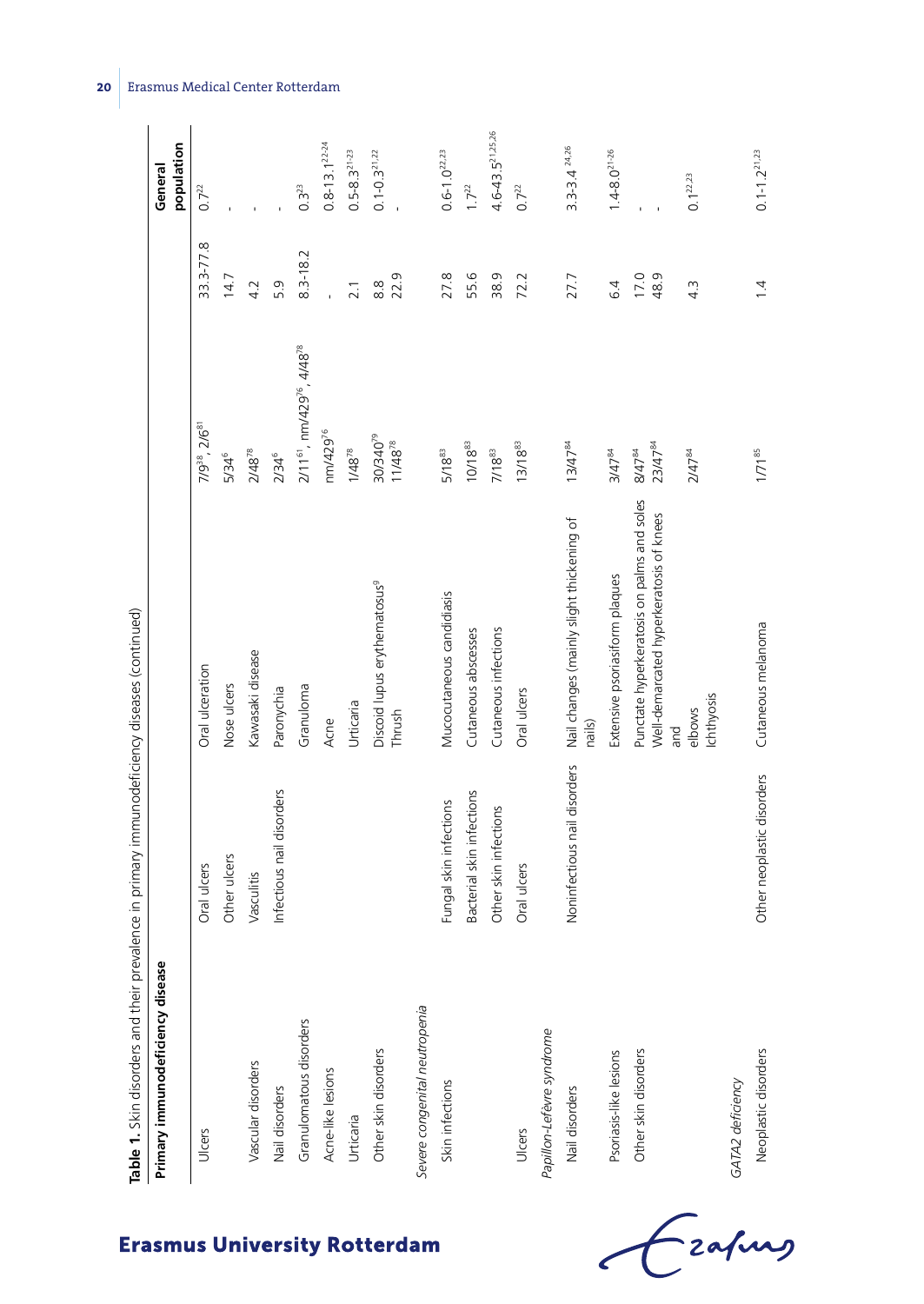**Table 1.** Skin disorders and their prevalence in primary immunodeficiency diseases (continued)

| Primary immunodeficiency disease | | | | | General population |
|---|---|---|---|---|---|
| Ulcers | Oral ulcers | Oral ulceration | 7/9[38], 2/6[81] | 33.3-77.8 | 0.7[22] |
| | Other ulcers | Nose ulcers | 5/34[6] | 14.7 | - |
| Vascular disorders | Vasculitis | Kawasaki disease | 2/48[78] | 4.2 | - |
| Nail disorders | Infectious nail disorders | Paronychia | 2/34[6] | 5.9 | - |
| Granulomatous disorders | | Granuloma | 2/11[61], nm/429[76], 4/48[78] | 8.3-18.2 | 0.3[23] |
| Acne-like lesions | | Acne | nm/429[76] | - | 0.8-13.1[22-24] |
| Urticaria | | Urticaria | 1/48[78] | 2.1 | 0.5-8.3[21-23] |
| Other skin disorders | | Discoid lupus erythematosus[g] | 30/340[79] | 8.8 | 0.1-0.3[21,22] |
| | | Thrush | 11/48[78] | 22.9 | - |
| *Severe congenital neutropenia* | | | | | |
| Skin infections | Fungal skin infections | Mucocutaneous candidiasis | 5/18[83] | 27.8 | 0.6-1.0[22,23] |
| | Bacterial skin infections | Cutaneous abscesses | 10/18[83] | 55.6 | 1.7[22] |
| | Other skin infections | Cutaneous infections | 7/18[83] | 38.9 | 4.6-43.5[21,25,26] |
| Ulcers | Oral ulcers | Oral ulcers | 13/18[83] | 72.2 | 0.7[22] |
| *Papillon-Lefèvre syndrome* | | | | | |
| Nail disorders | Noninfectious nail disorders | Nail changes (mainly slight thickening of nails) | 13/47[84] | 27.7 | 3.3-3.4[24,26] |
| Psoriasis-like lesions | | Extensive psoriasiform plaques | 3/47[84] | 6.4 | 1.4-8.0[21-26] |
| Other skin disorders | | Punctate hyperkeratosis on palms and soles | 8/47[84] | 17.0 | - |
| | | Well-demarcated hyperkeratosis of knees and elbows | 23/47[84] | 48.9 | - |
| | | Ichthyosis | 2/47[84] | 4.3 | 0.1[22,23] |
| *GATA2 deficiency* | | | | | |
| Neoplastic disorders | Other neoplastic disorders | Cutaneous melanoma | 1/71[85] | 1.4 | 0.1-1.2[21,23] |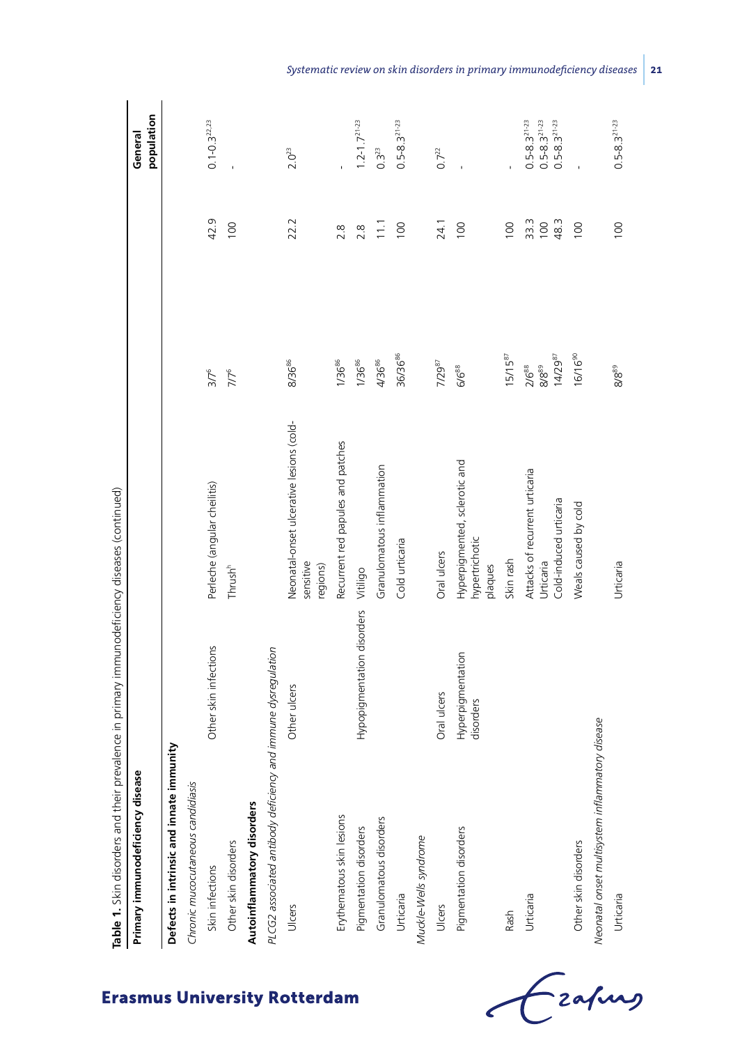**Table 1.** Skin disorders and their prevalence in primary immunodeficiency diseases (continued)

| Primary immunodeficiency disease | | | | | General population |
|---|---|---|---|---|---|
| **Defects in intrinsic and innate immunity** | | | | | |
| *Chronic mucocutaneous candidiasis* | | | | | |
| Skin infections | Other skin infections | Perleche (angular cheilitis) | 3/7[6] | 42.9 | 0.1-0.3[22,23] |
| Other skin disorders | | Thrush[h] | 7/7[6] | 100 | - |
| **Autoinflammatory disorders** | | | | | |
| *PLCG2 associated antibody deficiency and immune dysregulation* | | | | | |
| Ulcers | Other ulcers | Neonatal-onset ulcerative lesions (cold-sensitive regions) | 8/36[86] | 22.2 | 2.0[23] |
| Erythematous skin lesions | | Recurrent red papules and patches | 1/36[86] | 2.8 | - |
| Pigmentation disorders | Hypopigmentation disorders | Vitiligo | 1/36[86] | 2.8 | 1.2-1.7[21-23] |
| Granulomatous disorders | | Granulomatous inflammation | 4/36[86] | 11.1 | 0.3[23] |
| Urticaria | | Cold urticaria | 36/36[86] | 100 | 0.5-8.3[21-23] |
| *Muckle-Wells syndrome* | | | | | |
| Ulcers | Oral ulcers | Oral ulcers | 7/29[87] | 24.1 | 0.7[22] |
| Pigmentation disorders | Hyperpigmentation disorders | Hyperpigmented, sclerotic and hypertrichotic plaques | 6/6[88] | 100 | - |
| Rash | | Skin rash | 15/15[87] | 100 | - |
| Urticaria | | Attacks of recurrent urticaria | 2/6[88] | 33.3 | 0.5-8.3[21-23] |
| | | Urticaria | 8/8[89] | 100 | 0.5-8.3[21-23] |
| | | Cold-induced urticaria | 14/29[87] | 48.3 | 0.5-8.3[21-23] |
| Other skin disorders | | Weals caused by cold | 16/16[90] | 100 | - |
| *Neonatal onset multisystem inflammatory disease* | | | | | |
| Urticaria | | Urticaria | 8/8[89] | 100 | 0.5-8.3[21-23] |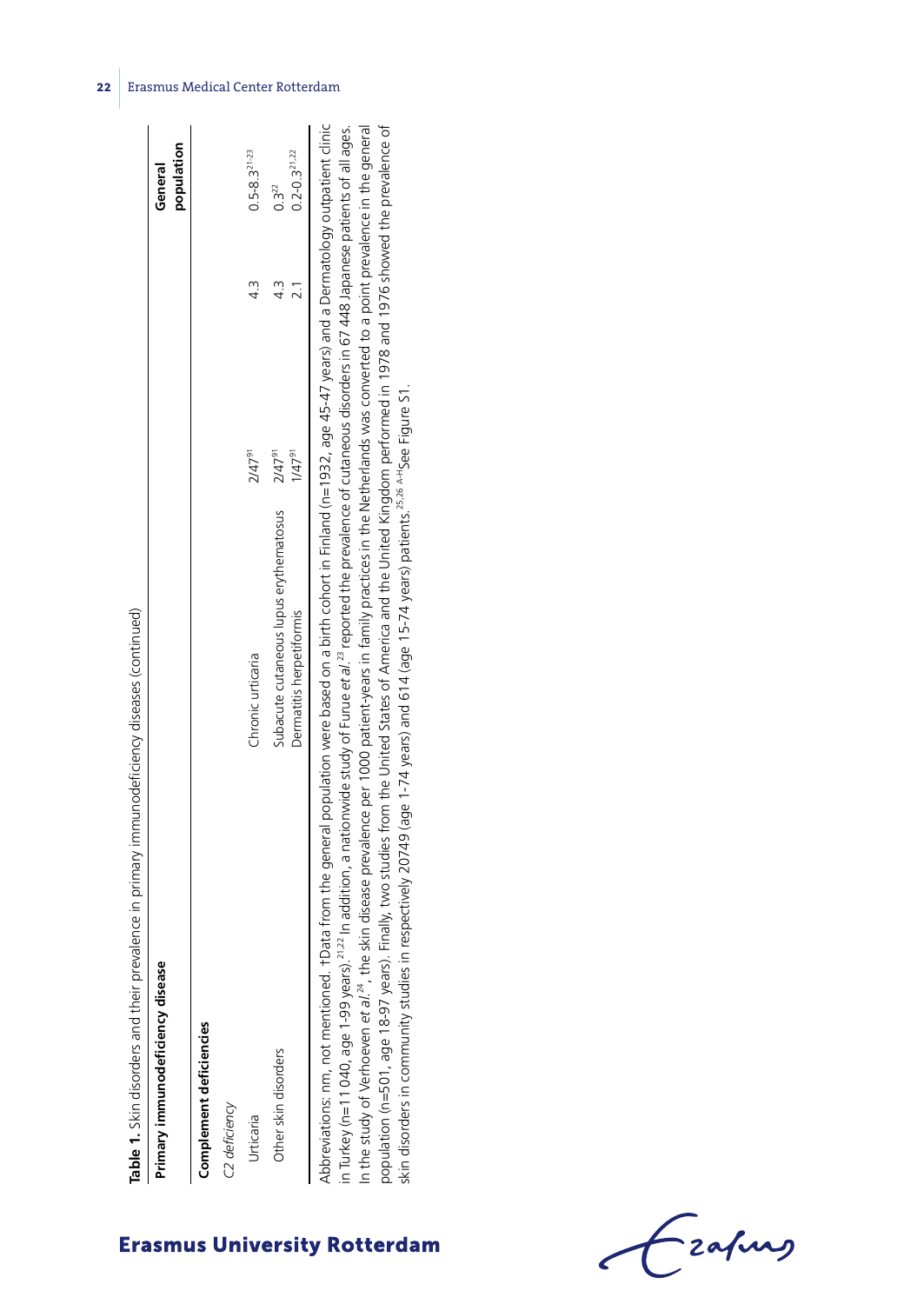**Table 1.** Skin disorders and their prevalence in primary immunodeficiency diseases (continued)

| Primary immunodeficiency disease | | | | General population |
|---|---|---|---|---|
| **Complement deficiencies** | | | | |
| *C2 deficiency* | | | | |
| Urticaria | Chronic urticaria | 2/47[91] | 4.3 | 0.5-8.3[21-23] |
| Other skin disorders | Subacute cutaneous lupus erythematosus | 2/47[91] | 4.3 | 0.3[22] |
| | Dermatitis herpetiformis | 1/47[91] | 2.1 | 0.2-0.3[21,22] |

Abbreviations: nm, not mentioned. †Data from the general population were based on a birth cohort in Finland (n=1932, age 45-47 years) and a Dermatology outpatient clinic in Turkey (n=11 040, age 1-99 years).[21,22] In addition, a nationwide study of Furue *et al.*[23] reported the prevalence of cutaneous disorders in 67 448 Japanese patients of all ages. In the study of Verhoeven *et al.*[24], the skin disease prevalence per 1000 patient-years in family practices in the Netherlands was converted to a point prevalence in the general population (n=501, age 18-97 years). Finally, two studies from the United States of America and the United Kingdom performed in 1978 and 1976 showed the prevalence of skin disorders in community studies in respectively 20749 (age 1-74 years) and 614 (age 15-74 years) patients.[25,26] [A-H]See Figure S1.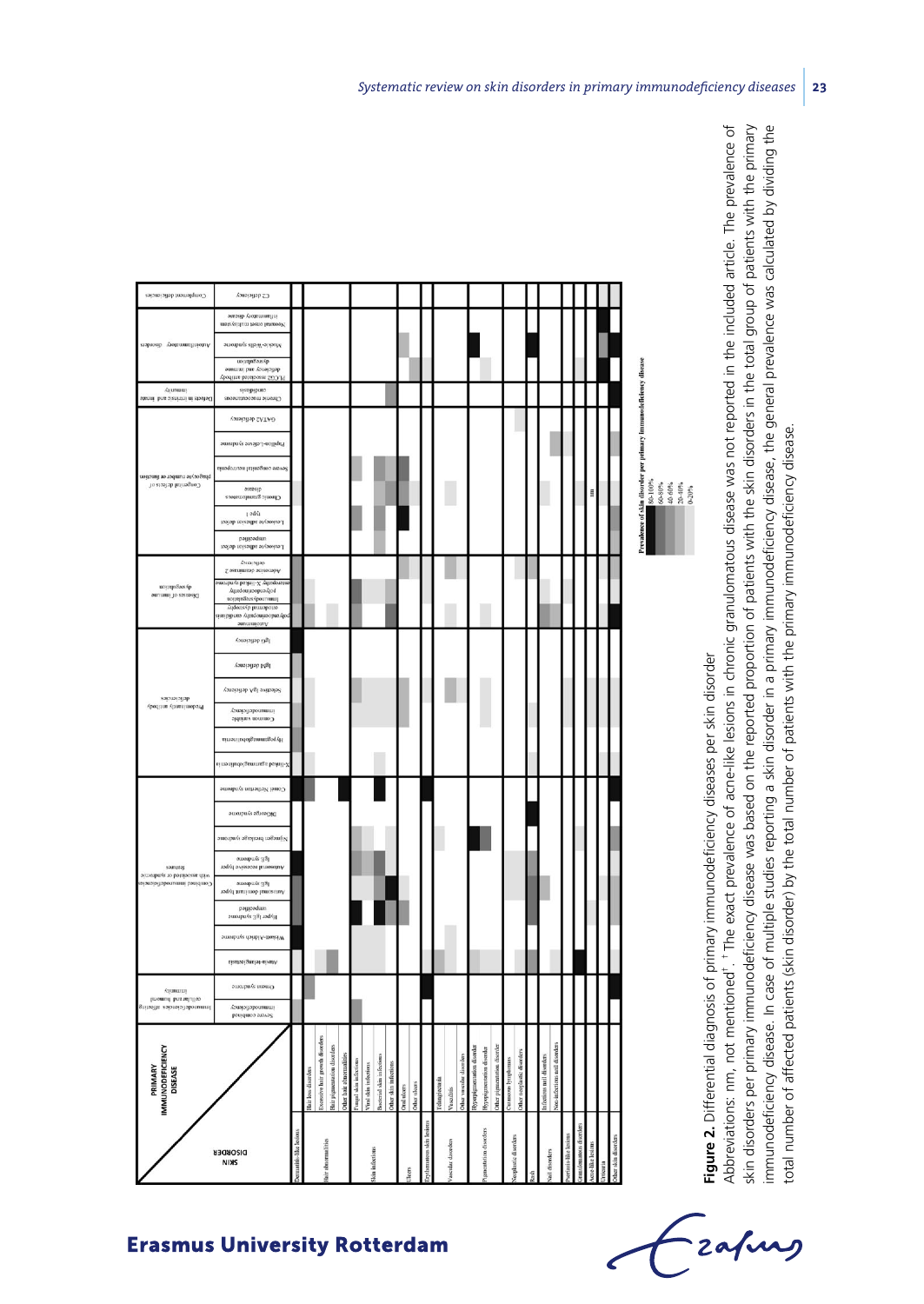**Figure 2.** Differential diagnosis of primary immunodeficiency diseases per skin disorder

Abbreviations: nm, not mentioned[†]. [†] The exact prevalence of acne-like lesions in chronic granulomatous disease was not reported in the included article. The prevalence of skin disorders per primary immunodeficiency disease was based on the reported proportion of patients with the skin disorders in the total group of patients with the primary immunodeficiency disease. In case of multiple studies reporting a skin disorder in a primary immunodeficiency disease, the general prevalence was calculated by dividing the total number of affected patients (skin disorder) by the total number of patients with the primary immunodeficiency disease.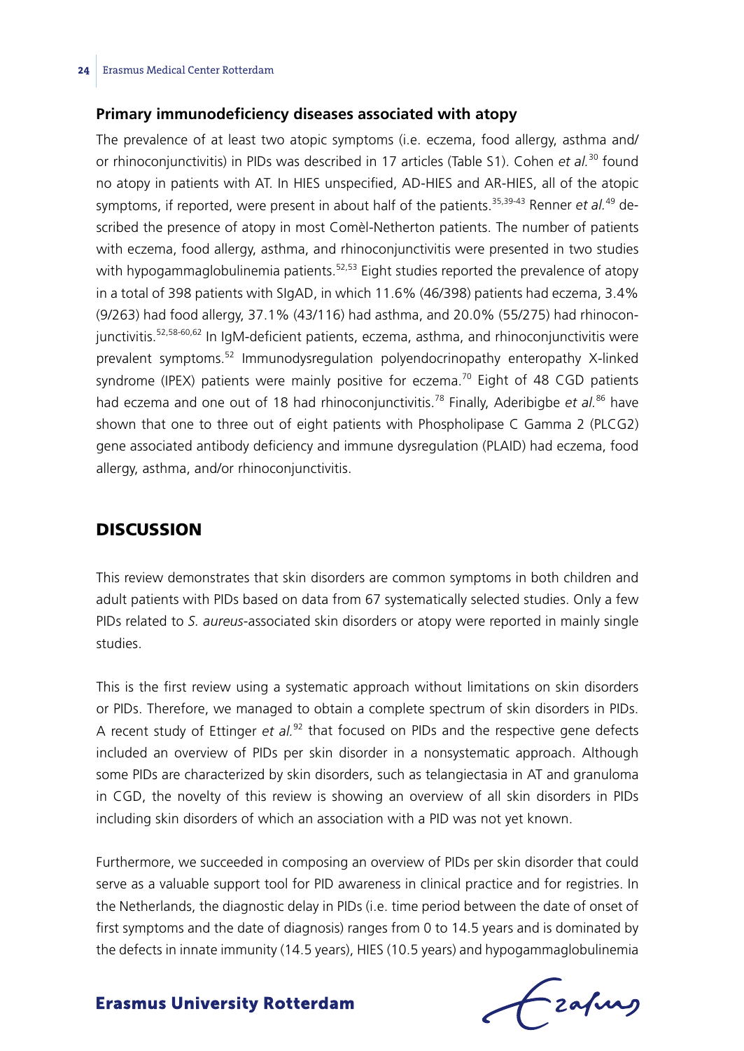### Primary immunodeficiency diseases associated with atopy

The prevalence of at least two atopic symptoms (i.e. eczema, food allergy, asthma and/or rhinoconjunctivitis) in PIDs was described in 17 articles (Table S1). Cohen *et al.*[30] found no atopy in patients with AT. In HIES unspecified, AD-HIES and AR-HIES, all of the atopic symptoms, if reported, were present in about half of the patients.[35,39-43] Renner *et al.*[49] described the presence of atopy in most Comèl-Netherton patients. The number of patients with eczema, food allergy, asthma, and rhinoconjunctivitis were presented in two studies with hypogammaglobulinemia patients.[52,53] Eight studies reported the prevalence of atopy in a total of 398 patients with SIgAD, in which 11.6% (46/398) patients had eczema, 3.4% (9/263) had food allergy, 37.1% (43/116) had asthma, and 20.0% (55/275) had rhinoconjunctivitis.[52,58-60,62] In IgM-deficient patients, eczema, asthma, and rhinoconjunctivitis were prevalent symptoms.[52] Immunodysregulation polyendocrinopathy enteropathy X-linked syndrome (IPEX) patients were mainly positive for eczema.[70] Eight of 48 CGD patients had eczema and one out of 18 had rhinoconjunctivitis.[78] Finally, Aderibigbe *et al.*[86] have shown that one to three out of eight patients with Phospholipase C Gamma 2 (PLCG2) gene associated antibody deficiency and immune dysregulation (PLAID) had eczema, food allergy, asthma, and/or rhinoconjunctivitis.

## DISCUSSION

This review demonstrates that skin disorders are common symptoms in both children and adult patients with PIDs based on data from 67 systematically selected studies. Only a few PIDs related to *S. aureus*-associated skin disorders or atopy were reported in mainly single studies.

This is the first review using a systematic approach without limitations on skin disorders or PIDs. Therefore, we managed to obtain a complete spectrum of skin disorders in PIDs. A recent study of Ettinger *et al.*[92] that focused on PIDs and the respective gene defects included an overview of PIDs per skin disorder in a nonsystematic approach. Although some PIDs are characterized by skin disorders, such as telangiectasia in AT and granuloma in CGD, the novelty of this review is showing an overview of all skin disorders in PIDs including skin disorders of which an association with a PID was not yet known.

Furthermore, we succeeded in composing an overview of PIDs per skin disorder that could serve as a valuable support tool for PID awareness in clinical practice and for registries. In the Netherlands, the diagnostic delay in PIDs (i.e. time period between the date of onset of first symptoms and the date of diagnosis) ranges from 0 to 14.5 years and is dominated by the defects in innate immunity (14.5 years), HIES (10.5 years) and hypogammaglobulinemia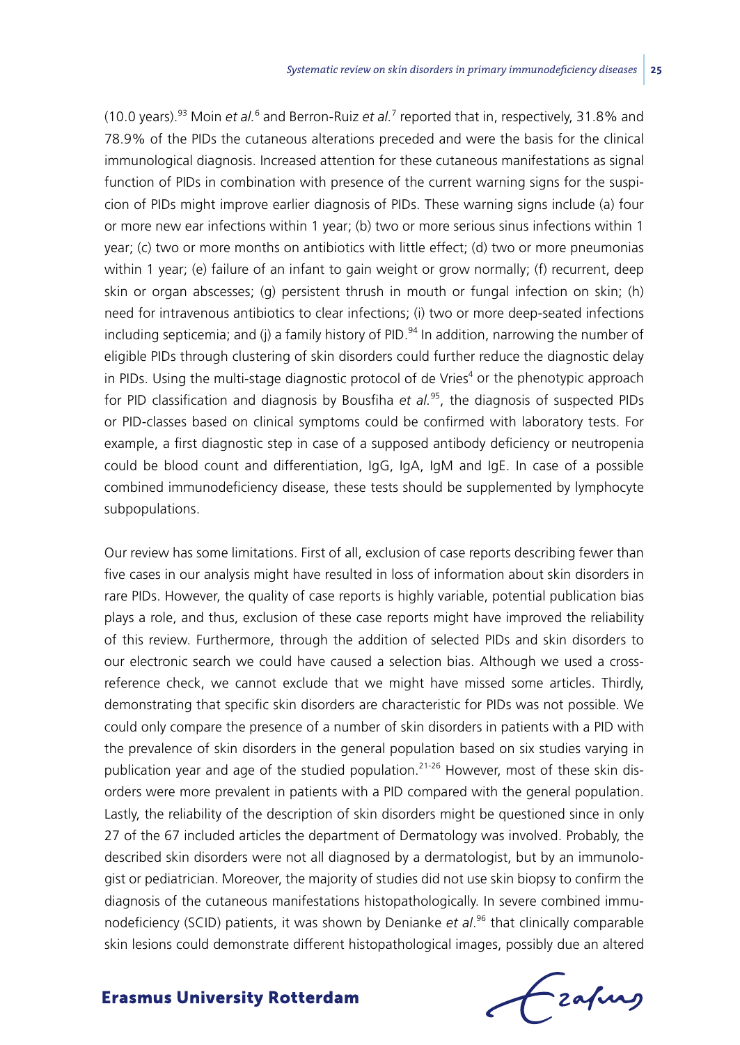(10.0 years).[93] Moin *et al.*[6] and Berron-Ruiz *et al.*[7] reported that in, respectively, 31.8% and 78.9% of the PIDs the cutaneous alterations preceded and were the basis for the clinical immunological diagnosis. Increased attention for these cutaneous manifestations as signal function of PIDs in combination with presence of the current warning signs for the suspicion of PIDs might improve earlier diagnosis of PIDs. These warning signs include (a) four or more new ear infections within 1 year; (b) two or more serious sinus infections within 1 year; (c) two or more months on antibiotics with little effect; (d) two or more pneumonias within 1 year; (e) failure of an infant to gain weight or grow normally; (f) recurrent, deep skin or organ abscesses; (g) persistent thrush in mouth or fungal infection on skin; (h) need for intravenous antibiotics to clear infections; (i) two or more deep-seated infections including septicemia; and (j) a family history of PID.[94] In addition, narrowing the number of eligible PIDs through clustering of skin disorders could further reduce the diagnostic delay in PIDs. Using the multi-stage diagnostic protocol of de Vries[4] or the phenotypic approach for PID classification and diagnosis by Bousfiha *et al.*[95], the diagnosis of suspected PIDs or PID-classes based on clinical symptoms could be confirmed with laboratory tests. For example, a first diagnostic step in case of a supposed antibody deficiency or neutropenia could be blood count and differentiation, IgG, IgA, IgM and IgE. In case of a possible combined immunodeficiency disease, these tests should be supplemented by lymphocyte subpopulations.

Our review has some limitations. First of all, exclusion of case reports describing fewer than five cases in our analysis might have resulted in loss of information about skin disorders in rare PIDs. However, the quality of case reports is highly variable, potential publication bias plays a role, and thus, exclusion of these case reports might have improved the reliability of this review. Furthermore, through the addition of selected PIDs and skin disorders to our electronic search we could have caused a selection bias. Although we used a cross-reference check, we cannot exclude that we might have missed some articles. Thirdly, demonstrating that specific skin disorders are characteristic for PIDs was not possible. We could only compare the presence of a number of skin disorders in patients with a PID with the prevalence of skin disorders in the general population based on six studies varying in publication year and age of the studied population.[21-26] However, most of these skin disorders were more prevalent in patients with a PID compared with the general population. Lastly, the reliability of the description of skin disorders might be questioned since in only 27 of the 67 included articles the department of Dermatology was involved. Probably, the described skin disorders were not all diagnosed by a dermatologist, but by an immunologist or pediatrician. Moreover, the majority of studies did not use skin biopsy to confirm the diagnosis of the cutaneous manifestations histopathologically. In severe combined immunodeficiency (SCID) patients, it was shown by Denianke *et al*.[96] that clinically comparable skin lesions could demonstrate different histopathological images, possibly due an altered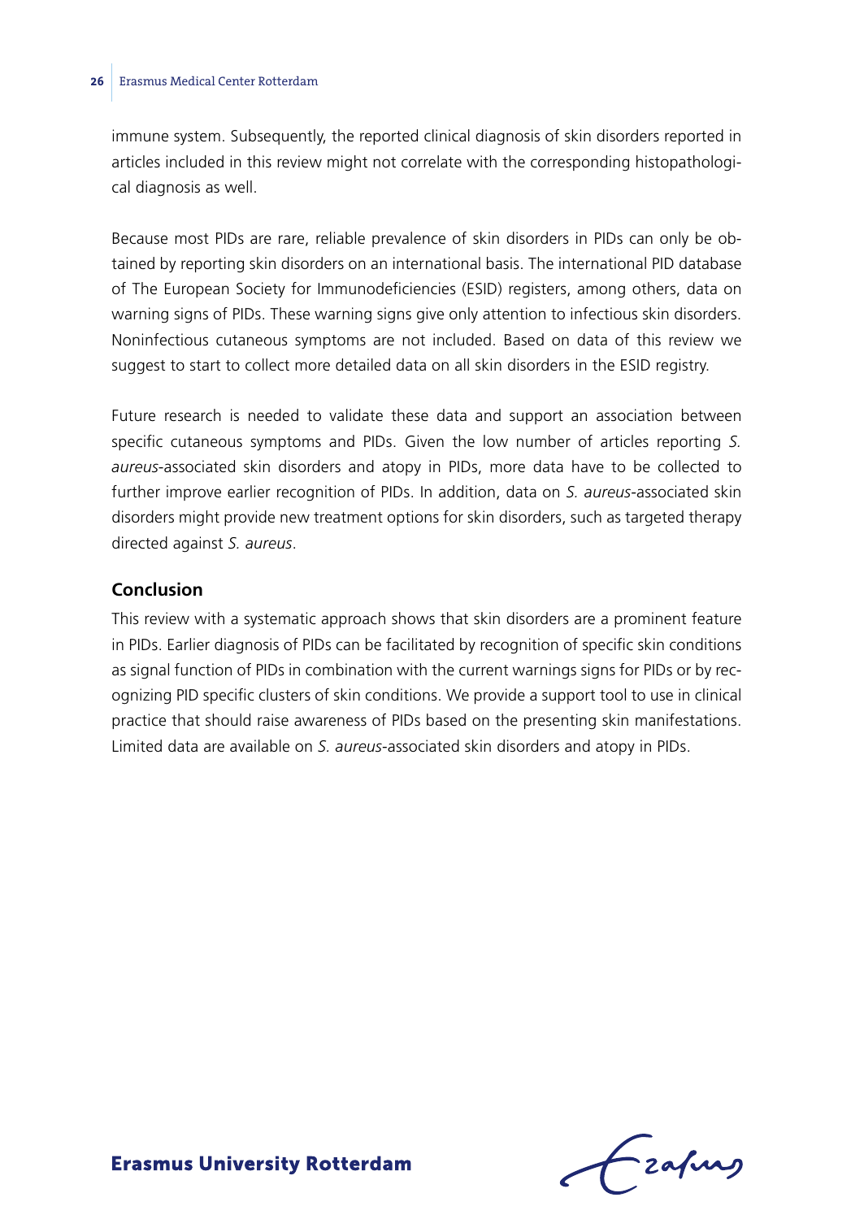immune system. Subsequently, the reported clinical diagnosis of skin disorders reported in articles included in this review might not correlate with the corresponding histopathological diagnosis as well.

Because most PIDs are rare, reliable prevalence of skin disorders in PIDs can only be obtained by reporting skin disorders on an international basis. The international PID database of The European Society for Immunodeficiencies (ESID) registers, among others, data on warning signs of PIDs. These warning signs give only attention to infectious skin disorders. Noninfectious cutaneous symptoms are not included. Based on data of this review we suggest to start to collect more detailed data on all skin disorders in the ESID registry.

Future research is needed to validate these data and support an association between specific cutaneous symptoms and PIDs. Given the low number of articles reporting *S. aureus*-associated skin disorders and atopy in PIDs, more data have to be collected to further improve earlier recognition of PIDs. In addition, data on *S. aureus*-associated skin disorders might provide new treatment options for skin disorders, such as targeted therapy directed against *S. aureus*.

## Conclusion

This review with a systematic approach shows that skin disorders are a prominent feature in PIDs. Earlier diagnosis of PIDs can be facilitated by recognition of specific skin conditions as signal function of PIDs in combination with the current warnings signs for PIDs or by recognizing PID specific clusters of skin conditions. We provide a support tool to use in clinical practice that should raise awareness of PIDs based on the presenting skin manifestations. Limited data are available on *S. aureus*-associated skin disorders and atopy in PIDs.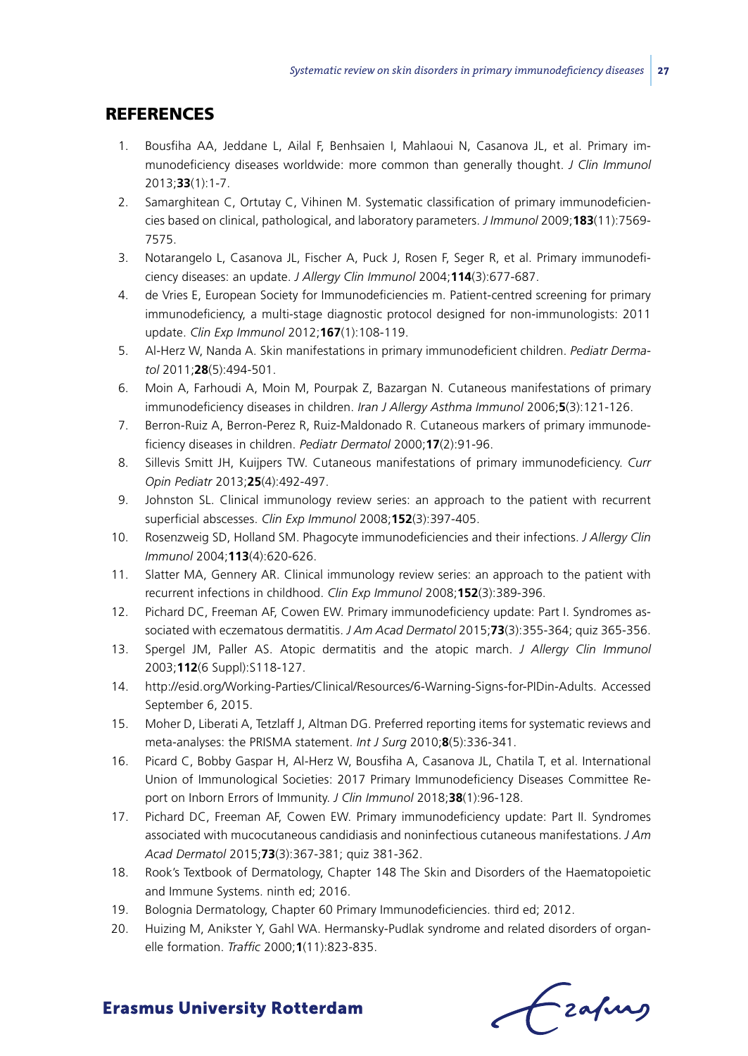## REFERENCES

1. Bousfiha AA, Jeddane L, Ailal F, Benhsaien I, Mahlaoui N, Casanova JL, et al. Primary immunodeficiency diseases worldwide: more common than generally thought. *J Clin Immunol* 2013;**33**(1):1-7.
2. Samarghitean C, Ortutay C, Vihinen M. Systematic classification of primary immunodeficiencies based on clinical, pathological, and laboratory parameters. *J Immunol* 2009;**183**(11):7569-7575.
3. Notarangelo L, Casanova JL, Fischer A, Puck J, Rosen F, Seger R, et al. Primary immunodeficiency diseases: an update. *J Allergy Clin Immunol* 2004;**114**(3):677-687.
4. de Vries E, European Society for Immunodeficiencies m. Patient-centred screening for primary immunodeficiency, a multi-stage diagnostic protocol designed for non-immunologists: 2011 update. *Clin Exp Immunol* 2012;**167**(1):108-119.
5. Al-Herz W, Nanda A. Skin manifestations in primary immunodeficient children. *Pediatr Dermatol* 2011;**28**(5):494-501.
6. Moin A, Farhoudi A, Moin M, Pourpak Z, Bazargan N. Cutaneous manifestations of primary immunodeficiency diseases in children. *Iran J Allergy Asthma Immunol* 2006;**5**(3):121-126.
7. Berron-Ruiz A, Berron-Perez R, Ruiz-Maldonado R. Cutaneous markers of primary immunodeficiency diseases in children. *Pediatr Dermatol* 2000;**17**(2):91-96.
8. Sillevis Smitt JH, Kuijpers TW. Cutaneous manifestations of primary immunodeficiency. *Curr Opin Pediatr* 2013;**25**(4):492-497.
9. Johnston SL. Clinical immunology review series: an approach to the patient with recurrent superficial abscesses. *Clin Exp Immunol* 2008;**152**(3):397-405.
10. Rosenzweig SD, Holland SM. Phagocyte immunodeficiencies and their infections. *J Allergy Clin Immunol* 2004;**113**(4):620-626.
11. Slatter MA, Gennery AR. Clinical immunology review series: an approach to the patient with recurrent infections in childhood. *Clin Exp Immunol* 2008;**152**(3):389-396.
12. Pichard DC, Freeman AF, Cowen EW. Primary immunodeficiency update: Part I. Syndromes associated with eczematous dermatitis. *J Am Acad Dermatol* 2015;**73**(3):355-364; quiz 365-356.
13. Spergel JM, Paller AS. Atopic dermatitis and the atopic march. *J Allergy Clin Immunol* 2003;**112**(6 Suppl):S118-127.
14. http://esid.org/Working-Parties/Clinical/Resources/6-Warning-Signs-for-PIDin-Adults. Accessed September 6, 2015.
15. Moher D, Liberati A, Tetzlaff J, Altman DG. Preferred reporting items for systematic reviews and meta-analyses: the PRISMA statement. *Int J Surg* 2010;**8**(5):336-341.
16. Picard C, Bobby Gaspar H, Al-Herz W, Bousfiha A, Casanova JL, Chatila T, et al. International Union of Immunological Societies: 2017 Primary Immunodeficiency Diseases Committee Report on Inborn Errors of Immunity. *J Clin Immunol* 2018;**38**(1):96-128.
17. Pichard DC, Freeman AF, Cowen EW. Primary immunodeficiency update: Part II. Syndromes associated with mucocutaneous candidiasis and noninfectious cutaneous manifestations. *J Am Acad Dermatol* 2015;**73**(3):367-381; quiz 381-362.
18. Rook's Textbook of Dermatology, Chapter 148 The Skin and Disorders of the Haematopoietic and Immune Systems. ninth ed; 2016.
19. Bolognia Dermatology, Chapter 60 Primary Immunodeficiencies. third ed; 2012.
20. Huizing M, Anikster Y, Gahl WA. Hermansky-Pudlak syndrome and related disorders of organelle formation. *Traffic* 2000;**1**(11):823-835.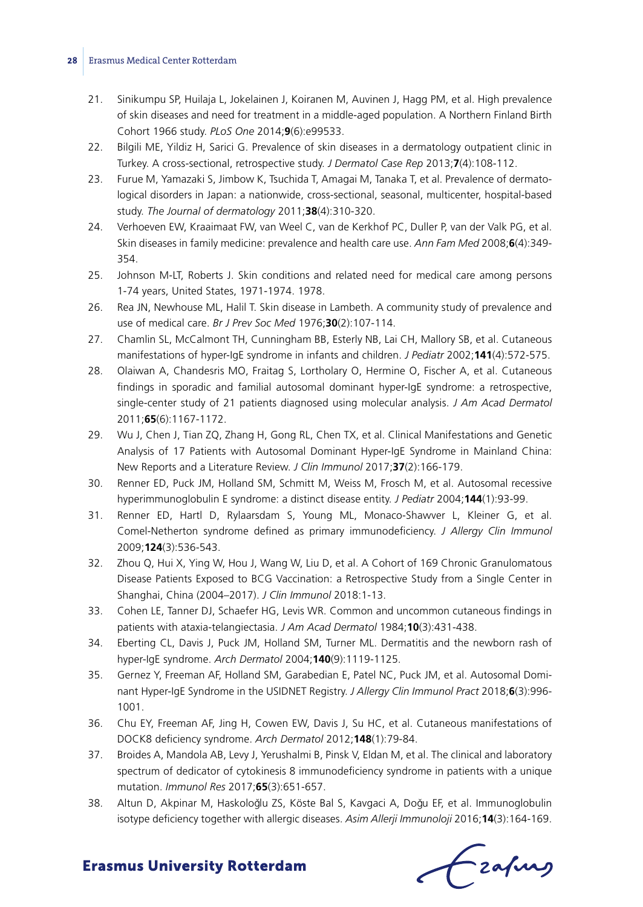21. Sinikumpu SP, Huilaja L, Jokelainen J, Koiranen M, Auvinen J, Hagg PM, et al. High prevalence of skin diseases and need for treatment in a middle-aged population. A Northern Finland Birth Cohort 1966 study. *PLoS One* 2014;**9**(6):e99533.
22. Bilgili ME, Yildiz H, Sarici G. Prevalence of skin diseases in a dermatology outpatient clinic in Turkey. A cross-sectional, retrospective study. *J Dermatol Case Rep* 2013;**7**(4):108-112.
23. Furue M, Yamazaki S, Jimbow K, Tsuchida T, Amagai M, Tanaka T, et al. Prevalence of dermatological disorders in Japan: a nationwide, cross-sectional, seasonal, multicenter, hospital-based study. *The Journal of dermatology* 2011;**38**(4):310-320.
24. Verhoeven EW, Kraaimaat FW, van Weel C, van de Kerkhof PC, Duller P, van der Valk PG, et al. Skin diseases in family medicine: prevalence and health care use. *Ann Fam Med* 2008;**6**(4):349-354.
25. Johnson M-LT, Roberts J. Skin conditions and related need for medical care among persons 1-74 years, United States, 1971-1974. 1978.
26. Rea JN, Newhouse ML, Halil T. Skin disease in Lambeth. A community study of prevalence and use of medical care. *Br J Prev Soc Med* 1976;**30**(2):107-114.
27. Chamlin SL, McCalmont TH, Cunningham BB, Esterly NB, Lai CH, Mallory SB, et al. Cutaneous manifestations of hyper-IgE syndrome in infants and children. *J Pediatr* 2002;**141**(4):572-575.
28. Olaiwan A, Chandesris MO, Fraitag S, Lortholary O, Hermine O, Fischer A, et al. Cutaneous findings in sporadic and familial autosomal dominant hyper-IgE syndrome: a retrospective, single-center study of 21 patients diagnosed using molecular analysis. *J Am Acad Dermatol* 2011;**65**(6):1167-1172.
29. Wu J, Chen J, Tian ZQ, Zhang H, Gong RL, Chen TX, et al. Clinical Manifestations and Genetic Analysis of 17 Patients with Autosomal Dominant Hyper-IgE Syndrome in Mainland China: New Reports and a Literature Review. *J Clin Immunol* 2017;**37**(2):166-179.
30. Renner ED, Puck JM, Holland SM, Schmitt M, Weiss M, Frosch M, et al. Autosomal recessive hyperimmunoglobulin E syndrome: a distinct disease entity. *J Pediatr* 2004;**144**(1):93-99.
31. Renner ED, Hartl D, Rylaarsdam S, Young ML, Monaco-Shawver L, Kleiner G, et al. Comel-Netherton syndrome defined as primary immunodeficiency. *J Allergy Clin Immunol* 2009;**124**(3):536-543.
32. Zhou Q, Hui X, Ying W, Hou J, Wang W, Liu D, et al. A Cohort of 169 Chronic Granulomatous Disease Patients Exposed to BCG Vaccination: a Retrospective Study from a Single Center in Shanghai, China (2004–2017). *J Clin Immunol* 2018:1-13.
33. Cohen LE, Tanner DJ, Schaefer HG, Levis WR. Common and uncommon cutaneous findings in patients with ataxia-telangiectasia. *J Am Acad Dermatol* 1984;**10**(3):431-438.
34. Eberting CL, Davis J, Puck JM, Holland SM, Turner ML. Dermatitis and the newborn rash of hyper-IgE syndrome. *Arch Dermatol* 2004;**140**(9):1119-1125.
35. Gernez Y, Freeman AF, Holland SM, Garabedian E, Patel NC, Puck JM, et al. Autosomal Dominant Hyper-IgE Syndrome in the USIDNET Registry. *J Allergy Clin Immunol Pract* 2018;**6**(3):996-1001.
36. Chu EY, Freeman AF, Jing H, Cowen EW, Davis J, Su HC, et al. Cutaneous manifestations of DOCK8 deficiency syndrome. *Arch Dermatol* 2012;**148**(1):79-84.
37. Broides A, Mandola AB, Levy J, Yerushalmi B, Pinsk V, Eldan M, et al. The clinical and laboratory spectrum of dedicator of cytokinesis 8 immunodeficiency syndrome in patients with a unique mutation. *Immunol Res* 2017;**65**(3):651-657.
38. Altun D, Akpinar M, Haskoloğlu ZS, Köste Bal S, Kavgaci A, Doğu EF, et al. Immunoglobulin isotype deficiency together with allergic diseases. *Asim Allerji Immunoloji* 2016;**14**(3):164-169.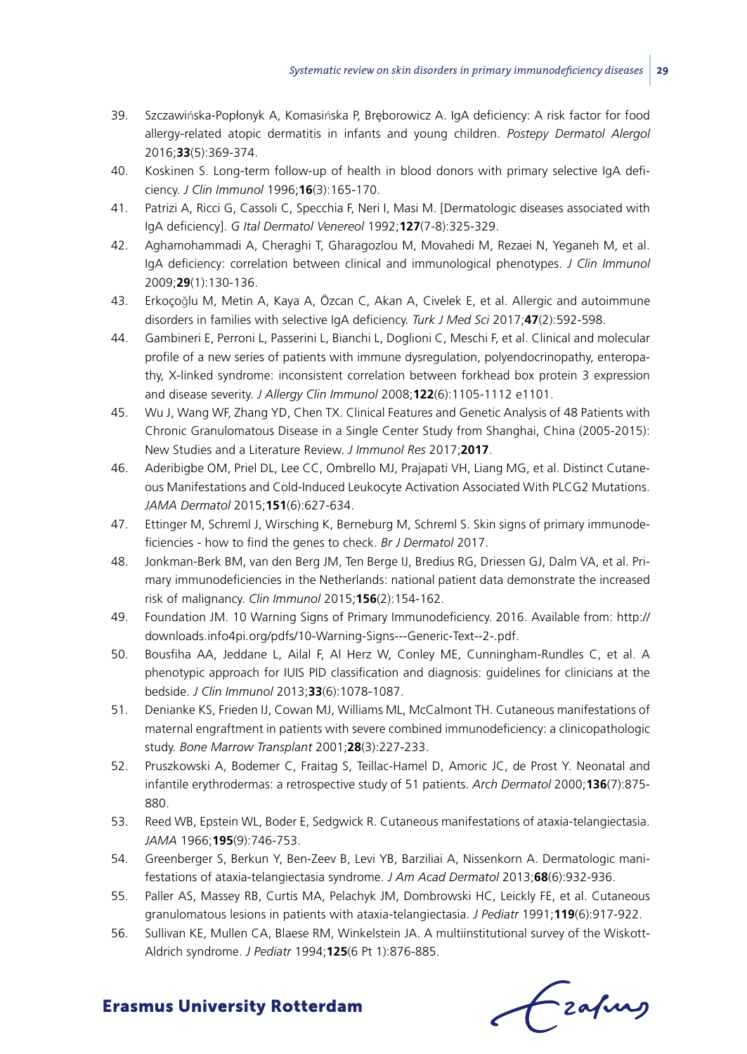39. Szczawińska-Popłonyk A, Komasińska P, Bręborowicz A. IgA deficiency: A risk factor for food allergy-related atopic dermatitis in infants and young children. *Postepy Dermatol Alergol* 2016;**33**(5):369-374.
40. Koskinen S. Long-term follow-up of health in blood donors with primary selective IgA deficiency. *J Clin Immunol* 1996;**16**(3):165-170.
41. Patrizi A, Ricci G, Cassoli C, Specchia F, Neri I, Masi M. [Dermatologic diseases associated with IgA deficiency]. *G Ital Dermatol Venereol* 1992;**127**(7-8):325-329.
42. Aghamohammadi A, Cheraghi T, Gharagozlou M, Movahedi M, Rezaei N, Yeganeh M, et al. IgA deficiency: correlation between clinical and immunological phenotypes. *J Clin Immunol* 2009;**29**(1):130-136.
43. Erkoçoğlu M, Metin A, Kaya A, Özcan C, Akan A, Civelek E, et al. Allergic and autoimmune disorders in families with selective IgA deficiency. *Turk J Med Sci* 2017;**47**(2):592-598.
44. Gambineri E, Perroni L, Passerini L, Bianchi L, Doglioni C, Meschi F, et al. Clinical and molecular profile of a new series of patients with immune dysregulation, polyendocrinopathy, enteropathy, X-linked syndrome: inconsistent correlation between forkhead box protein 3 expression and disease severity. *J Allergy Clin Immunol* 2008;**122**(6):1105-1112 e1101.
45. Wu J, Wang WF, Zhang YD, Chen TX. Clinical Features and Genetic Analysis of 48 Patients with Chronic Granulomatous Disease in a Single Center Study from Shanghai, China (2005-2015): New Studies and a Literature Review. *J Immunol Res* 2017;**2017**.
46. Aderibigbe OM, Priel DL, Lee CC, Ombrello MJ, Prajapati VH, Liang MG, et al. Distinct Cutaneous Manifestations and Cold-Induced Leukocyte Activation Associated With PLCG2 Mutations. *JAMA Dermatol* 2015;**151**(6):627-634.
47. Ettinger M, Schreml J, Wirsching K, Berneburg M, Schreml S. Skin signs of primary immunodeficiencies - how to find the genes to check. *Br J Dermatol* 2017.
48. Jonkman-Berk BM, van den Berg JM, Ten Berge IJ, Bredius RG, Driessen GJ, Dalm VA, et al. Primary immunodeficiencies in the Netherlands: national patient data demonstrate the increased risk of malignancy. *Clin Immunol* 2015;**156**(2):154-162.
49. Foundation JM. 10 Warning Signs of Primary Immunodeficiency. 2016. Available from: http://downloads.info4pi.org/pdfs/10-Warning-Signs---Generic-Text--2-.pdf.
50. Bousfiha AA, Jeddane L, Ailal F, Al Herz W, Conley ME, Cunningham-Rundles C, et al. A phenotypic approach for IUIS PID classification and diagnosis: guidelines for clinicians at the bedside. *J Clin Immunol* 2013;**33**(6):1078-1087.
51. Denianke KS, Frieden IJ, Cowan MJ, Williams ML, McCalmont TH. Cutaneous manifestations of maternal engraftment in patients with severe combined immunodeficiency: a clinicopathologic study. *Bone Marrow Transplant* 2001;**28**(3):227-233.
52. Pruszkowski A, Bodemer C, Fraitag S, Teillac-Hamel D, Amoric JC, de Prost Y. Neonatal and infantile erythrodermas: a retrospective study of 51 patients. *Arch Dermatol* 2000;**136**(7):875-880.
53. Reed WB, Epstein WL, Boder E, Sedgwick R. Cutaneous manifestations of ataxia-telangiectasia. *JAMA* 1966;**195**(9):746-753.
54. Greenberger S, Berkun Y, Ben-Zeev B, Levi YB, Barziliai A, Nissenkorn A. Dermatologic manifestations of ataxia-telangiectasia syndrome. *J Am Acad Dermatol* 2013;**68**(6):932-936.
55. Paller AS, Massey RB, Curtis MA, Pelachyk JM, Dombrowski HC, Leickly FE, et al. Cutaneous granulomatous lesions in patients with ataxia-telangiectasia. *J Pediatr* 1991;**119**(6):917-922.
56. Sullivan KE, Mullen CA, Blaese RM, Winkelstein JA. A multiinstitutional survey of the Wiskott-Aldrich syndrome. *J Pediatr* 1994;**125**(6 Pt 1):876-885.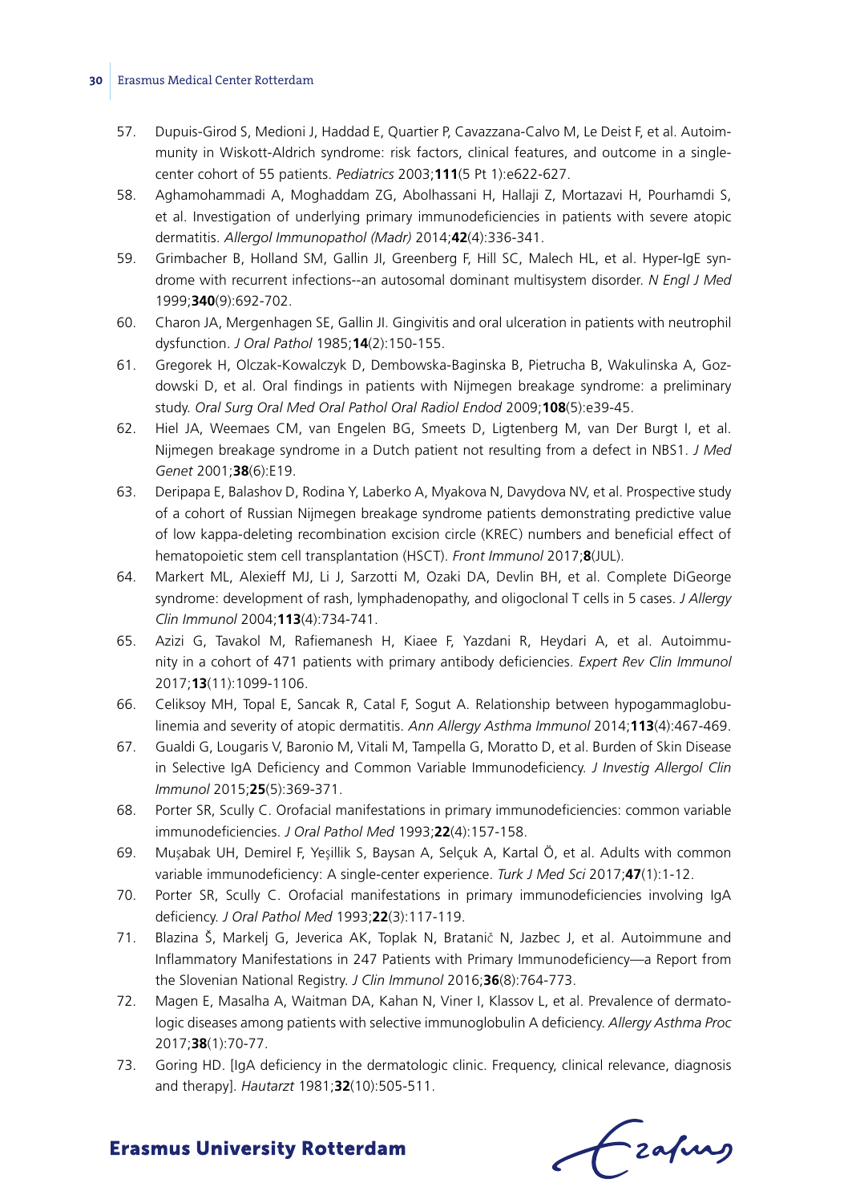57. Dupuis-Girod S, Medioni J, Haddad E, Quartier P, Cavazzana-Calvo M, Le Deist F, et al. Autoimmunity in Wiskott-Aldrich syndrome: risk factors, clinical features, and outcome in a single-center cohort of 55 patients. *Pediatrics* 2003;**111**(5 Pt 1):e622-627.
58. Aghamohammadi A, Moghaddam ZG, Abolhassani H, Hallaji Z, Mortazavi H, Pourhamdi S, et al. Investigation of underlying primary immunodeficiencies in patients with severe atopic dermatitis. *Allergol Immunopathol (Madr)* 2014;**42**(4):336-341.
59. Grimbacher B, Holland SM, Gallin JI, Greenberg F, Hill SC, Malech HL, et al. Hyper-IgE syndrome with recurrent infections--an autosomal dominant multisystem disorder. *N Engl J Med* 1999;**340**(9):692-702.
60. Charon JA, Mergenhagen SE, Gallin JI. Gingivitis and oral ulceration in patients with neutrophil dysfunction. *J Oral Pathol* 1985;**14**(2):150-155.
61. Gregorek H, Olczak-Kowalczyk D, Dembowska-Baginska B, Pietrucha B, Wakulinska A, Gozdowski D, et al. Oral findings in patients with Nijmegen breakage syndrome: a preliminary study. *Oral Surg Oral Med Oral Pathol Oral Radiol Endod* 2009;**108**(5):e39-45.
62. Hiel JA, Weemaes CM, van Engelen BG, Smeets D, Ligtenberg M, van Der Burgt I, et al. Nijmegen breakage syndrome in a Dutch patient not resulting from a defect in NBS1. *J Med Genet* 2001;**38**(6):E19.
63. Deripapa E, Balashov D, Rodina Y, Laberko A, Myakova N, Davydova NV, et al. Prospective study of a cohort of Russian Nijmegen breakage syndrome patients demonstrating predictive value of low kappa-deleting recombination excision circle (KREC) numbers and beneficial effect of hematopoietic stem cell transplantation (HSCT). *Front Immunol* 2017;**8**(JUL).
64. Markert ML, Alexieff MJ, Li J, Sarzotti M, Ozaki DA, Devlin BH, et al. Complete DiGeorge syndrome: development of rash, lymphadenopathy, and oligoclonal T cells in 5 cases. *J Allergy Clin Immunol* 2004;**113**(4):734-741.
65. Azizi G, Tavakol M, Rafiemanesh H, Kiaee F, Yazdani R, Heydari A, et al. Autoimmunity in a cohort of 471 patients with primary antibody deficiencies. *Expert Rev Clin Immunol* 2017;**13**(11):1099-1106.
66. Celiksoy MH, Topal E, Sancak R, Catal F, Sogut A. Relationship between hypogammaglobulinemia and severity of atopic dermatitis. *Ann Allergy Asthma Immunol* 2014;**113**(4):467-469.
67. Gualdi G, Lougaris V, Baronio M, Vitali M, Tampella G, Moratto D, et al. Burden of Skin Disease in Selective IgA Deficiency and Common Variable Immunodeficiency. *J Investig Allergol Clin Immunol* 2015;**25**(5):369-371.
68. Porter SR, Scully C. Orofacial manifestations in primary immunodeficiencies: common variable immunodeficiencies. *J Oral Pathol Med* 1993;**22**(4):157-158.
69. Muşabak UH, Demirel F, Yeşillik S, Baysan A, Selçuk A, Kartal Ö, et al. Adults with common variable immunodeficiency: A single-center experience. *Turk J Med Sci* 2017;**47**(1):1-12.
70. Porter SR, Scully C. Orofacial manifestations in primary immunodeficiencies involving IgA deficiency. *J Oral Pathol Med* 1993;**22**(3):117-119.
71. Blazina Š, Markelj G, Jeverica AK, Toplak N, Bratanič N, Jazbec J, et al. Autoimmune and Inflammatory Manifestations in 247 Patients with Primary Immunodeficiency—a Report from the Slovenian National Registry. *J Clin Immunol* 2016;**36**(8):764-773.
72. Magen E, Masalha A, Waitman DA, Kahan N, Viner I, Klassov L, et al. Prevalence of dermatologic diseases among patients with selective immunoglobulin A deficiency. *Allergy Asthma Proc* 2017;**38**(1):70-77.
73. Goring HD. [IgA deficiency in the dermatologic clinic. Frequency, clinical relevance, diagnosis and therapy]. *Hautarzt* 1981;**32**(10):505-511.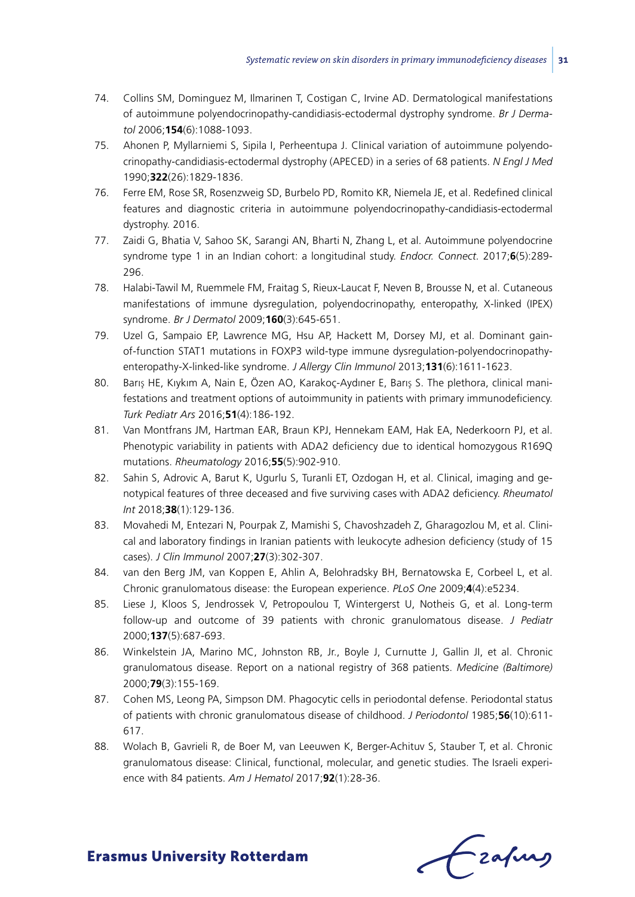74. Collins SM, Dominguez M, Ilmarinen T, Costigan C, Irvine AD. Dermatological manifestations of autoimmune polyendocrinopathy-candidiasis-ectodermal dystrophy syndrome. *Br J Dermatol* 2006;**154**(6):1088-1093.
75. Ahonen P, Myllarniemi S, Sipila I, Perheentupa J. Clinical variation of autoimmune polyendocrinopathy-candidiasis-ectodermal dystrophy (APECED) in a series of 68 patients. *N Engl J Med* 1990;**322**(26):1829-1836.
76. Ferre EM, Rose SR, Rosenzweig SD, Burbelo PD, Romito KR, Niemela JE, et al. Redefined clinical features and diagnostic criteria in autoimmune polyendocrinopathy-candidiasis-ectodermal dystrophy. 2016.
77. Zaidi G, Bhatia V, Sahoo SK, Sarangi AN, Bharti N, Zhang L, et al. Autoimmune polyendocrine syndrome type 1 in an Indian cohort: a longitudinal study. *Endocr. Connect.* 2017;**6**(5):289-296.
78. Halabi-Tawil M, Ruemmele FM, Fraitag S, Rieux-Laucat F, Neven B, Brousse N, et al. Cutaneous manifestations of immune dysregulation, polyendocrinopathy, enteropathy, X-linked (IPEX) syndrome. *Br J Dermatol* 2009;**160**(3):645-651.
79. Uzel G, Sampaio EP, Lawrence MG, Hsu AP, Hackett M, Dorsey MJ, et al. Dominant gain-of-function STAT1 mutations in FOXP3 wild-type immune dysregulation-polyendocrinopathy-enteropathy-X-linked-like syndrome. *J Allergy Clin Immunol* 2013;**131**(6):1611-1623.
80. Barış HE, Kıykım A, Nain E, Özen AO, Karakoç-Aydıner E, Barış S. The plethora, clinical manifestations and treatment options of autoimmunity in patients with primary immunodeficiency. *Turk Pediatr Ars* 2016;**51**(4):186-192.
81. Van Montfrans JM, Hartman EAR, Braun KPJ, Hennekam EAM, Hak EA, Nederkoorn PJ, et al. Phenotypic variability in patients with ADA2 deficiency due to identical homozygous R169Q mutations. *Rheumatology* 2016;**55**(5):902-910.
82. Sahin S, Adrovic A, Barut K, Ugurlu S, Turanli ET, Ozdogan H, et al. Clinical, imaging and genotypical features of three deceased and five surviving cases with ADA2 deficiency. *Rheumatol Int* 2018;**38**(1):129-136.
83. Movahedi M, Entezari N, Pourpak Z, Mamishi S, Chavoshzadeh Z, Gharagozlou M, et al. Clinical and laboratory findings in Iranian patients with leukocyte adhesion deficiency (study of 15 cases). *J Clin Immunol* 2007;**27**(3):302-307.
84. van den Berg JM, van Koppen E, Ahlin A, Belohradsky BH, Bernatowska E, Corbeel L, et al. Chronic granulomatous disease: the European experience. *PLoS One* 2009;**4**(4):e5234.
85. Liese J, Kloos S, Jendrossek V, Petropoulou T, Wintergerst U, Notheis G, et al. Long-term follow-up and outcome of 39 patients with chronic granulomatous disease. *J Pediatr* 2000;**137**(5):687-693.
86. Winkelstein JA, Marino MC, Johnston RB, Jr., Boyle J, Curnutte J, Gallin JI, et al. Chronic granulomatous disease. Report on a national registry of 368 patients. *Medicine (Baltimore)* 2000;**79**(3):155-169.
87. Cohen MS, Leong PA, Simpson DM. Phagocytic cells in periodontal defense. Periodontal status of patients with chronic granulomatous disease of childhood. *J Periodontol* 1985;**56**(10):611-617.
88. Wolach B, Gavrieli R, de Boer M, van Leeuwen K, Berger-Achituv S, Stauber T, et al. Chronic granulomatous disease: Clinical, functional, molecular, and genetic studies. The Israeli experience with 84 patients. *Am J Hematol* 2017;**92**(1):28-36.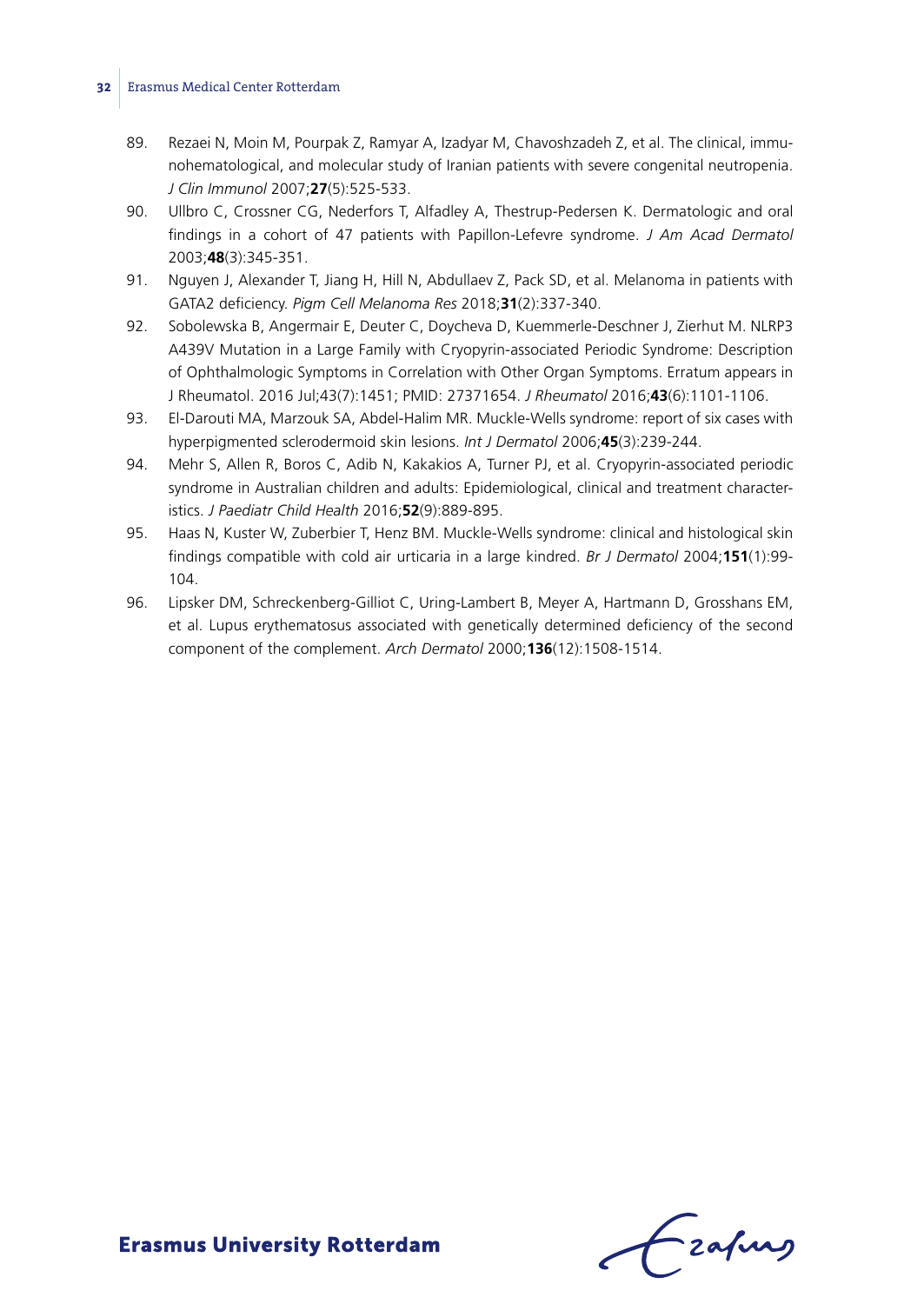89. Rezaei N, Moin M, Pourpak Z, Ramyar A, Izadyar M, Chavoshzadeh Z, et al. The clinical, immunohematological, and molecular study of Iranian patients with severe congenital neutropenia. *J Clin Immunol* 2007;**27**(5):525-533.
90. Ullbro C, Crossner CG, Nederfors T, Alfadley A, Thestrup-Pedersen K. Dermatologic and oral findings in a cohort of 47 patients with Papillon-Lefevre syndrome. *J Am Acad Dermatol* 2003;**48**(3):345-351.
91. Nguyen J, Alexander T, Jiang H, Hill N, Abdullaev Z, Pack SD, et al. Melanoma in patients with GATA2 deficiency. *Pigm Cell Melanoma Res* 2018;**31**(2):337-340.
92. Sobolewska B, Angermair E, Deuter C, Doycheva D, Kuemmerle-Deschner J, Zierhut M. NLRP3 A439V Mutation in a Large Family with Cryopyrin-associated Periodic Syndrome: Description of Ophthalmologic Symptoms in Correlation with Other Organ Symptoms. Erratum appears in J Rheumatol. 2016 Jul;43(7):1451; PMID: 27371654. *J Rheumatol* 2016;**43**(6):1101-1106.
93. El-Darouti MA, Marzouk SA, Abdel-Halim MR. Muckle-Wells syndrome: report of six cases with hyperpigmented sclerodermoid skin lesions. *Int J Dermatol* 2006;**45**(3):239-244.
94. Mehr S, Allen R, Boros C, Adib N, Kakakios A, Turner PJ, et al. Cryopyrin-associated periodic syndrome in Australian children and adults: Epidemiological, clinical and treatment characteristics. *J Paediatr Child Health* 2016;**52**(9):889-895.
95. Haas N, Kuster W, Zuberbier T, Henz BM. Muckle-Wells syndrome: clinical and histological skin findings compatible with cold air urticaria in a large kindred. *Br J Dermatol* 2004;**151**(1):99-104.
96. Lipsker DM, Schreckenberg-Gilliot C, Uring-Lambert B, Meyer A, Hartmann D, Grosshans EM, et al. Lupus erythematosus associated with genetically determined deficiency of the second component of the complement. *Arch Dermatol* 2000;**136**(12):1508-1514.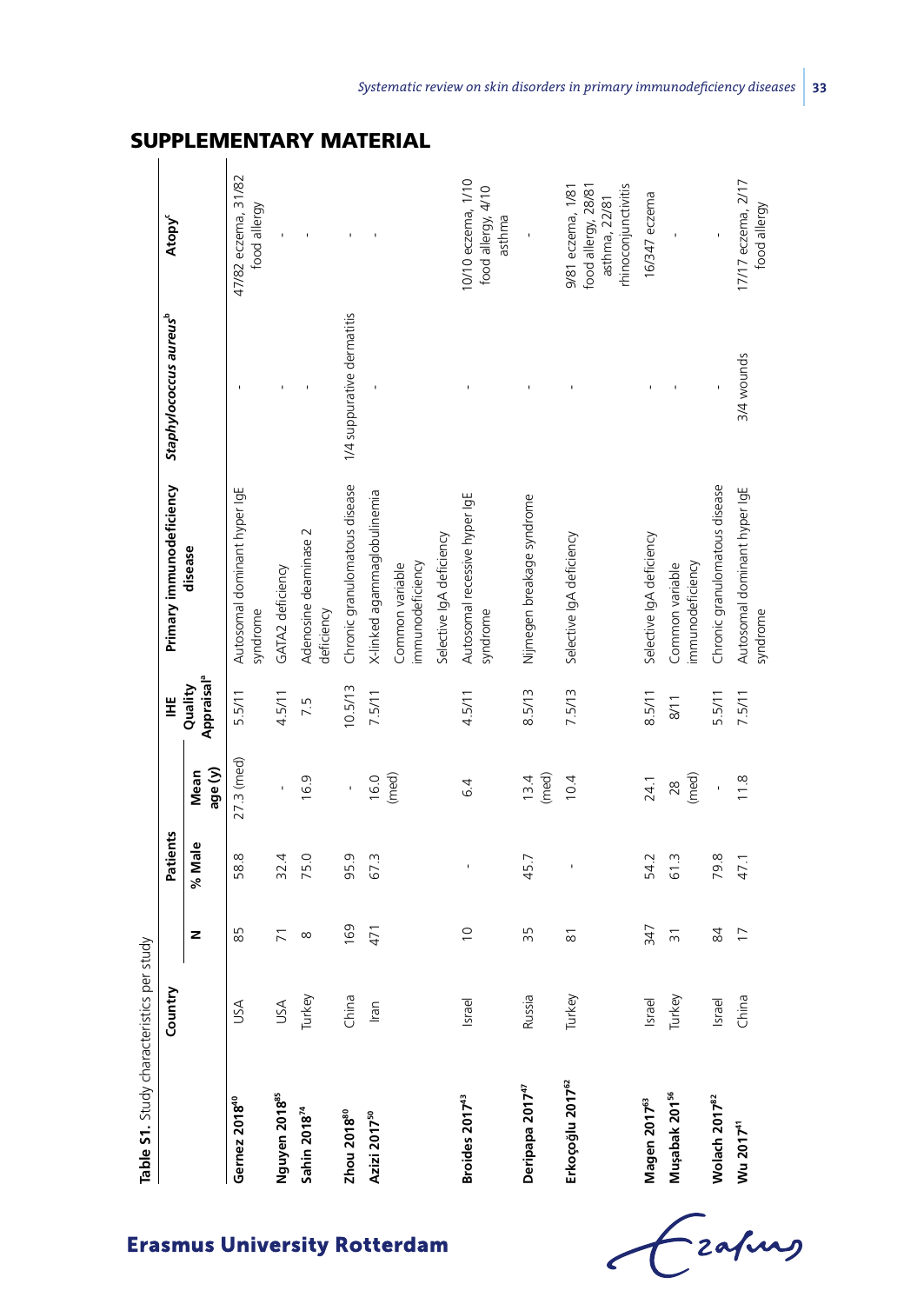## SUPPLEMENTARY MATERIAL

**Table S1.** Study characteristics per study

| | Country | Patients | | | IHE Quality Appraisal[a] | Primary immunodeficiency disease | *Staphylococcus aureus*[b] | Atopy[c] |
|---|---|---|---|---|---|---|---|---|
| | | N | % Male | Mean age (y) | | | | |
| **Gernez 2018[40]** | USA | 85 | 58.8 | 27.3 (med) | 5.5/11 | Autosomal dominant hyper IgE syndrome | - | 47/82 eczema, 31/82 food allergy |
| **Nguyen 2018[85]** | USA | 71 | 32.4 | - | 4.5/11 | GATA2 deficiency | - | - |
| **Sahin 2018[74]** | Turkey | 8 | 75.0 | 16.9 | 7.5 | Adenosine deaminase 2 deficiency | - | - |
| **Zhou 2018[80]** | China | 169 | 95.9 | - | 10.5/13 | Chronic granulomatous disease | 1/4 suppurative dermatitis | - |
| **Azizi 2017[50]** | Iran | 471 | 67.3 | 16.0 (med) | 7.5/11 | X-linked agammaglobulinemia<br>Common variable immunodeficiency<br>Selective IgA deficiency | - | - |
| **Broides 2017[43]** | Israel | 10 | - | 6.4 | 4.5/11 | Autosomal recessive hyper IgE syndrome | - | 10/10 eczema, 1/10 food allergy, 4/10 asthma |
| **Deripapa 2017[47]** | Russia | 35 | 45.7 | 13.4 (med) | 8.5/13 | Nijmegen breakage syndrome | - | - |
| **Erkoçoğlu 2017[62]** | Turkey | 81 | - | 10.4 | 7.5/13 | Selective IgA deficiency | - | 9/81 eczema, 1/81 food allergy, 28/81 asthma, 22/81 rhinoconjunctivitis |
| **Magen 2017[63]** | Israel | 347 | 54.2 | 24.1 | 8.5/11 | Selective IgA deficiency | - | 16/347 eczema |
| **Muşabak 201[56]** | Turkey | 31 | 61.3 | 28 (med) | 8/11 | Common variable immunodeficiency | - | - |
| **Wolach 2017[82]** | Israel | 84 | 79.8 | - | 5.5/11 | Chronic granulomatous disease | - | - |
| **Wu 2017[41]** | China | 17 | 47.1 | 11.8 | 7.5/11 | Autosomal dominant hyper IgE syndrome | 3/4 wounds | 17/17 eczema, 2/17 food allergy |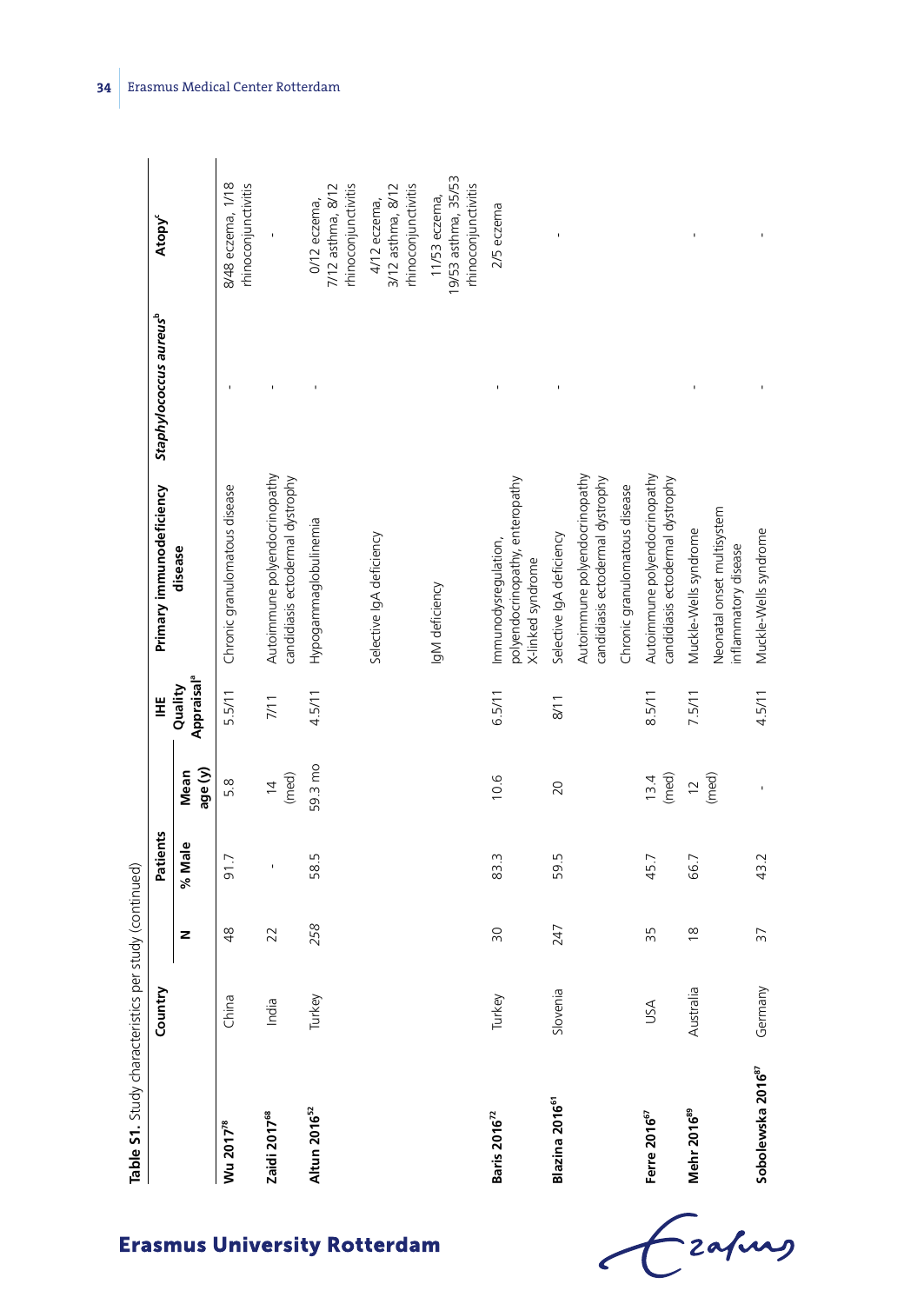Table S1. Study characteristics per study (continued)

| | Country | Patients | | | IHE Quality Appraisal[a] | Primary immunodeficiency disease | *Staphylococcus aureus*[b] | Atopy[c] |
|---|---|---|---|---|---|---|---|---|
| | | N | % Male | Mean age (y) | | | | |
| **Wu 2017[78]** | China | 48 | 91.7 | 5.8 | 5.5/11 | Chronic granulomatous disease | - | 8/48 eczema, 1/18 rhinoconjunctivitis |
| **Zaidi 2017[68]** | India | 22 | - | 14 (med) | 7/11 | Autoimmune polyendocrinopathy candidiasis ectodermal dystrophy | - | - |
| **Altun 2016[52]** | Turkey | 258 | 58.5 | 59.3 mo | 4.5/11 | Hypogammaglobulinemia | - | 0/12 eczema, 7/12 asthma, 8/12 rhinoconjunctivitis |
| | | | | | | Selective IgA deficiency | | 4/12 eczema, 3/12 asthma, 8/12 rhinoconjunctivitis |
| | | | | | | IgM deficiency | | 11/53 eczema, 19/53 asthma, 35/53 rhinoconjunctivitis |
| **Baris 2016[72]** | Turkey | 30 | 83.3 | 10.6 | 6.5/11 | Immunodysregulation, polyendocrinopathy, enteropathy X-linked syndrome | - | 2/5 eczema |
| **Blazina 2016[61]** | Slovenia | 247 | 59.5 | 20 | 8/11 | Selective IgA deficiency | - | - |
| | | | | | | Autoimmune polyendocrinopathy candidiasis ectodermal dystrophy | | |
| | | | | | | Chronic granulomatous disease | | |
| **Ferre 2016[67]** | USA | 35 | 45.7 | 13.4 (med) | 8.5/11 | Autoimmune polyendocrinopathy candidiasis ectodermal dystrophy | - | - |
| **Mehr 2016[89]** | Australia | 18 | 66.7 | 12 (med) | 7.5/11 | Muckle-Wells syndrome | - | - |
| | | | | | | Neonatal onset multisystem inflammatory disease | | |
| **Sobolewska 2016[87]** | Germany | 37 | 43.2 | - | 4.5/11 | Muckle-Wells syndrome | - | - |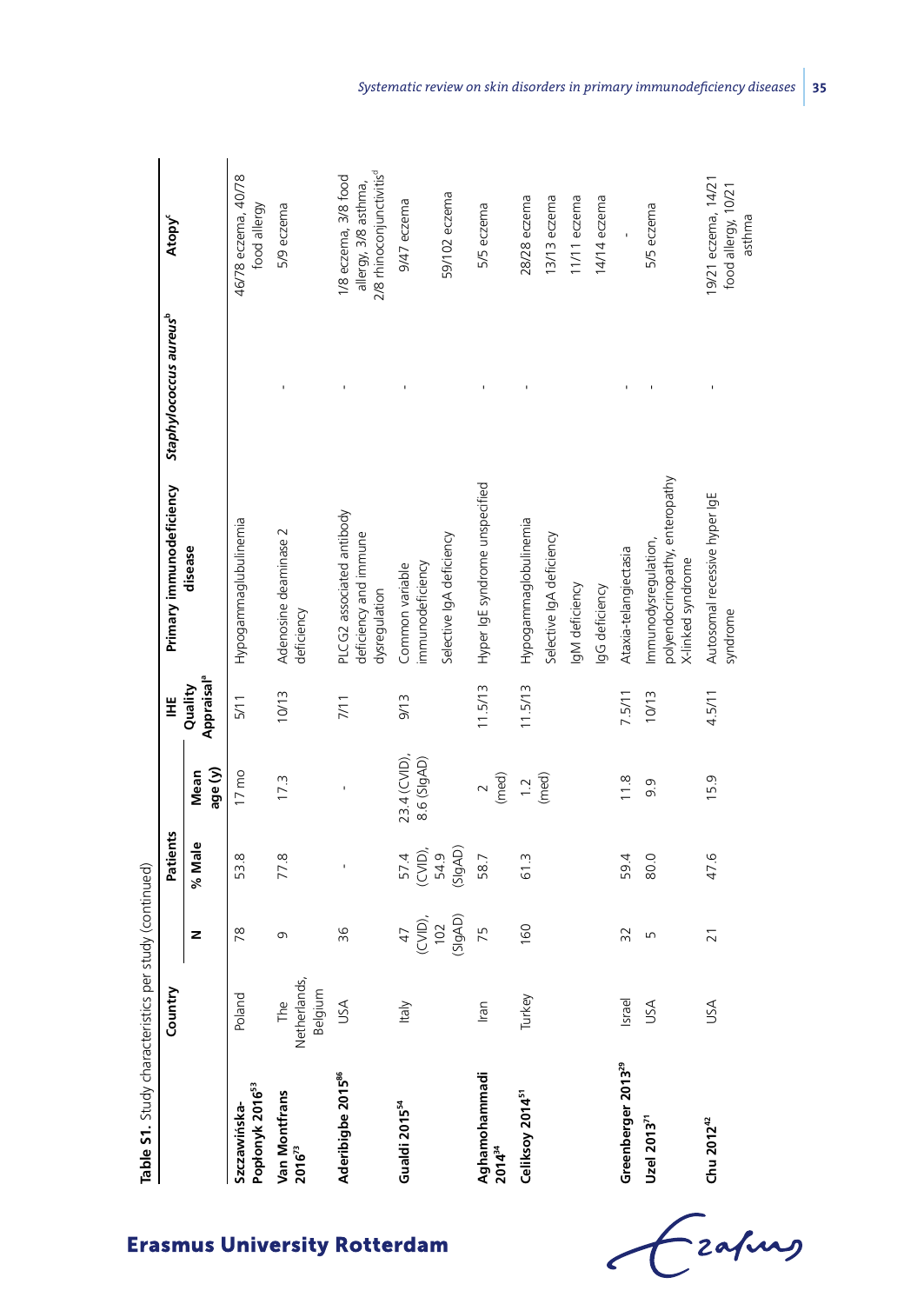**Table S1.** Study characteristics per study (continued)

| | Country | Patients | | | IHE Quality Appraisal[a] | Primary immunodeficiency disease | *Staphylococcus aureus*[b] | Atopy[c] |
|---|---|---|---|---|---|---|---|---|
| | | N | % Male | Mean age (y) | | | | |
| **Szczawińska-Popłonyk 2016[53]** | Poland | 78 | 53.8 | 17 mo | 5/11 | Hypogammaglubulinemia | | 46/78 eczema, 40/78 food allergy |
| **Van Montfrans 2016[73]** | The Netherlands, Belgium | 9 | 77.8 | 17.3 | 10/13 | Adenosine deaminase 2 deficiency | - | 5/9 eczema |
| **Aderibigbe 2015[86]** | USA | 36 | - | - | 7/11 | PLCG2 associated antibody deficiency and immune dysregulation | - | 1/8 eczema, 3/8 food allergy, 3/8 asthma, 2/8 rhinoconjunctivitis[d] |
| **Gualdi 2015[54]** | Italy | 47 (CVID), 102 (SIgAD) | 57.4 (CVID), 54.9 (SIgAD) | 23.4 (CVID), 8.6 (SIgAD) | 9/13 | Common variable immunodeficiency | - | 9/47 eczema |
| | | | | | | Selective IgA deficiency | | 59/102 eczema |
| **Aghamohammadi 2014[34]** | Iran | 75 | 58.7 | 2 (med) | 11.5/13 | Hyper IgE syndrome unspecified | - | 5/5 eczema |
| **Celiksoy 2014[51]** | Turkey | 160 | 61.3 | 1.2 (med) | 11.5/13 | Hypogammaglobulinemia | - | 28/28 eczema |
| | | | | | | Selective IgA deficiency | | 13/13 eczema |
| | | | | | | IgM deficiency | | 11/11 eczema |
| | | | | | | IgG deficiency | | 14/14 eczema |
| **Greenberger 2013[29]** | Israel | 32 | 59.4 | 11.8 | 7.5/11 | Ataxia-telangiectasia | - | - |
| **Uzel 2013[71]** | USA | 5 | 80.0 | 9.9 | 10/13 | Immunodysregulation, polyendocrinopathy, enteropathy X-linked syndrome | - | 5/5 eczema |
| **Chu 2012[42]** | USA | 21 | 47.6 | 15.9 | 4.5/11 | Autosomal recessive hyper IgE syndrome | - | 19/21 eczema, 14/21 food allergy, 10/21 asthma |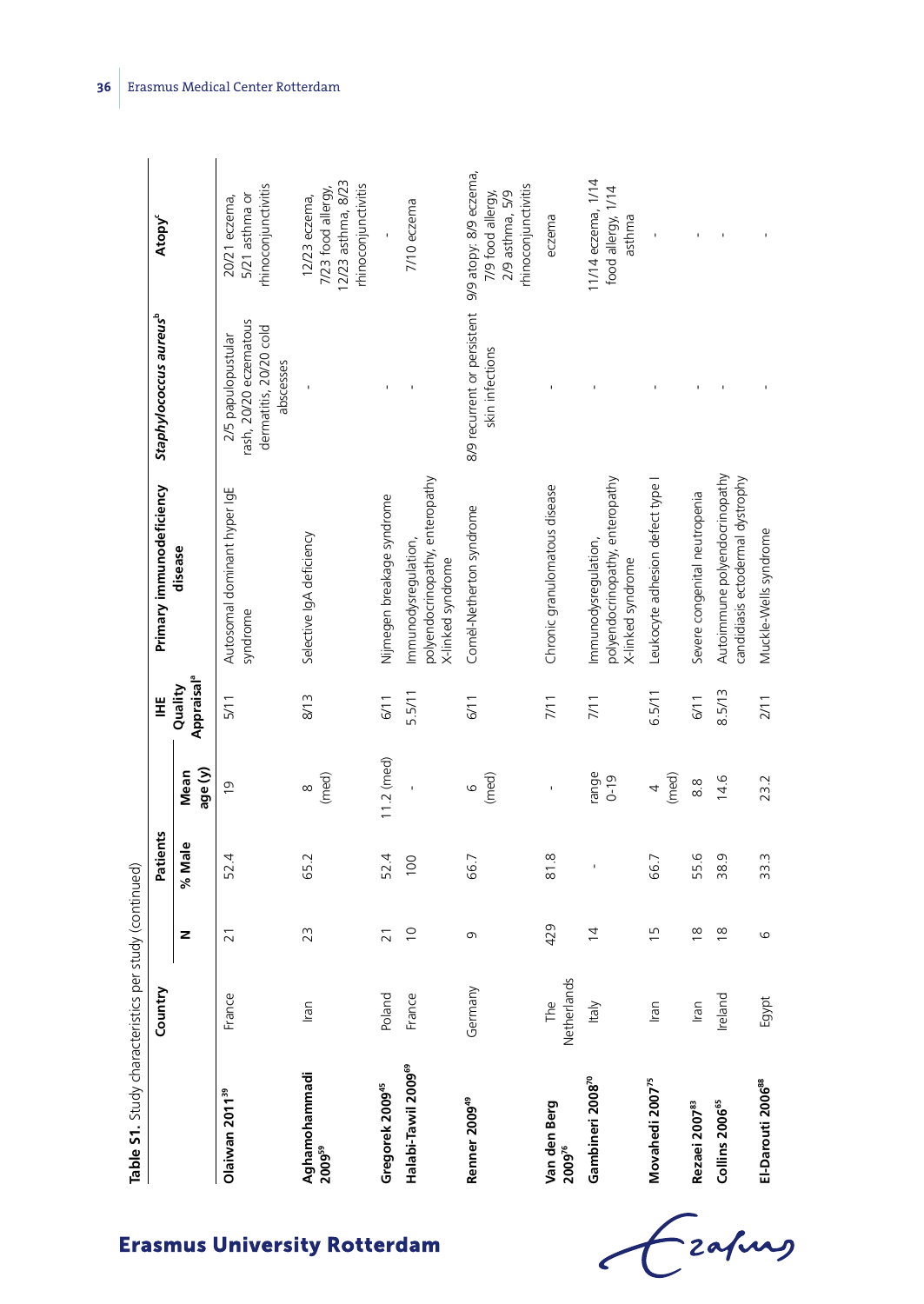**Table S1.** Study characteristics per study (continued)

| | Country | Patients | | | IHE Quality Appraisal[a] | Primary immunodeficiency disease | *Staphylococcus aureus*[b] | Atopy[c] |
|---|---|---|---|---|---|---|---|---|
| | | N | % Male | Mean age (y) | | | | |
| **Olaiwan 2011[39]** | France | 21 | 52.4 | 19 | 5/11 | Autosomal dominant hyper IgE syndrome | 2/5 papulopustular rash, 20/20 eczematous dermatitis, 20/20 cold abscesses | 20/21 eczema, 5/21 asthma or rhinoconjunctivitis |
| **Aghamohammadi 2009[59]** | Iran | 23 | 65.2 | 8 (med) | 8/13 | Selective IgA deficiency | - | 12/23 eczema, 7/23 food allergy, 12/23 asthma, 8/23 rhinoconjunctivitis |
| **Gregorek 2009[45]** | Poland | 21 | 52.4 | 11.2 (med) | 6/11 | Nijmegen breakage syndrome | - | - |
| **Halabi-Tawil 2009[69]** | France | 10 | 100 | - | 5.5/11 | Immunodysregulation, polyendocrinopathy, enteropathy X-linked syndrome | - | 7/10 eczema |
| **Renner 2009[49]** | Germany | 9 | 66.7 | 6 (med) | 6/11 | Comèl-Netherton syndrome | 8/9 recurrent or persistent skin infections | 9/9 atopy: 8/9 eczema, 7/9 food allergy, 2/9 asthma, 5/9 rhinoconjunctivitis |
| **Van den Berg 2009[76]** | The Netherlands | 429 | 81.8 | - | 7/11 | Chronic granulomatous disease | - | eczema |
| **Gambineri 2008[70]** | Italy | 14 | - | range 0-19 | 7/11 | Immunodysregulation, polyendocrinopathy, enteropathy X-linked syndrome | - | 11/14 eczema, 1/14 food allergy, 1/14 asthma |
| **Movahedi 2007[75]** | Iran | 15 | 66.7 | 4 (med) | 6.5/11 | Leukocyte adhesion defect type I | - | - |
| **Rezaei 2007[83]** | Iran | 18 | 55.6 | 8.8 | 6/11 | Severe congenital neutropenia | - | - |
| **Collins 2006[65]** | Ireland | 18 | 38.9 | 14.6 | 8.5/13 | Autoimmune polyendocrinopathy candidiasis ectodermal dystrophy | - | - |
| **El-Darouti 2006[88]** | Egypt | 6 | 33.3 | 23.2 | 2/11 | Muckle-Wells syndrome | - | - |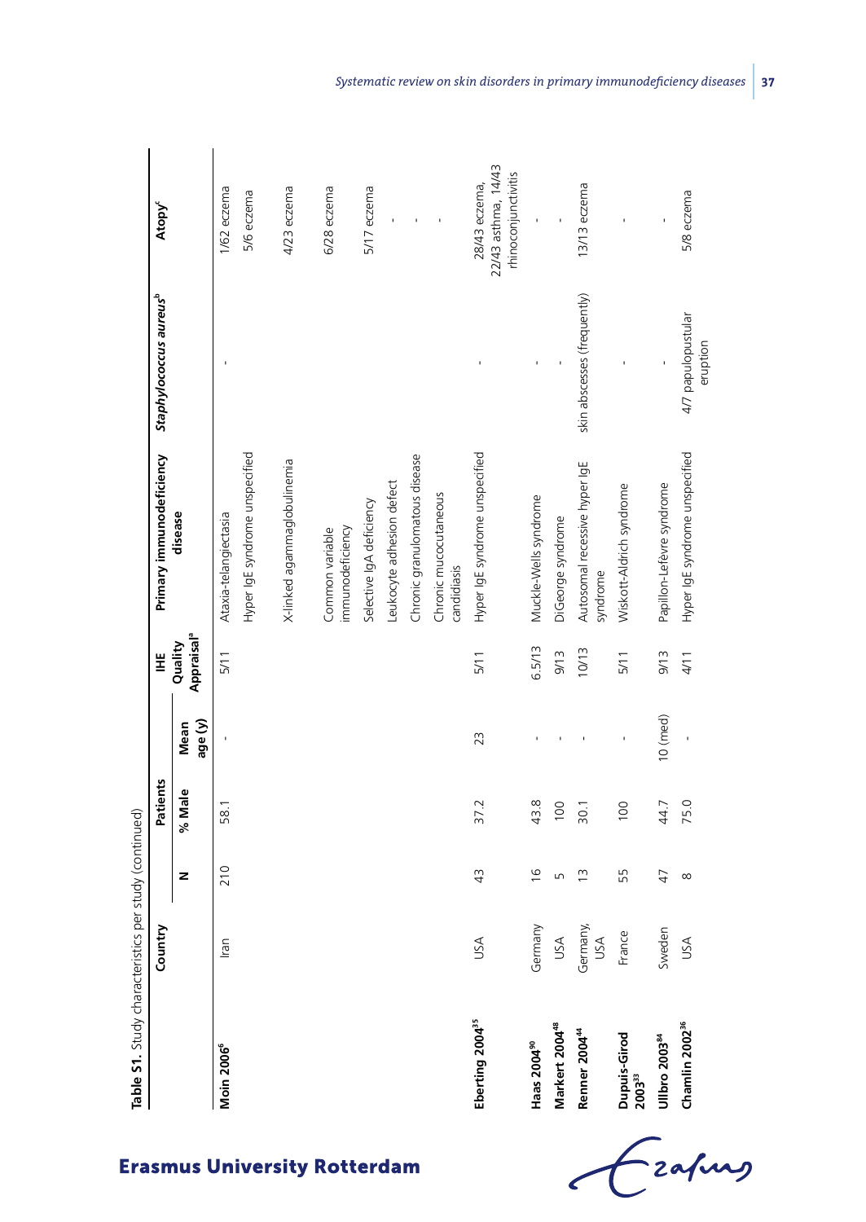**Table S1.** Study characteristics per study (continued)

| | Country | Patients | | | IHE Quality Appraisal[a] | Primary immunodeficiency disease | *Staphylococcus aureus*[b] | Atopy[c] |
|---|---|---|---|---|---|---|---|---|
| | | N | % Male | Mean age (y) | | | | |
| **Moin 2006**[6] | Iran | 210 | 58.1 | - | 5/11 | Ataxia-telangiectasia | - | 1/62 eczema |
| | | | | | | Hyper IgE syndrome unspecified | | 5/6 eczema |
| | | | | | | X-linked agammaglobulinemia | | 4/23 eczema |
| | | | | | | Common variable immunodeficiency | | 6/28 eczema |
| | | | | | | Selective IgA deficiency | | 5/17 eczema |
| | | | | | | Leukocyte adhesion defect | | - |
| | | | | | | Chronic granulomatous disease | | - |
| | | | | | | Chronic mucocutaneous candidiasis | | - |
| **Eberting 2004**[35] | USA | 43 | 37.2 | 23 | 5/11 | Hyper IgE syndrome unspecified | - | 28/43 eczema, 22/43 asthma, 14/43 rhinoconjunctivitis |
| **Haas 2004**[90] | Germany | 16 | 43.8 | - | 6.5/13 | Muckle-Wells syndrome | - | - |
| **Markert 2004**[48] | USA | 5 | 100 | - | 9/13 | DiGeorge syndrome | - | - |
| **Renner 2004**[44] | Germany, USA | 13 | 30.1 | - | 10/13 | Autosomal recessive hyper IgE syndrome | skin abscesses (frequently) | 13/13 eczema |
| **Dupuis-Girod 2003**[33] | France | 55 | 100 | - | 5/11 | Wiskott-Aldrich syndrome | - | - |
| **Ullbro 2003**[84] | Sweden | 47 | 44.7 | 10 (med) | 9/13 | Papillon-Lefèvre syndrome | - | - |
| **Chamlin 2002**[36] | USA | 8 | 75.0 | - | 4/11 | Hyper IgE syndrome unspecified | 4/7 papulopustular eruption | 5/8 eczema |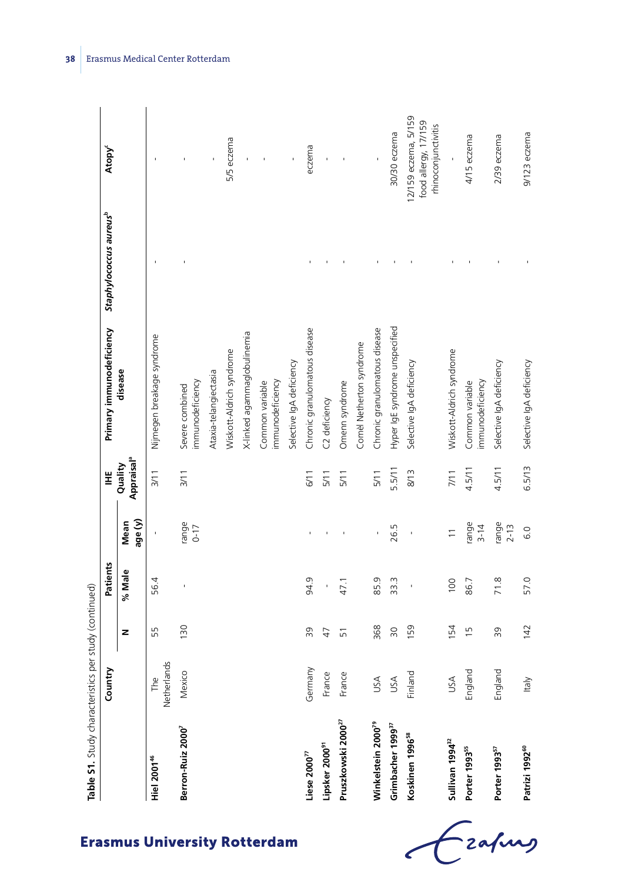Table S1. Study characteristics per study (continued)

| | Country | Patients | | | IHE Quality Appraisal[a] | Primary immunodeficiency disease | *Staphylococcus aureus*[b] | Atopy[c] |
|---|---|---|---|---|---|---|---|---|
| | | N | % Male | Mean age (y) | | | | |
| **Hiel 2001[46]** | The Netherlands | 55 | 56.4 | - | 3/11 | Nijmegen breakage syndrome | - | - |
| **Berron-Ruiz 2000[7]** | Mexico | 130 | - | range 0-17 | 3/11 | Severe combined immunodeficiency | - | - |
| | | | | | | Ataxia-telangiectasia | | - |
| | | | | | | Wiskott-Aldrich syndrome | | 5/5 eczema |
| | | | | | | X-linked agammaglobulinemia | | - |
| | | | | | | Common variable immunodeficiency | | - |
| | | | | | | Selective IgA deficiency | | - |
| **Liese 2000[77]** | Germany | 39 | 94.9 | - | 6/11 | Chronic granulomatous disease | - | eczema |
| **Lipsker 2000[91]** | France | 47 | - | - | 5/11 | C2 deficiency | - | - |
| **Pruszkowski 2000[27]** | France | 51 | 47.1 | - | 5/11 | Omenn syndrome | - | - |
| | | | | | | Comèl Netherton syndrome | | |
| **Winkelstein 2000[79]** | USA | 368 | 85.9 | - | 5/11 | Chronic granulomatous disease | - | - |
| **Grimbacher 1999[37]** | USA | 30 | 33.3 | 26.5 | 5.5/11 | Hyper IgE syndrome unspecified | - | 30/30 eczema |
| **Koskinen 1996[58]** | Finland | 159 | - | - | 8/13 | Selective IgA deficiency | - | 12/159 eczema, 5/159 food allergy, 17/159 rhinoconjunctivitis |
| **Sullivan 1994[32]** | USA | 154 | 100 | 11 | 7/11 | Wiskott-Aldrich syndrome | - | - |
| **Porter 1993[55]** | England | 15 | 86.7 | range 3-14 | 4.5/11 | Common variable immunodeficiency | - | 4/15 eczema |
| **Porter 1993[57]** | England | 39 | 71.8 | range 2-13 | 4.5/11 | Selective IgA deficiency | - | 2/39 eczema |
| **Patrizi 1992[60]** | Italy | 142 | 57.0 | 6.0 | 6.5/13 | Selective IgA deficiency | - | 9/123 eczema |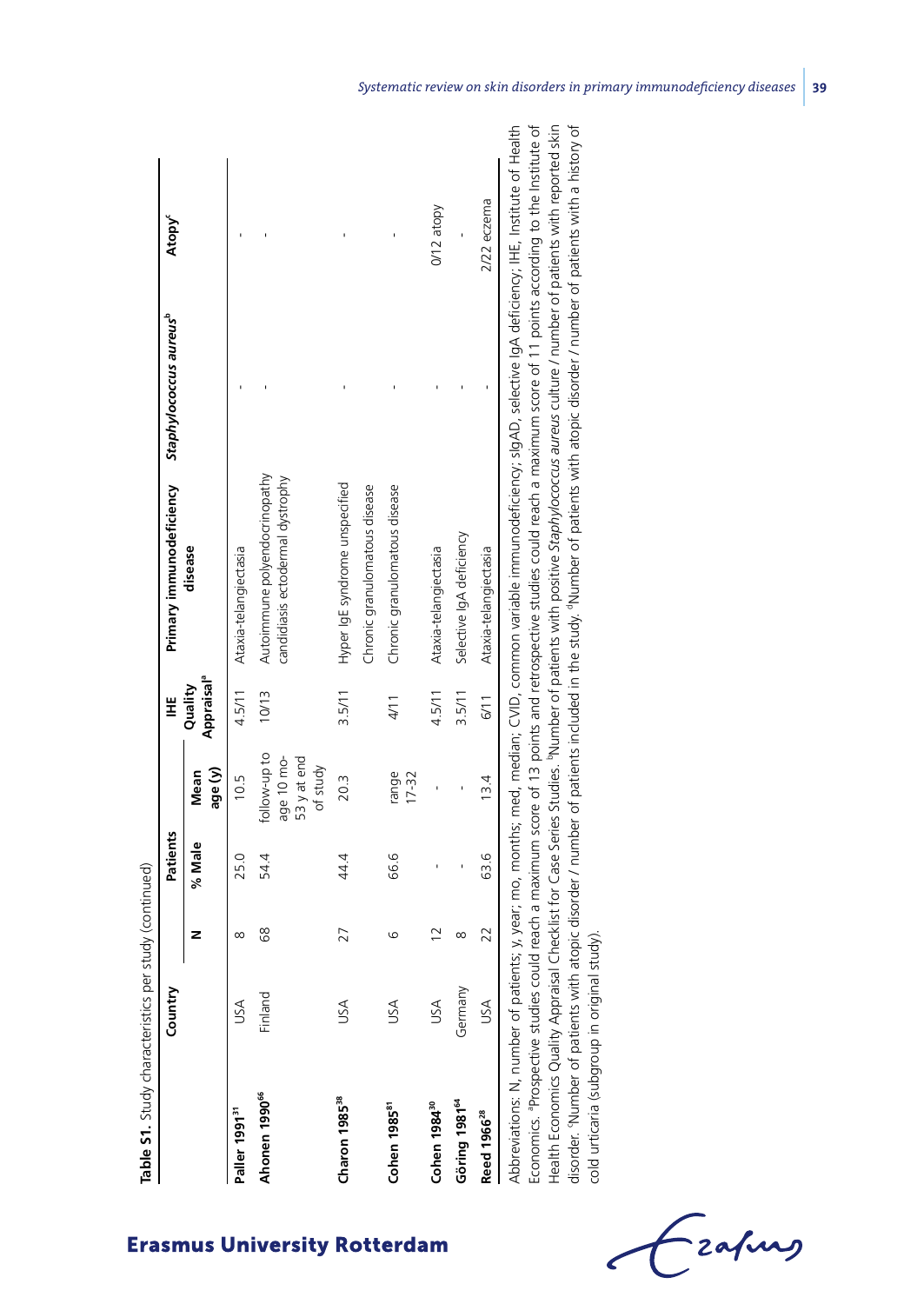**Table S1.** Study characteristics per study (continued)

| | Country | Patients | | | IHE Quality Appraisal[a] | Primary immunodeficiency disease | *Staphylococcus aureus*[b] | Atopy[c] |
|---|---|---|---|---|---|---|---|---|
| | | N | % Male | Mean age (y) | | | | |
| **Paller 1991[31]** | USA | 8 | 25.0 | 10.5 | 4.5/11 | Ataxia-telangiectasia | - | - |
| **Ahonen 1990[66]** | Finland | 68 | 54.4 | follow-up to age 10 mo-53 y at end of study | 10/13 | Autoimmune polyendocrinopathy candidiasis ectodermal dystrophy | - | - |
| **Charon 1985[38]** | USA | 27 | 44.4 | 20.3 | 3.5/11 | Hyper IgE syndrome unspecified<br>Chronic granulomatous disease | - | - |
| **Cohen 1985[81]** | USA | 6 | 66.6 | range 17-32 | 4/11 | Chronic granulomatous disease | - | - |
| **Cohen 1984[30]** | USA | 12 | - | - | 4.5/11 | Ataxia-telangiectasia | - | 0/12 atopy |
| **Göring 1981[64]** | Germany | 8 | - | - | 3.5/11 | Selective IgA deficiency | - | - |
| **Reed 1966[28]** | USA | 22 | 63.6 | 13.4 | 6/11 | Ataxia-telangiectasia | - | 2/22 eczema |

Abbreviations: N, number of patients; y, year; mo, months; med, median; CVID, common variable immunodeficiency; sIgAD, selective IgA deficiency; IHE, Institute of Health Economics. [a]Prospective studies could reach a maximum score of 13 points and retrospective studies could reach a maximum score of 11 points according to the Institute of Health Economics Quality Appraisal Checklist for Case Series Studies. [b]Number of patients with positive *Staphylococcus aureus* culture / number of patients with reported skin disorder. [c]Number of patients with atopic disorder / number of patients included in the study. [d]Number of patients with atopic disorder / number of patients with a history of cold urticaria (subgroup in original study).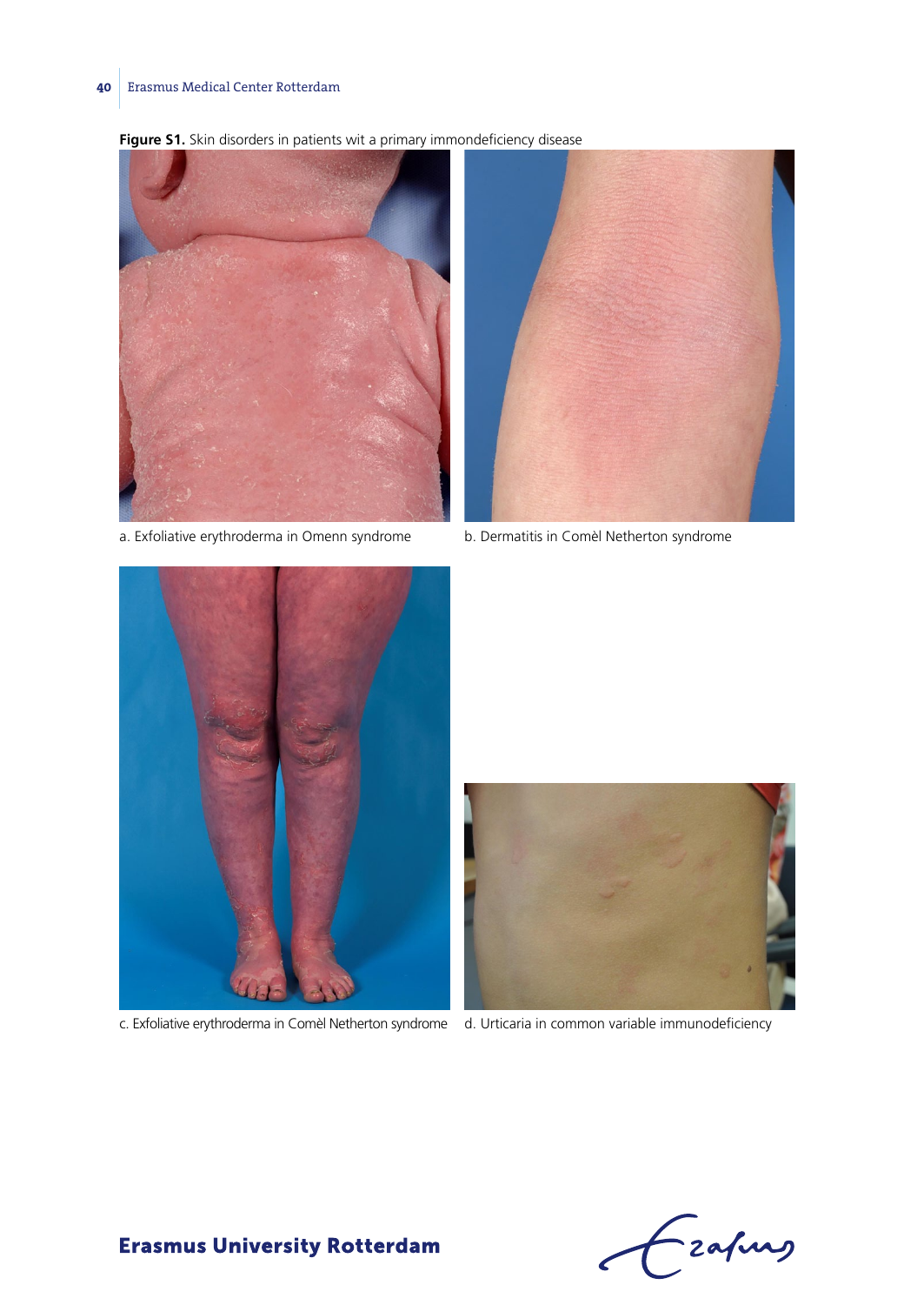**Figure S1.** Skin disorders in patients wit a primary immondeficiency disease

a. Exfoliative erythroderma in Omenn syndrome

b. Dermatitis in Comèl Netherton syndrome

c. Exfoliative erythroderma in Comèl Netherton syndrome

d. Urticaria in common variable immunodeficiency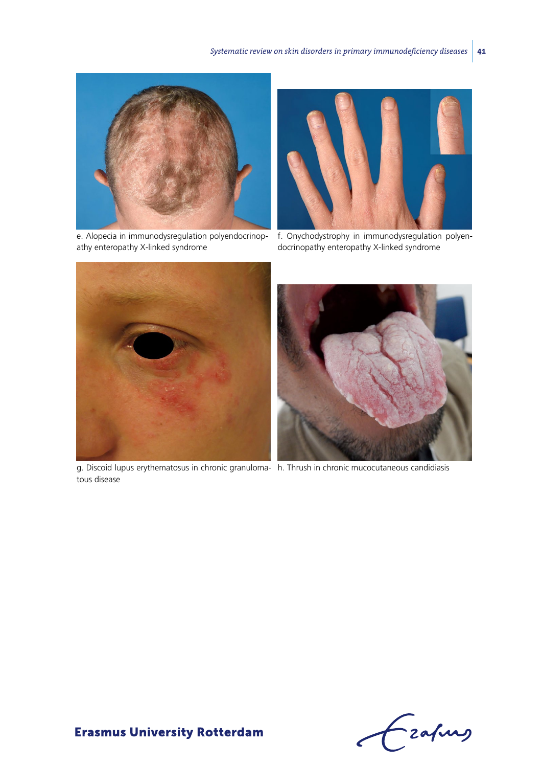e. Alopecia in immunodysregulation polyendocrinopathy enteropathy X-linked syndrome

f. Onychodystrophy in immunodysregulation polyendocrinopathy enteropathy X-linked syndrome

g. Discoid lupus erythematosus in chronic granulomatous disease

h. Thrush in chronic mucocutaneous candidiasis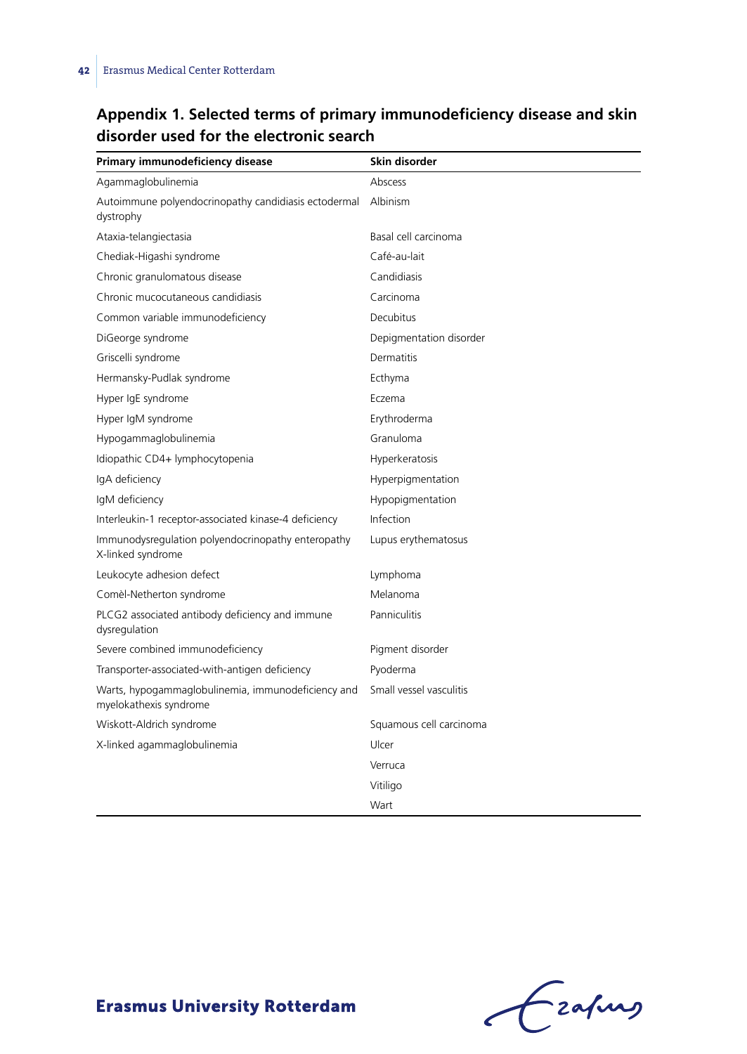## Appendix 1. Selected terms of primary immunodeficiency disease and skin disorder used for the electronic search

| Primary immunodeficiency disease | Skin disorder |
|---|---|
| Agammaglobulinemia | Abscess |
| Autoimmune polyendocrinopathy candidiasis ectodermal dystrophy | Albinism |
| Ataxia-telangiectasia | Basal cell carcinoma |
| Chediak-Higashi syndrome | Café-au-lait |
| Chronic granulomatous disease | Candidiasis |
| Chronic mucocutaneous candidiasis | Carcinoma |
| Common variable immunodeficiency | Decubitus |
| DiGeorge syndrome | Depigmentation disorder |
| Griscelli syndrome | Dermatitis |
| Hermansky-Pudlak syndrome | Ecthyma |
| Hyper IgE syndrome | Eczema |
| Hyper IgM syndrome | Erythroderma |
| Hypogammaglobulinemia | Granuloma |
| Idiopathic CD4+ lymphocytopenia | Hyperkeratosis |
| IgA deficiency | Hyperpigmentation |
| IgM deficiency | Hypopigmentation |
| Interleukin-1 receptor-associated kinase-4 deficiency | Infection |
| Immunodysregulation polyendocrinopathy enteropathy X-linked syndrome | Lupus erythematosus |
| Leukocyte adhesion defect | Lymphoma |
| Comèl-Netherton syndrome | Melanoma |
| PLCG2 associated antibody deficiency and immune dysregulation | Panniculitis |
| Severe combined immunodeficiency | Pigment disorder |
| Transporter-associated-with-antigen deficiency | Pyoderma |
| Warts, hypogammaglobulinemia, immunodeficiency and myelokathexis syndrome | Small vessel vasculitis |
| Wiskott-Aldrich syndrome | Squamous cell carcinoma |
| X-linked agammaglobulinemia | Ulcer |
| | Verruca |
| | Vitiligo |
| | Wart |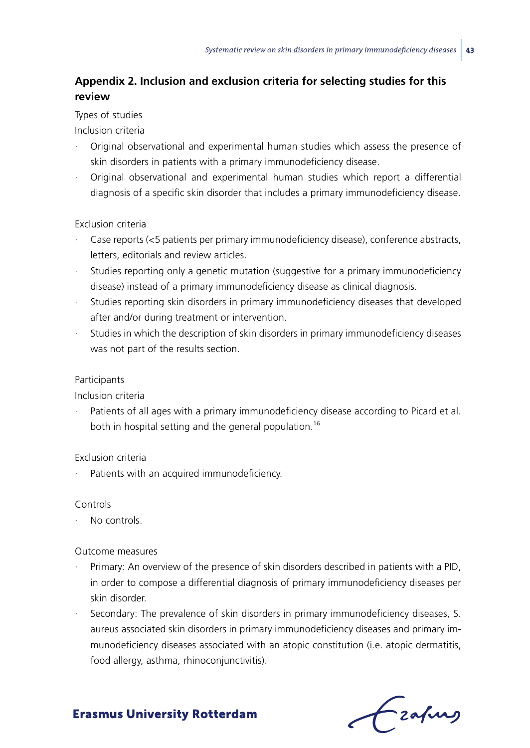## Appendix 2. Inclusion and exclusion criteria for selecting studies for this review

Types of studies

Inclusion criteria

- Original observational and experimental human studies which assess the presence of skin disorders in patients with a primary immunodeficiency disease.
- Original observational and experimental human studies which report a differential diagnosis of a specific skin disorder that includes a primary immunodeficiency disease.

Exclusion criteria

- Case reports (<5 patients per primary immunodeficiency disease), conference abstracts, letters, editorials and review articles.
- Studies reporting only a genetic mutation (suggestive for a primary immunodeficiency disease) instead of a primary immunodeficiency disease as clinical diagnosis.
- Studies reporting skin disorders in primary immunodeficiency diseases that developed after and/or during treatment or intervention.
- Studies in which the description of skin disorders in primary immunodeficiency diseases was not part of the results section.

Participants

Inclusion criteria

- Patients of all ages with a primary immunodeficiency disease according to Picard et al. both in hospital setting and the general population.[16]

Exclusion criteria

- Patients with an acquired immunodeficiency.

Controls

- No controls.

Outcome measures

- Primary: An overview of the presence of skin disorders described in patients with a PID, in order to compose a differential diagnosis of primary immunodeficiency diseases per skin disorder.
- Secondary: The prevalence of skin disorders in primary immunodeficiency diseases, S. aureus associated skin disorders in primary immunodeficiency diseases and primary immunodeficiency diseases associated with an atopic constitution (i.e. atopic dermatitis, food allergy, asthma, rhinoconjunctivitis).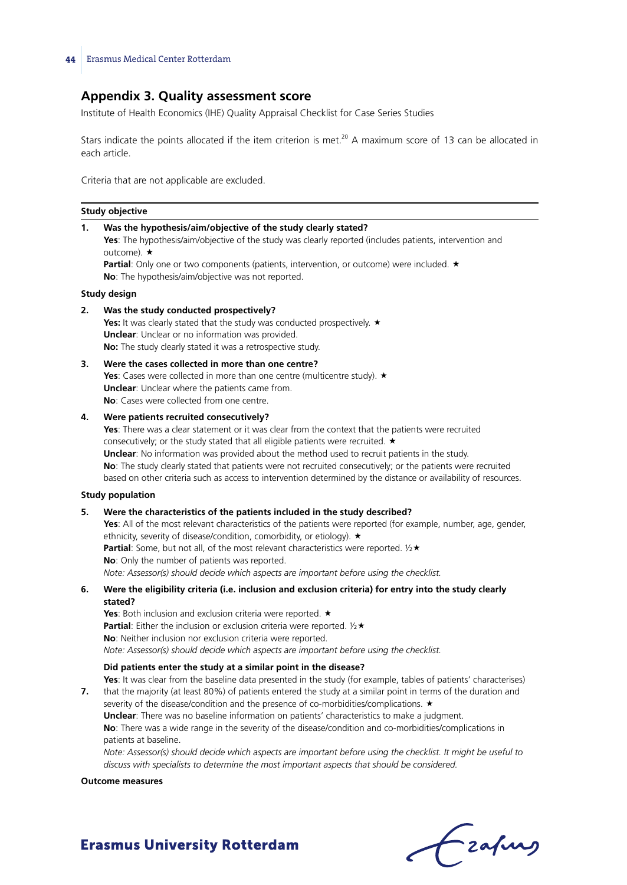## Appendix 3. Quality assessment score

Institute of Health Economics (IHE) Quality Appraisal Checklist for Case Series Studies

Stars indicate the points allocated if the item criterion is met.[20] A maximum score of 13 can be allocated in each article.

Criteria that are not applicable are excluded.

**Study objective**

1. **Was the hypothesis/aim/objective of the study clearly stated?**
   **Yes**: The hypothesis/aim/objective of the study was clearly reported (includes patients, intervention and outcome). ★
   **Partial**: Only one or two components (patients, intervention, or outcome) were included. ★
   **No**: The hypothesis/aim/objective was not reported.

**Study design**

2. **Was the study conducted prospectively?**
   **Yes:** It was clearly stated that the study was conducted prospectively. ★
   **Unclear**: Unclear or no information was provided.
   **No:** The study clearly stated it was a retrospective study.

3. **Were the cases collected in more than one centre?**
   **Yes**: Cases were collected in more than one centre (multicentre study). ★
   **Unclear**: Unclear where the patients came from.
   **No**: Cases were collected from one centre.

4. **Were patients recruited consecutively?**
   **Yes**: There was a clear statement or it was clear from the context that the patients were recruited consecutively; or the study stated that all eligible patients were recruited. ★
   **Unclear**: No information was provided about the method used to recruit patients in the study.
   **No**: The study clearly stated that patients were not recruited consecutively; or the patients were recruited based on other criteria such as access to intervention determined by the distance or availability of resources.

**Study population**

5. **Were the characteristics of the patients included in the study described?**
   **Yes**: All of the most relevant characteristics of the patients were reported (for example, number, age, gender, ethnicity, severity of disease/condition, comorbidity, or etiology). ★
   **Partial**: Some, but not all, of the most relevant characteristics were reported. ½★
   **No**: Only the number of patients was reported.
   *Note: Assessor(s) should decide which aspects are important before using the checklist.*

6. **Were the eligibility criteria (i.e. inclusion and exclusion criteria) for entry into the study clearly stated?**
   **Yes**: Both inclusion and exclusion criteria were reported. ★
   **Partial**: Either the inclusion or exclusion criteria were reported. ½★
   **No**: Neither inclusion nor exclusion criteria were reported.
   *Note: Assessor(s) should decide which aspects are important before using the checklist.*

7. **Did patients enter the study at a similar point in the disease?**
   **Yes**: It was clear from the baseline data presented in the study (for example, tables of patients' characterises) that the majority (at least 80%) of patients entered the study at a similar point in terms of the duration and severity of the disease/condition and the presence of co-morbidities/complications. ★
   **Unclear**: There was no baseline information on patients' characteristics to make a judgment.
   **No**: There was a wide range in the severity of the disease/condition and co-morbidities/complications in patients at baseline.
   *Note: Assessor(s) should decide which aspects are important before using the checklist. It might be useful to discuss with specialists to determine the most important aspects that should be considered.*

**Outcome measures**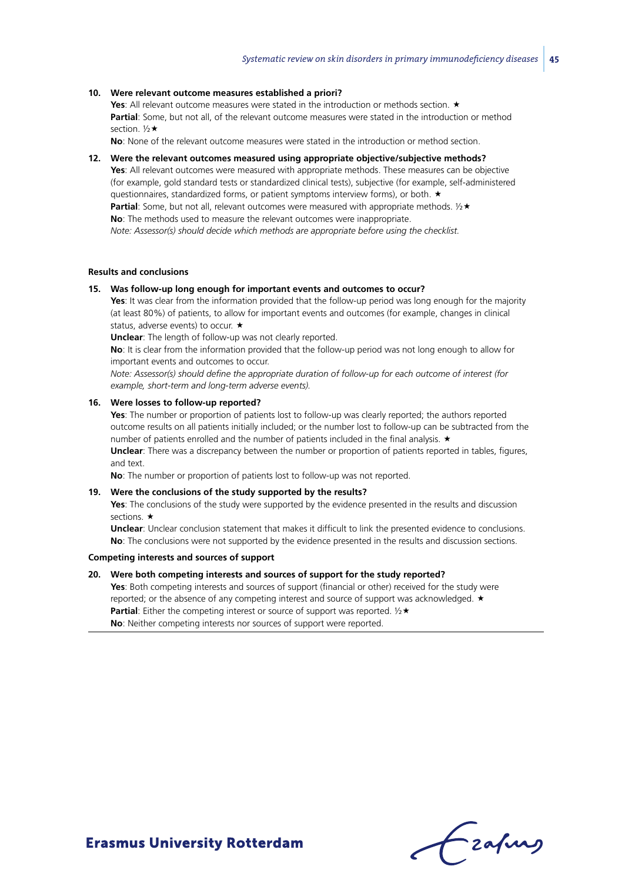**10. Were relevant outcome measures established a priori?**

**Yes**: All relevant outcome measures were stated in the introduction or methods section. ★

**Partial**: Some, but not all, of the relevant outcome measures were stated in the introduction or method section. ½★

**No**: None of the relevant outcome measures were stated in the introduction or method section.

**12. Were the relevant outcomes measured using appropriate objective/subjective methods?**

**Yes**: All relevant outcomes were measured with appropriate methods. These measures can be objective (for example, gold standard tests or standardized clinical tests), subjective (for example, self-administered questionnaires, standardized forms, or patient symptoms interview forms), or both. ★

**Partial**: Some, but not all, relevant outcomes were measured with appropriate methods. ½★

**No**: The methods used to measure the relevant outcomes were inappropriate.

*Note: Assessor(s) should decide which methods are appropriate before using the checklist.*

**Results and conclusions**

**15. Was follow-up long enough for important events and outcomes to occur?**

**Yes**: It was clear from the information provided that the follow-up period was long enough for the majority (at least 80%) of patients, to allow for important events and outcomes (for example, changes in clinical status, adverse events) to occur. ★

**Unclear**: The length of follow-up was not clearly reported.

**No**: It is clear from the information provided that the follow-up period was not long enough to allow for important events and outcomes to occur.

*Note: Assessor(s) should define the appropriate duration of follow-up for each outcome of interest (for example, short-term and long-term adverse events).*

**16. Were losses to follow-up reported?**

**Yes**: The number or proportion of patients lost to follow-up was clearly reported; the authors reported outcome results on all patients initially included; or the number lost to follow-up can be subtracted from the number of patients enrolled and the number of patients included in the final analysis. ★

**Unclear**: There was a discrepancy between the number or proportion of patients reported in tables, figures, and text.

**No**: The number or proportion of patients lost to follow-up was not reported.

**19. Were the conclusions of the study supported by the results?**

**Yes**: The conclusions of the study were supported by the evidence presented in the results and discussion sections. ★

**Unclear**: Unclear conclusion statement that makes it difficult to link the presented evidence to conclusions.

**No**: The conclusions were not supported by the evidence presented in the results and discussion sections.

**Competing interests and sources of support**

**20. Were both competing interests and sources of support for the study reported?**

**Yes**: Both competing interests and sources of support (financial or other) received for the study were reported; or the absence of any competing interest and source of support was acknowledged. ★

**Partial**: Either the competing interest or source of support was reported. ½★

**No**: Neither competing interests nor sources of support were reported.